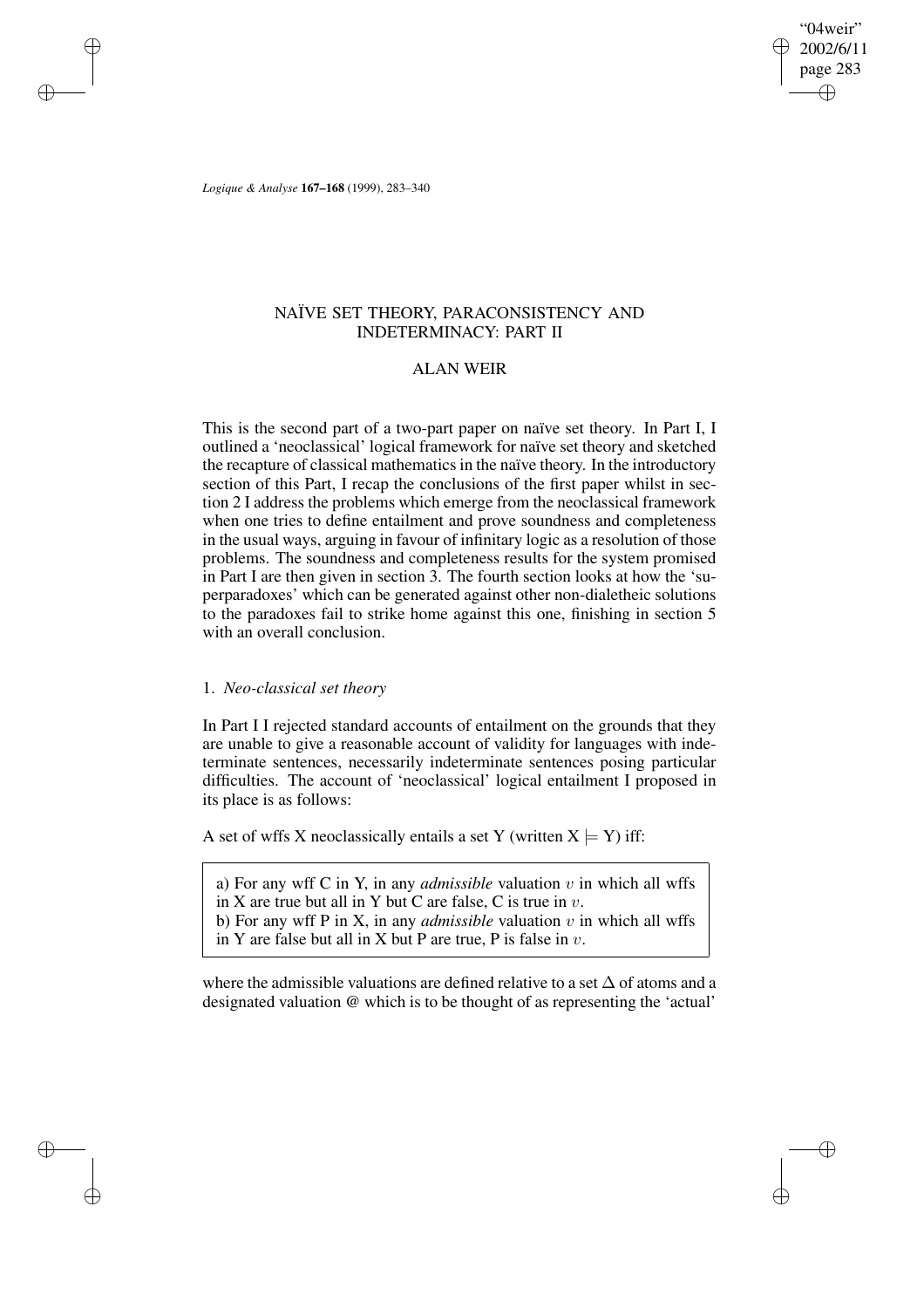# NAÏVE SET THEORY, PARACONSISTENCY AND INDETERMINACY: PART II

## ALAN WEIR

This is the second part of a two-part paper on naïve set theory. In Part I, I outlined a 'neoclassical' logical framework for naïve set theory and sketched the recapture of classical mathematics in the naïve theory. In the introductory section of this Part, I recap the conclusions of the first paper whilst in section 2 I address the problems which emerge from the neoclassical framework when one tries to define entailment and prove soundness and completeness in the usual ways, arguing in favour of infinitary logic as a resolution of those problems. The soundness and completeness results for the system promised in Part I are then given in section 3. The fourth section looks at how the 'superparadoxes' which can be generated against other non-dialetheic solutions to the paradoxes fail to strike home against this one, finishing in section 5 with an overall conclusion.

### 1. *Neo-classical set theory*

In Part I I rejected standard accounts of entailment on the grounds that they are unable to give a reasonable account of validity for languages with indeterminate sentences, necessarily indeterminate sentences posing particular difficulties. The account of 'neoclassical' logical entailment I proposed in its place is as follows:

A set of wffs X neoclassically entails a set Y (written $X \models Y$) iff:

> a) For any wff C in Y, in any *admissible* valuation $v$ in which all wffs in X are true but all in Y but C are false, C is true in $v$.
> b) For any wff P in X, in any *admissible* valuation $v$ in which all wffs in Y are false but all in X but P are true, P is false in $v$.

where the admissible valuations are defined relative to a set $\Delta$ of atoms and a designated valuation @ which is to be thought of as representing the 'actual'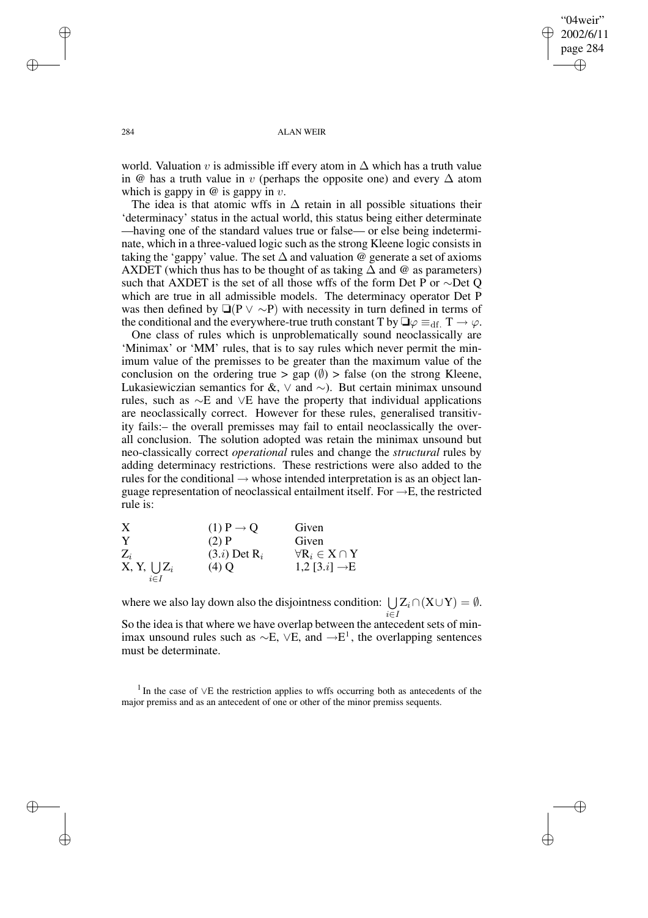world. Valuation $v$ is admissible iff every atom in $\Delta$ which has a truth value in @ has a truth value in $v$ (perhaps the opposite one) and every $\Delta$ atom which is gappy in @ is gappy in $v$.

The idea is that atomic wffs in $\Delta$ retain in all possible situations their 'determinacy' status in the actual world, this status being either determinate —having one of the standard values true or false— or else being indeterminate, which in a three-valued logic such as the strong Kleene logic consists in taking the 'gappy' value. The set $\Delta$ and valuation @ generate a set of axioms AXDET (which thus has to be thought of as taking $\Delta$ and @ as parameters) such that AXDET is the set of all those wffs of the form Det P or $\sim$Det Q which are true in all admissible models. The determinacy operator Det P was then defined by $\Box(\mathrm{P} \vee \sim\mathrm{P})$ with necessity in turn defined in terms of the conditional and the everywhere-true truth constant T by $\Box\varphi \equiv_{\mathrm{df.}} \mathrm{T} \rightarrow \varphi$.

One class of rules which is unproblematically sound neoclassically are 'Minimax' or 'MM' rules, that is to say rules which never permit the minimum value of the premisses to be greater than the maximum value of the conclusion on the ordering true > gap ($\emptyset$) > false (on the strong Kleene, Lukasiewiczian semantics for &, $\vee$ and $\sim$). But certain minimax unsound rules, such as $\sim$E and $\vee$E have the property that individual applications are neoclassically correct. However for these rules, generalised transitivity fails:– the overall premisses may fail to entail neoclassically the overall conclusion. The solution adopted was retain the minimax unsound but neo-classically correct *operational* rules and change the *structural* rules by adding determinacy restrictions. These restrictions were also added to the rules for the conditional $\rightarrow$ whose intended interpretation is as an object language representation of neoclassical entailment itself. For $\rightarrow$E, the restricted rule is:

| | | |
|---|---|---|
| X | (1) $\mathrm{P} \rightarrow \mathrm{Q}$ | Given |
| Y | (2) P | Given |
| $\mathrm{Z}_i$ | $(3.i)$ Det $\mathrm{R}_i$ | $\forall \mathrm{R}_i \in \mathrm{X} \cap \mathrm{Y}$ |
| X, Y, $\bigcup_{i \in I} \mathrm{Z}_i$ | (4) Q | 1,2 $[3.i]$ $\rightarrow$E |

where we also lay down also the disjointness condition: $\bigcup_{i \in I} \mathrm{Z}_i \cap (\mathrm{X} \cup \mathrm{Y}) = \emptyset$. So the idea is that where we have overlap between the antecedent sets of minimax unsound rules such as $\sim$E, $\vee$E, and $\rightarrow$E[1], the overlapping sentences must be determinate.

[1] In the case of $\vee$E the restriction applies to wffs occurring both as antecedents of the major premiss and as an antecedent of one or other of the minor premiss sequents.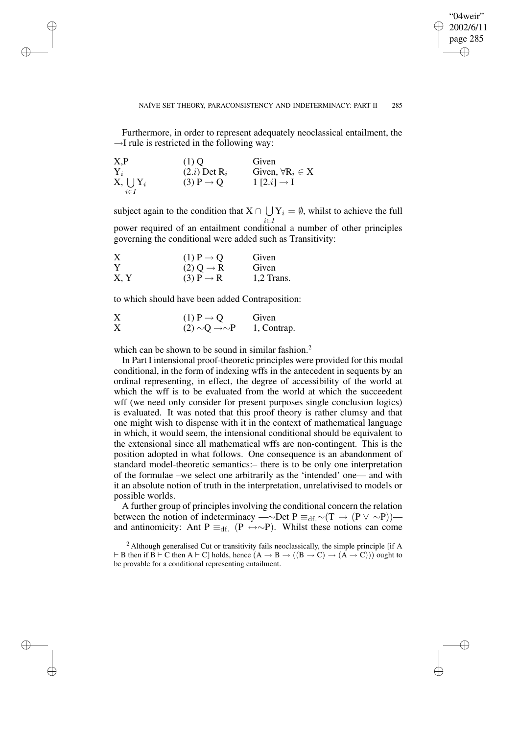Furthermore, in order to represent adequately neoclassical entailment, the $\rightarrow$I rule is restricted in the following way:

| | | |
|---|---|---|
| X,P | (1) Q | Given |
| $Y_i$ | (2.$i$) Det $R_i$ | Given, $\forall R_i \in X$ |
| X, $\bigcup_{i \in I} Y_i$ | (3) P $\rightarrow$ Q | 1 [2.$i$] $\rightarrow$ I |

subject again to the condition that $X \cap \bigcup_{i \in I} Y_i = \emptyset$, whilst to achieve the full power required of an entailment conditional a number of other principles governing the conditional were added such as Transitivity:

| | | |
|---|---|---|
| X | (1) P $\rightarrow$ Q | Given |
| Y | (2) Q $\rightarrow$ R | Given |
| X, Y | (3) P $\rightarrow$ R | 1,2 Trans. |

to which should have been added Contraposition:

| | | |
|---|---|---|
| X | (1) P $\rightarrow$ Q | Given |
| X | (2) $\sim$Q $\rightarrow \sim$P | 1, Contrap. |

which can be shown to be sound in similar fashion.[2]

In Part I intensional proof-theoretic principles were provided for this modal conditional, in the form of indexing wffs in the antecedent in sequents by an ordinal representing, in effect, the degree of accessibility of the world at which the wff is to be evaluated from the world at which the succeedent wff (we need only consider for present purposes single conclusion logics) is evaluated. It was noted that this proof theory is rather clumsy and that one might wish to dispense with it in the context of mathematical language in which, it would seem, the intensional conditional should be equivalent to the extensional since all mathematical wffs are non-contingent. This is the position adopted in what follows. One consequence is an abandonment of standard model-theoretic semantics:– there is to be only one interpretation of the formulae –we select one arbitrarily as the 'intended' one— and with it an absolute notion of truth in the interpretation, unrelativised to models or possible worlds.

A further group of principles involving the conditional concern the relation between the notion of indeterminacy —$\sim$Det P $\equiv_{\text{df.}} \sim$(T $\rightarrow$ (P $\vee$ $\sim$P))— and antinomicity: Ant P $\equiv_{\text{df.}}$ (P $\leftrightarrow \sim$P). Whilst these notions can come

[2] Although generalised Cut or transitivity fails neoclassically, the simple principle [if A $\vdash$ B then if B $\vdash$ C then A $\vdash$ C] holds, hence (A $\rightarrow$ B $\rightarrow$ ((B $\rightarrow$ C) $\rightarrow$ (A $\rightarrow$ C))) ought to be provable for a conditional representing entailment.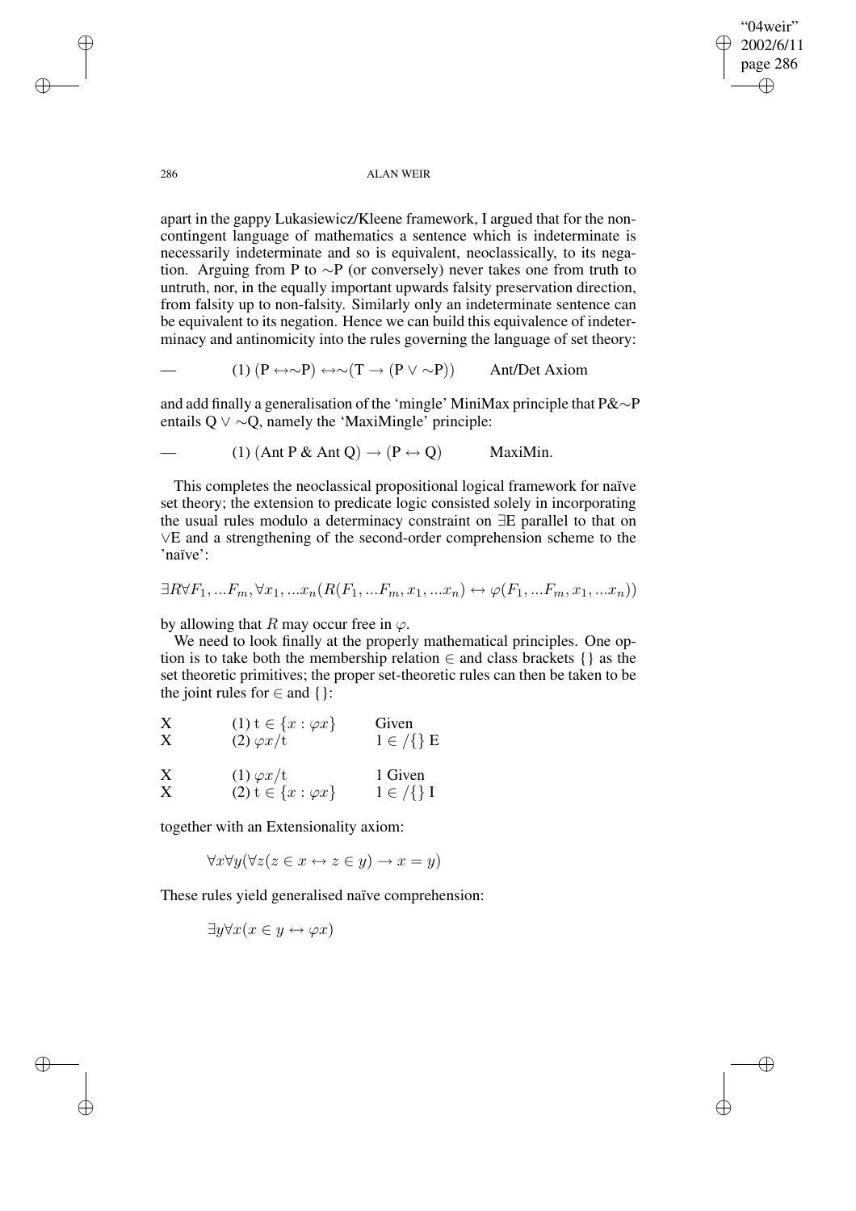apart in the gappy Lukasiewicz/Kleene framework, I argued that for the non-contingent language of mathematics a sentence which is indeterminate is necessarily indeterminate and so is equivalent, neoclassically, to its negation. Arguing from P to ∼P (or conversely) never takes one from truth to untruth, nor, in the equally important upwards falsity preservation direction, from falsity up to non-falsity. Similarly only an indeterminate sentence can be equivalent to its negation. Hence we can build this equivalence of indeterminacy and antinomicity into the rules governing the language of set theory:

— (1) $(\mathrm{P} \leftrightarrow \sim\mathrm{P}) \leftrightarrow \sim(\mathrm{T} \rightarrow (\mathrm{P} \vee \sim\mathrm{P}))$ Ant/Det Axiom

and add finally a generalisation of the 'mingle' MiniMax principle that P&∼P entails Q ∨ ∼Q, namely the 'MaxiMingle' principle:

— (1) $(\mathrm{Ant\ P}\ \&\ \mathrm{Ant\ Q}) \rightarrow (\mathrm{P} \leftrightarrow \mathrm{Q})$ MaxiMin.

This completes the neoclassical propositional logical framework for naïve set theory; the extension to predicate logic consisted solely in incorporating the usual rules modulo a determinacy constraint on ∃E parallel to that on ∨E and a strengthening of the second-order comprehension scheme to the 'naïve':

$$\exists R \forall F_1, ...F_m, \forall x_1, ...x_n(R(F_1, ...F_m, x_1, ...x_n) \leftrightarrow \varphi(F_1, ...F_m, x_1, ...x_n))$$

by allowing that $R$ may occur free in $\varphi$.

We need to look finally at the properly mathematical principles. One option is to take both the membership relation ∈ and class brackets {} as the set theoretic primitives; the proper set-theoretic rules can then be taken to be the joint rules for ∈ and {}:

| | | |
|---|---|---|
| X | (1) $\mathrm{t} \in \{x : \varphi x\}$ | Given |
| X | (2) $\varphi x/\mathrm{t}$ | 1 ∈ /{} E |
| | | |
| X | (1) $\varphi x/\mathrm{t}$ | 1 Given |
| X | (2) $\mathrm{t} \in \{x : \varphi x\}$ | 1 ∈ /{} I |

together with an Extensionality axiom:

$$\forall x \forall y(\forall z(z \in x \leftrightarrow z \in y) \rightarrow x = y)$$

These rules yield generalised naïve comprehension:

$$\exists y \forall x(x \in y \leftrightarrow \varphi x)$$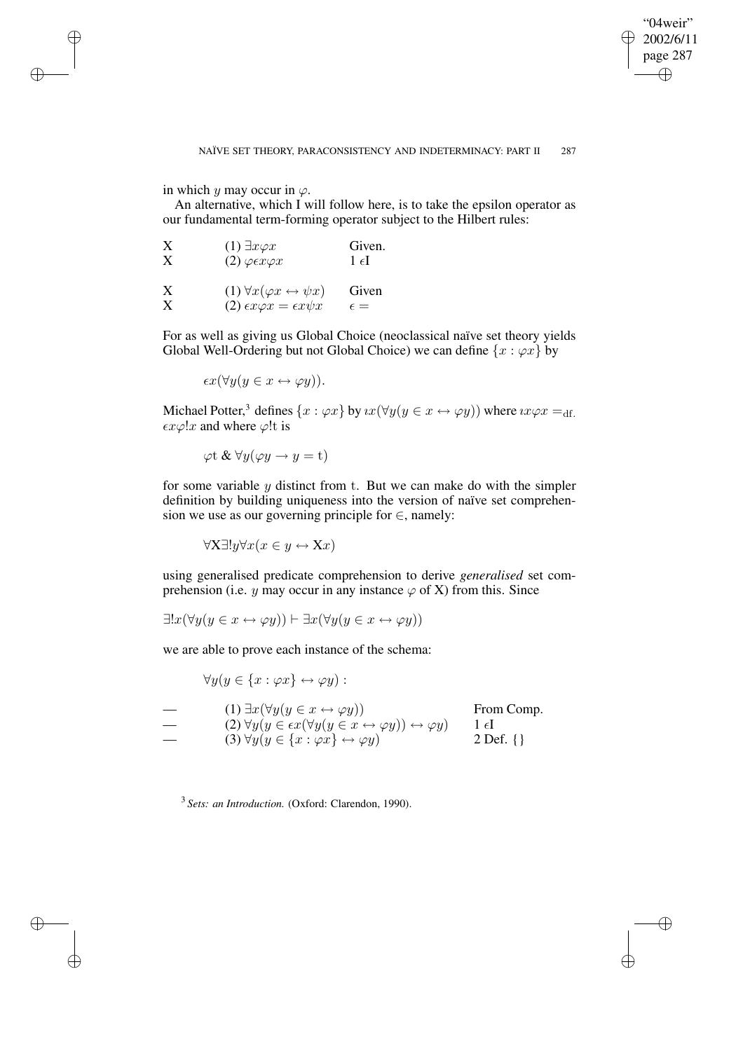in which $y$ may occur in $\varphi$.

An alternative, which I will follow here, is to take the epsilon operator as our fundamental term-forming operator subject to the Hilbert rules:

| | | |
|---|---|---|
| X | (1) $\exists x \varphi x$ | Given. |
| X | (2) $\varphi \epsilon x \varphi x$ | 1 $\epsilon$I |
| | | |
| X | (1) $\forall x(\varphi x \leftrightarrow \psi x)$ | Given |
| X | (2) $\epsilon x \varphi x = \epsilon x \psi x$ | $\epsilon =$ |

For as well as giving us Global Choice (neoclassical naïve set theory yields Global Well-Ordering but not Global Choice) we can define $\{x : \varphi x\}$ by

$$\epsilon x(\forall y(y \in x \leftrightarrow \varphi y)).$$

Michael Potter,[3] defines $\{x : \varphi x\}$ by $\iota x(\forall y(y \in x \leftrightarrow \varphi y))$ where $\iota x \varphi x =_{\text{df.}} \epsilon x \varphi !x$ and where $\varphi !\text{t}$ is

$$\varphi \text{t} \ \& \ \forall y(\varphi y \rightarrow y = \text{t})$$

for some variable $y$ distinct from t. But we can make do with the simpler definition by building uniqueness into the version of naïve set comprehension we use as our governing principle for $\in$, namely:

$$\forall \mathbf{X} \exists ! y \forall x(x \in y \leftrightarrow \mathbf{X}x)$$

using generalised predicate comprehension to derive *generalised* set comprehension (i.e. $y$ may occur in any instance $\varphi$ of X) from this. Since

$$\exists ! x(\forall y(y \in x \leftrightarrow \varphi y)) \vdash \exists x(\forall y(y \in x \leftrightarrow \varphi y))$$

we are able to prove each instance of the schema:

$$\forall y(y \in \{x : \varphi x\} \leftrightarrow \varphi y) :$$

| | | |
|---|---|---|
| — | (1) $\exists x(\forall y(y \in x \leftrightarrow \varphi y))$ | From Comp. |
| — | (2) $\forall y(y \in \epsilon x(\forall y(y \in x \leftrightarrow \varphi y)) \leftrightarrow \varphi y)$ | 1 $\epsilon$I |
| — | (3) $\forall y(y \in \{x : \varphi x\} \leftrightarrow \varphi y)$ | 2 Def. {} |

[3] *Sets: an Introduction.* (Oxford: Clarendon, 1990).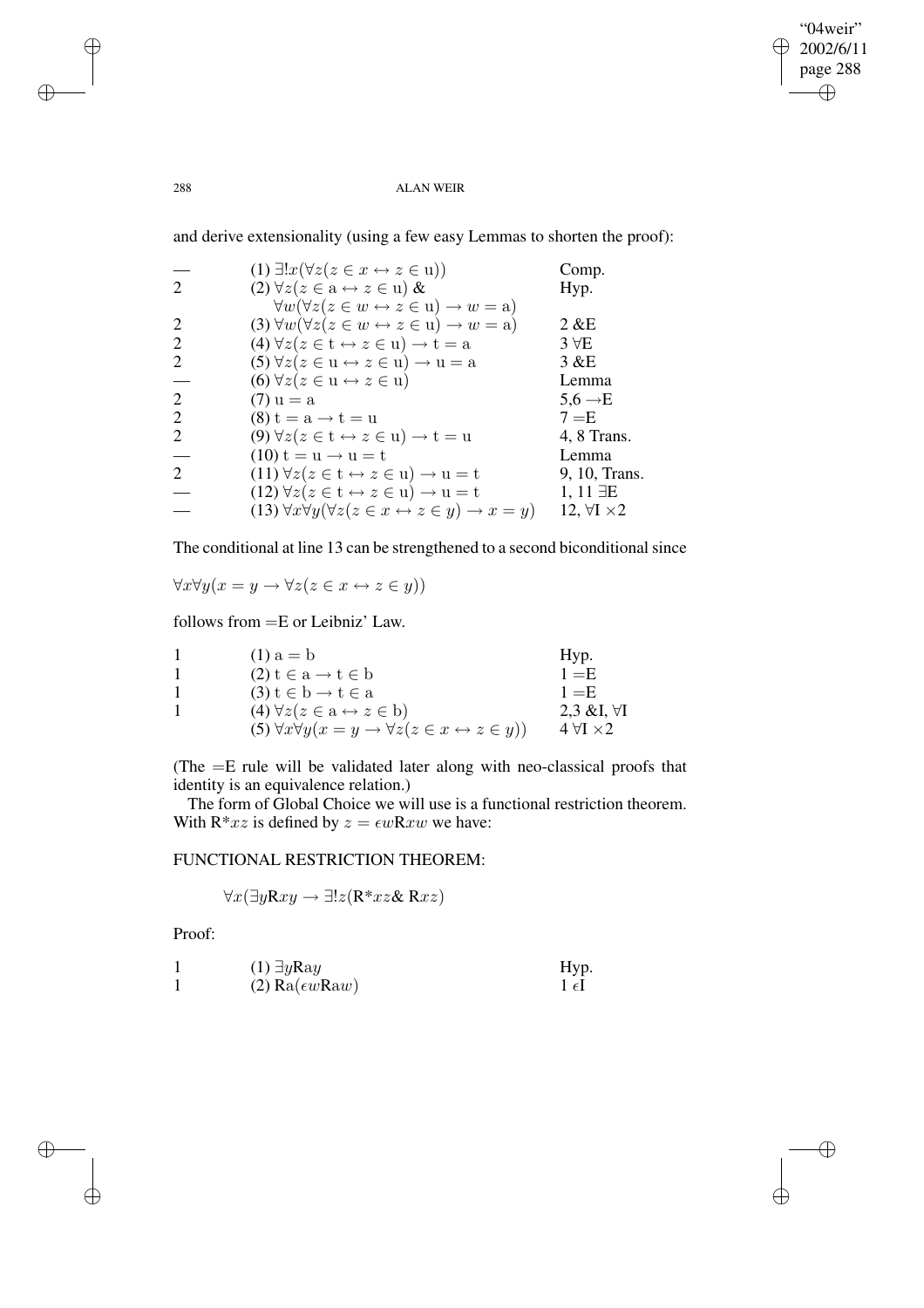and derive extensionality (using a few easy Lemmas to shorten the proof):

| | | |
|---|---|---|
| — | (1) $\exists! x(\forall z(z \in x \leftrightarrow z \in \mathrm{u}))$ | Comp. |
| 2 | (2) $\forall z(z \in \mathrm{a} \leftrightarrow z \in \mathrm{u})$ & $\forall w(\forall z(z \in w \leftrightarrow z \in \mathrm{u}) \rightarrow w = \mathrm{a})$ | Hyp. |
| 2 | (3) $\forall w(\forall z(z \in w \leftrightarrow z \in \mathrm{u}) \rightarrow w = \mathrm{a})$ | 2 &E |
| 2 | (4) $\forall z(z \in \mathrm{t} \leftrightarrow z \in \mathrm{u}) \rightarrow \mathrm{t} = \mathrm{a}$ | 3 $\forall$E |
| 2 | (5) $\forall z(z \in \mathrm{u} \leftrightarrow z \in \mathrm{u}) \rightarrow \mathrm{u} = \mathrm{a}$ | 3 &E |
| — | (6) $\forall z(z \in \mathrm{u} \leftrightarrow z \in \mathrm{u})$ | Lemma |
| 2 | (7) $\mathrm{u} = \mathrm{a}$ | 5,6 $\rightarrow$E |
| 2 | (8) $\mathrm{t} = \mathrm{a} \rightarrow \mathrm{t} = \mathrm{u}$ | 7 =E |
| 2 | (9) $\forall z(z \in \mathrm{t} \leftrightarrow z \in \mathrm{u}) \rightarrow \mathrm{t} = \mathrm{u}$ | 4, 8 Trans. |
| — | (10) $\mathrm{t} = \mathrm{u} \rightarrow \mathrm{u} = \mathrm{t}$ | Lemma |
| 2 | (11) $\forall z(z \in \mathrm{t} \leftrightarrow z \in \mathrm{u}) \rightarrow \mathrm{u} = \mathrm{t}$ | 9, 10, Trans. |
| — | (12) $\forall z(z \in \mathrm{t} \leftrightarrow z \in \mathrm{u}) \rightarrow \mathrm{u} = \mathrm{t}$ | 1, 11 $\exists$E |
| — | (13) $\forall x \forall y(\forall z(z \in x \leftrightarrow z \in y) \rightarrow x = y)$ | 12, $\forall$I $\times$2 |

The conditional at line 13 can be strengthened to a second biconditional since

$$\forall x \forall y(x = y \rightarrow \forall z(z \in x \leftrightarrow z \in y))$$

follows from =E or Leibniz' Law.

| | | |
|---|---|---|
| 1 | (1) $\mathrm{a} = \mathrm{b}$ | Hyp. |
| 1 | (2) $\mathrm{t} \in \mathrm{a} \rightarrow \mathrm{t} \in \mathrm{b}$ | 1 =E |
| 1 | (3) $\mathrm{t} \in \mathrm{b} \rightarrow \mathrm{t} \in \mathrm{a}$ | 1 =E |
| 1 | (4) $\forall z(z \in \mathrm{a} \leftrightarrow z \in \mathrm{b})$ | 2,3 &I, $\forall$I |
| | (5) $\forall x \forall y(x = y \rightarrow \forall z(z \in x \leftrightarrow z \in y))$ | 4 $\forall$I $\times$2 |

(The =E rule will be validated later along with neo-classical proofs that identity is an equivalence relation.)

The form of Global Choice we will use is a functional restriction theorem. With $\mathrm{R}^*xz$ is defined by $z = \epsilon w \mathrm{R}xw$ we have:

FUNCTIONAL RESTRICTION THEOREM:

$$\forall x(\exists y \mathrm{R}xy \rightarrow \exists! z(\mathrm{R}^*xz \,\&\, \mathrm{R}xz)$$

Proof:

| | | |
|---|---|---|
| 1 | (1) $\exists y \mathrm{Ra}y$ | Hyp. |
| 1 | (2) $\mathrm{Ra}(\epsilon w \mathrm{Ra}w)$ | 1 $\epsilon$I |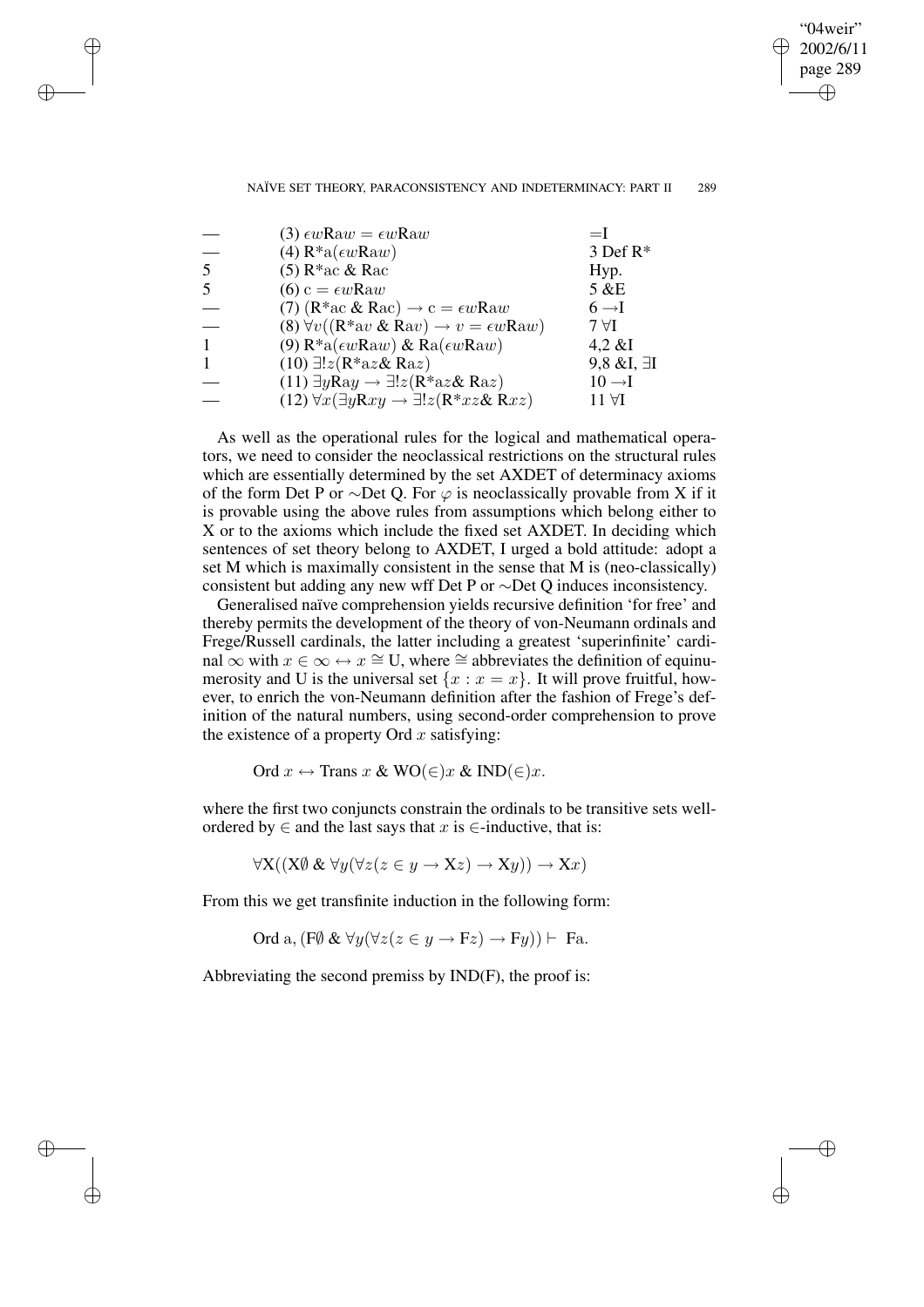| | | |
|---|---|---|
| — | (3) $\epsilon w \mathrm{R}aw = \epsilon w \mathrm{R}aw$ | =I |
| — | (4) $\mathrm{R}^*\mathrm{a}(\epsilon w \mathrm{R}aw)$ | 3 Def R* |
| 5 | (5) $\mathrm{R}^*\mathrm{ac}$ & $\mathrm{Rac}$ | Hyp. |
| 5 | (6) $\mathrm{c} = \epsilon w \mathrm{R}aw$ | 5 &E |
| — | (7) $(\mathrm{R}^*\mathrm{ac}$ & $\mathrm{Rac}) \rightarrow \mathrm{c} = \epsilon w \mathrm{R}aw$ | $6 \rightarrow$I |
| — | (8) $\forall v((\mathrm{R}^*\mathrm{a}v$ & $\mathrm{Ra}v) \rightarrow v = \epsilon w \mathrm{R}aw)$ | 7 $\forall$I |
| 1 | (9) $\mathrm{R}^*\mathrm{a}(\epsilon w \mathrm{R}aw)$ & $\mathrm{Ra}(\epsilon w \mathrm{R}aw)$ | 4,2 &I |
| 1 | (10) $\exists! z(\mathrm{R}^*\mathrm{a}z$& $\mathrm{Ra}z)$ | 9,8 &I, $\exists$I |
| — | (11) $\exists y \mathrm{Ra}y \rightarrow \exists! z(\mathrm{R}^*\mathrm{a}z$& $\mathrm{Ra}z)$ | $10 \rightarrow$I |
| — | (12) $\forall x(\exists y \mathrm{R}xy \rightarrow \exists! z(\mathrm{R}^*xz$& $\mathrm{R}xz)$ | 11 $\forall$I |

As well as the operational rules for the logical and mathematical operators, we need to consider the neoclassical restrictions on the structural rules which are essentially determined by the set AXDET of determinacy axioms of the form Det P or $\sim$Det Q. For $\varphi$ is neoclassically provable from X if it is provable using the above rules from assumptions which belong either to X or to the axioms which include the fixed set AXDET. In deciding which sentences of set theory belong to AXDET, I urged a bold attitude: adopt a set M which is maximally consistent in the sense that M is (neo-classically) consistent but adding any new wff Det P or $\sim$Det Q induces inconsistency.

Generalised naïve comprehension yields recursive definition 'for free' and thereby permits the development of the theory of von-Neumann ordinals and Frege/Russell cardinals, the latter including a greatest 'superinfinite' cardinal $\infty$ with $x \in \infty \leftrightarrow x \cong \mathrm{U}$, where $\cong$ abbreviates the definition of equinumerosity and U is the universal set $\{x : x = x\}$. It will prove fruitful, however, to enrich the von-Neumann definition after the fashion of Frege's definition of the natural numbers, using second-order comprehension to prove the existence of a property Ord $x$ satisfying:

$$\text{Ord } x \leftrightarrow \text{Trans } x \text{ \& WO}(\in)x \text{ \& IND}(\in)x.$$

where the first two conjuncts constrain the ordinals to be transitive sets well-ordered by $\in$ and the last says that $x$ is $\in$-inductive, that is:

$$\forall \mathrm{X}((\mathrm{X}\emptyset \text{ \& } \forall y(\forall z(z \in y \rightarrow \mathrm{X}z) \rightarrow \mathrm{X}y)) \rightarrow \mathrm{X}x)$$

From this we get transfinite induction in the following form:

$$\text{Ord a}, (\mathrm{F}\emptyset \text{ \& } \forall y(\forall z(z \in y \rightarrow \mathrm{F}z) \rightarrow \mathrm{F}y)) \vdash \text{ Fa}.$$

Abbreviating the second premiss by IND(F), the proof is: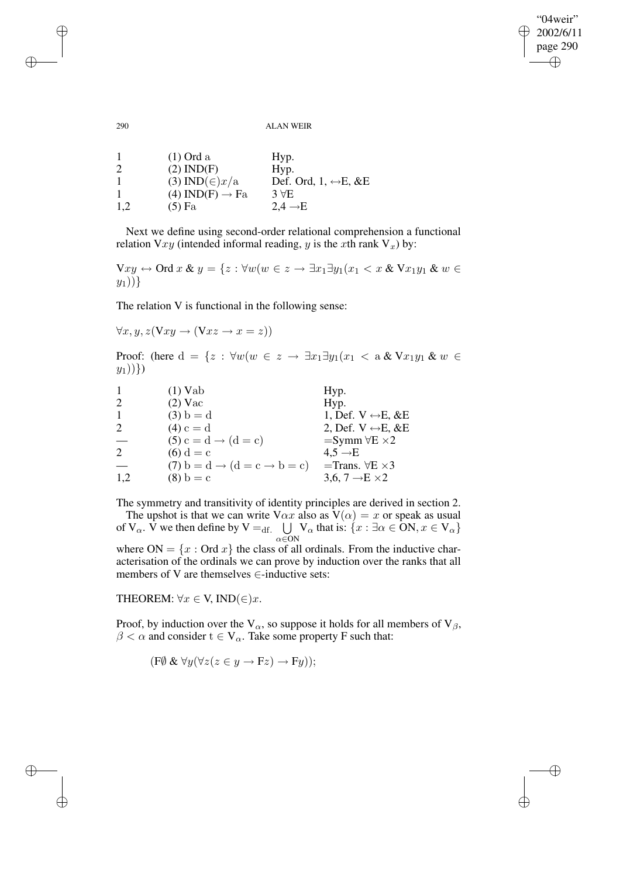| | | |
|---|---|---|
| 1 | (1) Ord a | Hyp. |
| 2 | (2) IND(F) | Hyp. |
| 1 | (3) IND($\in$)$x$/a | Def. Ord, 1, $\leftrightarrow$E, &E |
| 1 | (4) IND(F) $\rightarrow$ Fa | 3 $\forall$E |
| 1,2 | (5) Fa | 2,4 $\rightarrow$E |

Next we define using second-order relational comprehension a functional relation V$xy$ (intended informal reading, $y$ is the $x$th rank $\mathrm{V}_x$) by:

$\mathrm{V}xy \leftrightarrow \mathrm{Ord}\, x \;\&\; y = \{z : \forall w(w \in z \rightarrow \exists x_1 \exists y_1(x_1 < x \;\&\; \mathrm{V}x_1y_1 \;\&\; w \in y_1))\}$

The relation V is functional in the following sense:

$\forall x, y, z(\mathrm{V}xy \rightarrow (\mathrm{V}xz \rightarrow x = z))$

Proof: (here $\mathrm{d} = \{z : \forall w(w \in z \rightarrow \exists x_1 \exists y_1(x_1 < \mathrm{a} \;\&\; \mathrm{V}x_1y_1 \;\&\; w \in y_1))\}$)

| | | |
|---|---|---|
| 1 | (1) Vab | Hyp. |
| 2 | (2) Vac | Hyp. |
| 1 | (3) b = d | 1, Def. V $\leftrightarrow$E, &E |
| 2 | (4) c = d | 2, Def. V $\leftrightarrow$E, &E |
| — | (5) c = d $\rightarrow$ (d = c) | =Symm $\forall$E $\times 2$ |
| 2 | (6) d = c | 4,5 $\rightarrow$E |
| — | (7) b = d $\rightarrow$ (d = c $\rightarrow$ b = c) | =Trans. $\forall$E $\times 3$ |
| 1,2 | (8) b = c | 3,6, 7 $\rightarrow$E $\times 2$ |

The symmetry and transitivity of identity principles are derived in section 2.

The upshot is that we can write V$\alpha x$ also as $\mathrm{V}(\alpha) = x$ or speak as usual of $\mathrm{V}_\alpha$. V we then define by $\mathrm{V} =_{\mathrm{df.}} \bigcup_{\alpha \in \mathrm{ON}} \mathrm{V}_\alpha$ that is: $\{x : \exists \alpha \in \mathrm{ON}, x \in \mathrm{V}_\alpha\}$ where $\mathrm{ON} = \{x : \mathrm{Ord}\, x\}$ the class of all ordinals. From the inductive characterisation of the ordinals we can prove by induction over the ranks that all members of V are themselves $\in$-inductive sets:

THEOREM: $\forall x \in \mathrm{V}, \mathrm{IND}(\in)x$.

Proof, by induction over the $\mathrm{V}_\alpha$, so suppose it holds for all members of $\mathrm{V}_\beta$, $\beta < \alpha$ and consider $\mathrm{t} \in \mathrm{V}_\alpha$. Take some property F such that:

$$(\mathrm{F}\emptyset \;\&\; \forall y(\forall z(z \in y \rightarrow \mathrm{F}z) \rightarrow \mathrm{F}y));$$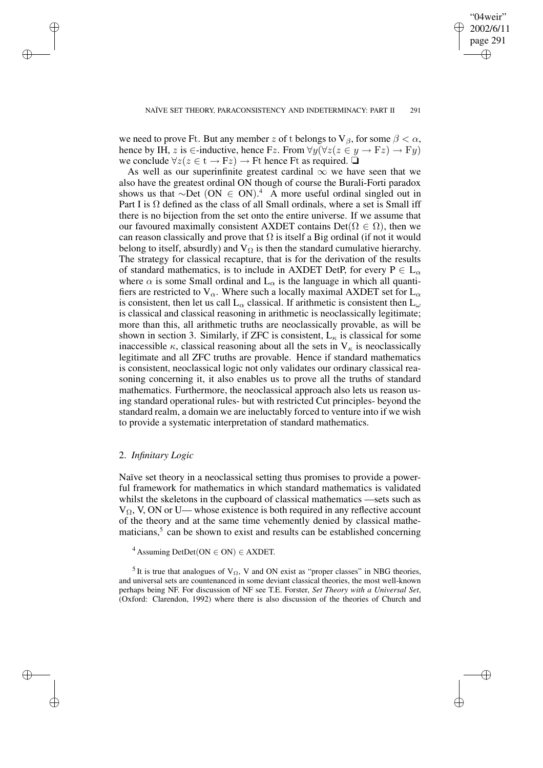we need to prove Ft. But any member $z$ of t belongs to $V_\beta$, for some $\beta < \alpha$, hence by IH, $z$ is $\in$-inductive, hence F$z$. From $\forall y(\forall z(z \in y \rightarrow Fz) \rightarrow Fy)$ we conclude $\forall z(z \in t \rightarrow Fz) \rightarrow Ft$ hence Ft as required. ❑

As well as our superinfinite greatest cardinal $\infty$ we have seen that we also have the greatest ordinal ON though of course the Burali-Forti paradox shows us that $\sim$Det (ON $\in$ ON).[4] A more useful ordinal singled out in Part I is $\Omega$ defined as the class of all Small ordinals, where a set is Small iff there is no bijection from the set onto the entire universe. If we assume that our favoured maximally consistent AXDET contains Det($\Omega \in \Omega$), then we can reason classically and prove that $\Omega$ is itself a Big ordinal (if not it would belong to itself, absurdly) and $V_\Omega$ is then the standard cumulative hierarchy. The strategy for classical recapture, that is for the derivation of the results of standard mathematics, is to include in AXDET DetP, for every P $\in L_\alpha$ where $\alpha$ is some Small ordinal and $L_\alpha$ is the language in which all quantifiers are restricted to $V_\alpha$. Where such a locally maximal AXDET set for $L_\alpha$ is consistent, then let us call $L_\alpha$ classical. If arithmetic is consistent then $L_\omega$ is classical and classical reasoning in arithmetic is neoclassically legitimate; more than this, all arithmetic truths are neoclassically provable, as will be shown in section 3. Similarly, if ZFC is consistent, $L_\kappa$ is classical for some inaccessible $\kappa$, classical reasoning about all the sets in $V_\kappa$ is neoclassically legitimate and all ZFC truths are provable. Hence if standard mathematics is consistent, neoclassical logic not only validates our ordinary classical reasoning concerning it, it also enables us to prove all the truths of standard mathematics. Furthermore, the neoclassical approach also lets us reason using standard operational rules- but with restricted Cut principles- beyond the standard realm, a domain we are ineluctably forced to venture into if we wish to provide a systematic interpretation of standard mathematics.

## 2. *Infinitary Logic*

Naïve set theory in a neoclassical setting thus promises to provide a powerful framework for mathematics in which standard mathematics is validated whilst the skeletons in the cupboard of classical mathematics —sets such as $V_\Omega$, V, ON or U— whose existence is both required in any reflective account of the theory and at the same time vehemently denied by classical mathematicians,[5] can be shown to exist and results can be established concerning

[4] Assuming DetDet(ON $\in$ ON) $\in$ AXDET.

[5] It is true that analogues of $V_\Omega$, V and ON exist as "proper classes" in NBG theories, and universal sets are countenanced in some deviant classical theories, the most well-known perhaps being NF. For discussion of NF see T.E. Forster, *Set Theory with a Universal Set*, (Oxford: Clarendon, 1992) where there is also discussion of the theories of Church and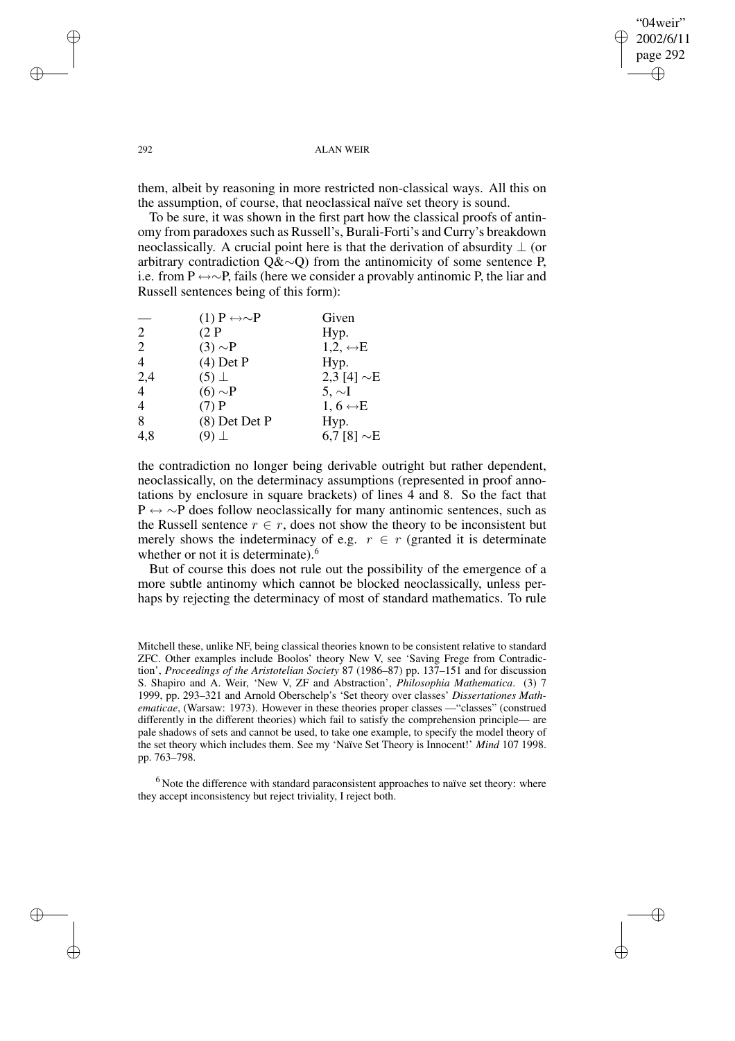them, albeit by reasoning in more restricted non-classical ways. All this on the assumption, of course, that neoclassical naïve set theory is sound.

To be sure, it was shown in the first part how the classical proofs of antinomy from paradoxes such as Russell's, Burali-Forti's and Curry's breakdown neoclassically. A crucial point here is that the derivation of absurdity $\bot$ (or arbitrary contradiction Q&∼Q) from the antinomicity of some sentence P, i.e. from P $\leftrightarrow$∼P, fails (here we consider a provably antinomic P, the liar and Russell sentences being of this form):

| | | |
|---|---|---|
| — | (1) P $\leftrightarrow$∼P | Given |
| 2 | (2 P | Hyp. |
| 2 | (3) ∼P | 1,2, $\leftrightarrow$E |
| 4 | (4) Det P | Hyp. |
| 2,4 | (5) $\bot$ | 2,3 [4] ∼E |
| 4 | (6) ∼P | 5, ∼I |
| 4 | (7) P | 1, 6 $\leftrightarrow$E |
| 8 | (8) Det Det P | Hyp. |
| 4,8 | (9) $\bot$ | 6,7 [8] ∼E |

the contradiction no longer being derivable outright but rather dependent, neoclassically, on the determinacy assumptions (represented in proof annotations by enclosure in square brackets) of lines 4 and 8. So the fact that P $\leftrightarrow$ ∼P does follow neoclassically for many antinomic sentences, such as the Russell sentence $r \in r$, does not show the theory to be inconsistent but merely shows the indeterminacy of e.g. $r \in r$ (granted it is determinate whether or not it is determinate).[6]

But of course this does not rule out the possibility of the emergence of a more subtle antinomy which cannot be blocked neoclassically, unless perhaps by rejecting the determinacy of most of standard mathematics. To rule

Mitchell these, unlike NF, being classical theories known to be consistent relative to standard ZFC. Other examples include Boolos' theory New V, see 'Saving Frege from Contradiction', *Proceedings of the Aristotelian Society* 87 (1986–87) pp. 137–151 and for discussion S. Shapiro and A. Weir, 'New V, ZF and Abstraction', *Philosophia Mathematica*. (3) 7 1999, pp. 293–321 and Arnold Oberschelp's 'Set theory over classes' *Dissertationes Mathematicae*, (Warsaw: 1973). However in these theories proper classes —"classes" (construed differently in the different theories) which fail to satisfy the comprehension principle— are pale shadows of sets and cannot be used, to take one example, to specify the model theory of the set theory which includes them. See my 'Naïve Set Theory is Innocent!' *Mind* 107 1998. pp. 763–798.

[6] Note the difference with standard paraconsistent approaches to naïve set theory: where they accept inconsistency but reject triviality, I reject both.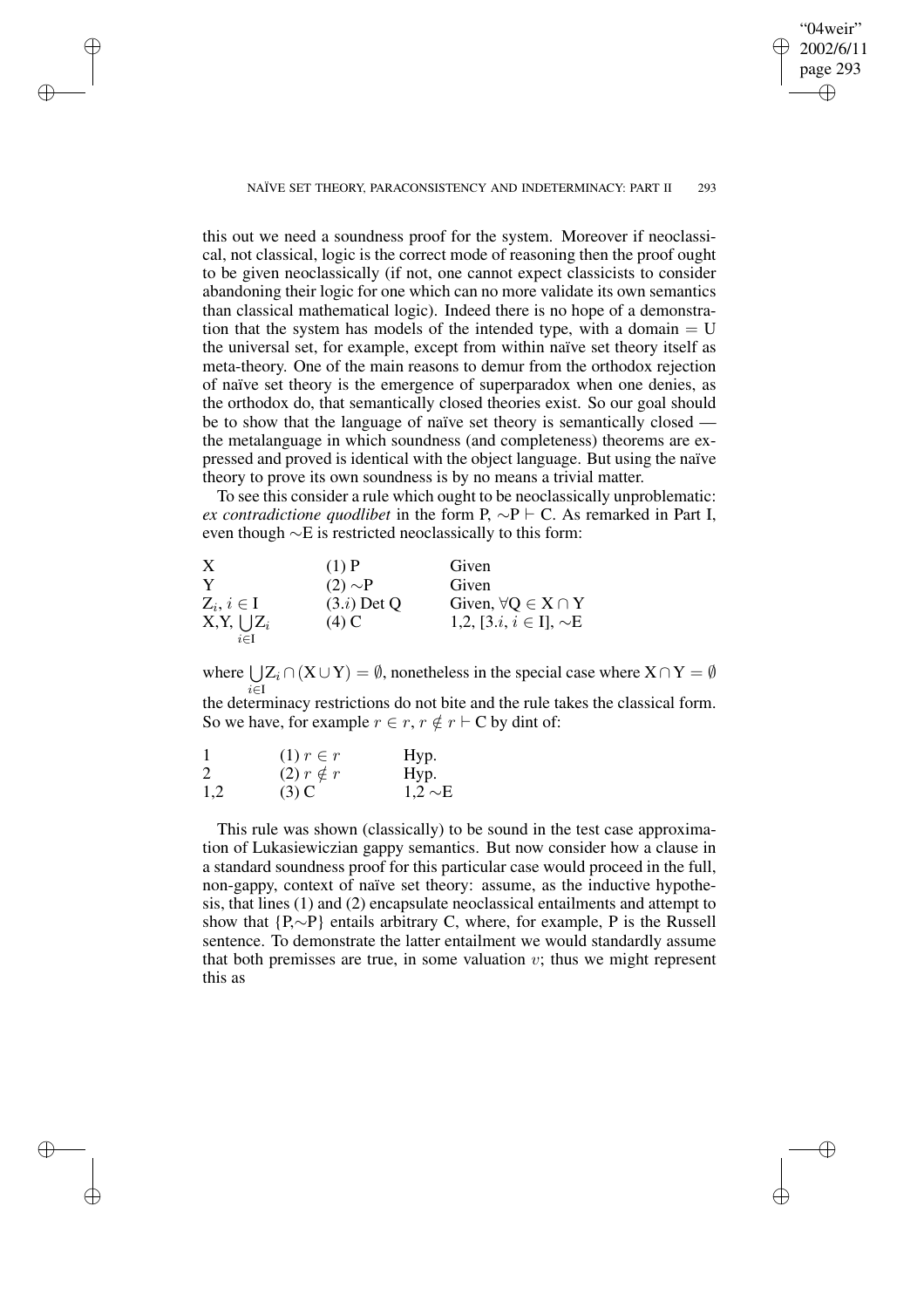this out we need a soundness proof for the system. Moreover if neoclassical, not classical, logic is the correct mode of reasoning then the proof ought to be given neoclassically (if not, one cannot expect classicists to consider abandoning their logic for one which can no more validate its own semantics than classical mathematical logic). Indeed there is no hope of a demonstration that the system has models of the intended type, with a domain = U the universal set, for example, except from within naïve set theory itself as meta-theory. One of the main reasons to demur from the orthodox rejection of naïve set theory is the emergence of superparadox when one denies, as the orthodox do, that semantically closed theories exist. So our goal should be to show that the language of naïve set theory is semantically closed — the metalanguage in which soundness (and completeness) theorems are expressed and proved is identical with the object language. But using the naïve theory to prove its own soundness is by no means a trivial matter.

To see this consider a rule which ought to be neoclassically unproblematic: *ex contradictione quodlibet* in the form P, $\sim$P $\vdash$ C. As remarked in Part I, even though $\sim$E is restricted neoclassically to this form:

| | | |
|---|---|---|
| X | (1) P | Given |
| Y | (2) $\sim$P | Given |
| $Z_i$, $i \in I$ | (3.$i$) Det Q | Given, $\forall Q \in X \cap Y$ |
| X,Y, $\bigcup_{i \in I} Z_i$ | (4) C | 1,2, [3.$i$, $i \in I$], $\sim$E |

where $\bigcup_{i \in I} Z_i \cap (X \cup Y) = \emptyset$, nonetheless in the special case where $X \cap Y = \emptyset$ the determinacy restrictions do not bite and the rule takes the classical form. So we have, for example $r \in r$, $r \notin r \vdash C$ by dint of:

| | | |
|---|---|---|
| 1 | (1) $r \in r$ | Hyp. |
| 2 | (2) $r \notin r$ | Hyp. |
| 1,2 | (3) C | 1,2 $\sim$E |

This rule was shown (classically) to be sound in the test case approximation of Lukasiewiczian gappy semantics. But now consider how a clause in a standard soundness proof for this particular case would proceed in the full, non-gappy, context of naïve set theory: assume, as the inductive hypothesis, that lines (1) and (2) encapsulate neoclassical entailments and attempt to show that {P,$\sim$P} entails arbitrary C, where, for example, P is the Russell sentence. To demonstrate the latter entailment we would standardly assume that both premisses are true, in some valuation $v$; thus we might represent this as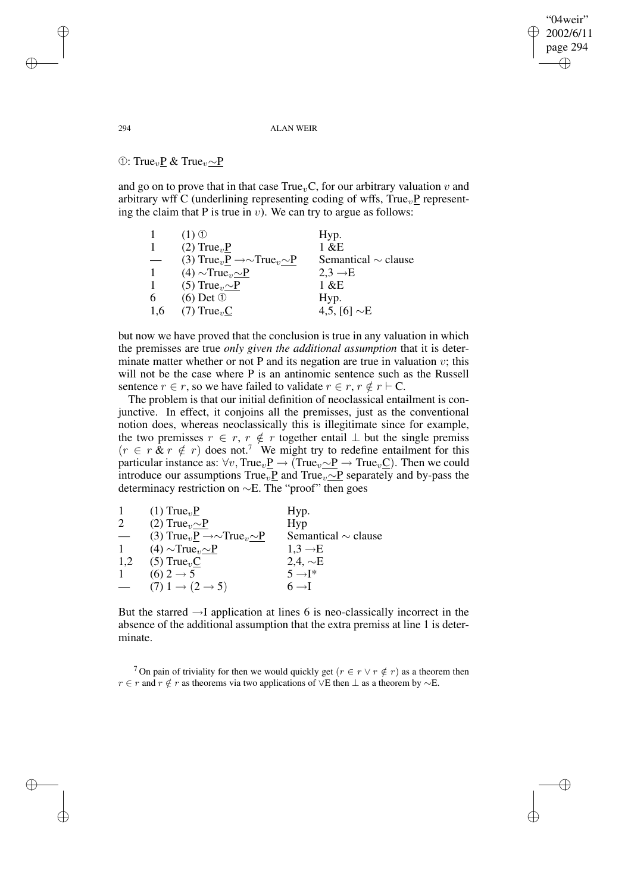①: $\text{True}_v\underline{\text{P}}$ & $\text{True}_v\underline{\sim\text{P}}$

and go on to prove that in that case $\text{True}_v\text{C}$, for our arbitrary valuation $v$ and arbitrary wff C (underlining representing coding of wffs, $\text{True}_v\underline{\text{P}}$ representing the claim that P is true in $v$). We can try to argue as follows:

| | | |
|---|---|---|
| 1 | (1) ① | Hyp. |
| 1 | (2) $\text{True}_v\underline{\text{P}}$ | 1 &E |
| — | (3) $\text{True}_v\underline{\text{P}} \rightarrow \sim\text{True}_v\underline{\sim\text{P}}$ | Semantical $\sim$ clause |
| 1 | (4) $\sim\text{True}_v\underline{\sim\text{P}}$ | 2,3 $\rightarrow$E |
| 1 | (5) $\text{True}_v\underline{\sim\text{P}}$ | 1 &E |
| 6 | (6) Det ① | Hyp. |
| 1,6 | (7) $\text{True}_v\underline{\text{C}}$ | 4,5, [6] $\sim$E |

but now we have proved that the conclusion is true in any valuation in which the premisses are true *only given the additional assumption* that it is determinate matter whether or not P and its negation are true in valuation $v$; this will not be the case where P is an antinomic sentence such as the Russell sentence $r \in r$, so we have failed to validate $r \in r, r \notin r \vdash \text{C}$.

The problem is that our initial definition of neoclassical entailment is conjunctive. In effect, it conjoins all the premisses, just as the conventional notion does, whereas neoclassically this is illegitimate since for example, the two premisses $r \in r$, $r \notin r$ together entail $\perp$ but the single premiss $(r \in r \,\&\, r \notin r)$ does not.[7] We might try to redefine entailment for this particular instance as: $\forall v, \text{True}_v\underline{\text{P}} \rightarrow (\text{True}_v\underline{\sim\text{P}} \rightarrow \text{True}_v\underline{\text{C}})$. Then we could introduce our assumptions $\text{True}_v\underline{\text{P}}$ and $\text{True}_v\underline{\sim\text{P}}$ separately and by-pass the determinacy restriction on $\sim$E. The "proof" then goes

| | | |
|---|---|---|
| 1 | (1) $\text{True}_v\underline{\text{P}}$ | Hyp. |
| 2 | (2) $\text{True}_v\underline{\sim\text{P}}$ | Hyp |
| — | (3) $\text{True}_v\underline{\text{P}} \rightarrow \sim\text{True}_v\underline{\sim\text{P}}$ | Semantical $\sim$ clause |
| 1 | (4) $\sim\text{True}_v\underline{\sim\text{P}}$ | 1,3 $\rightarrow$E |
| 1,2 | (5) $\text{True}_v\underline{\text{C}}$ | 2,4, $\sim$E |
| 1 | (6) $2 \rightarrow 5$ | 5 $\rightarrow$I* |
| — | (7) $1 \rightarrow (2 \rightarrow 5)$ | 6 $\rightarrow$I |

But the starred $\rightarrow$I application at lines 6 is neo-classically incorrect in the absence of the additional assumption that the extra premiss at line 1 is determinate.

[7] On pain of triviality for then we would quickly get $(r \in r \vee r \notin r)$ as a theorem then $r \in r$ and $r \notin r$ as theorems via two applications of $\vee$E then $\perp$ as a theorem by $\sim$E.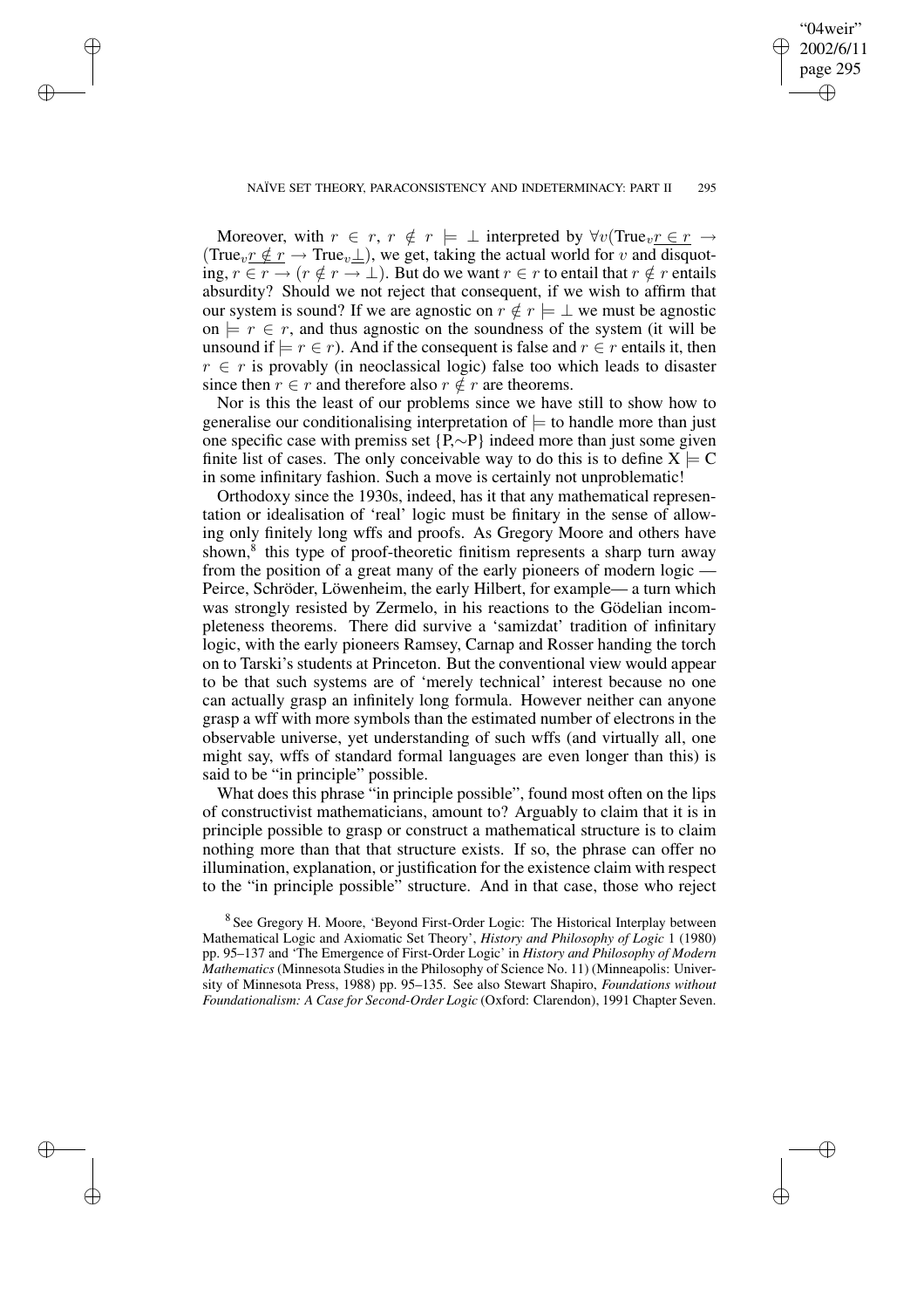Moreover, with $r \in r$, $r \notin r \models \bot$ interpreted by $\forall v(\text{True}_v \underline{r \in r} \rightarrow (\text{True}_v \underline{r \notin r} \rightarrow \text{True}_v \underline{\bot})$, we get, taking the actual world for $v$ and disquoting, $r \in r \rightarrow (r \notin r \rightarrow \bot)$. But do we want $r \in r$ to entail that $r \notin r$ entails absurdity? Should we not reject that consequent, if we wish to affirm that our system is sound? If we are agnostic on $r \notin r \models \bot$ we must be agnostic on $\models r \in r$, and thus agnostic on the soundness of the system (it will be unsound if $\models r \in r$). And if the consequent is false and $r \in r$ entails it, then $r \in r$ is provably (in neoclassical logic) false too which leads to disaster since then $r \in r$ and therefore also $r \notin r$ are theorems.

Nor is this the least of our problems since we have still to show how to generalise our conditionalising interpretation of $\models$ to handle more than just one specific case with premiss set {P,∼P} indeed more than just some given finite list of cases. The only conceivable way to do this is to define $X \models C$ in some infinitary fashion. Such a move is certainly not unproblematic!

Orthodoxy since the 1930s, indeed, has it that any mathematical representation or idealisation of 'real' logic must be finitary in the sense of allowing only finitely long wffs and proofs. As Gregory Moore and others have shown,[8] this type of proof-theoretic finitism represents a sharp turn away from the position of a great many of the early pioneers of modern logic — Peirce, Schröder, Löwenheim, the early Hilbert, for example— a turn which was strongly resisted by Zermelo, in his reactions to the Gödelian incompleteness theorems. There did survive a 'samizdat' tradition of infinitary logic, with the early pioneers Ramsey, Carnap and Rosser handing the torch on to Tarski's students at Princeton. But the conventional view would appear to be that such systems are of 'merely technical' interest because no one can actually grasp an infinitely long formula. However neither can anyone grasp a wff with more symbols than the estimated number of electrons in the observable universe, yet understanding of such wffs (and virtually all, one might say, wffs of standard formal languages are even longer than this) is said to be "in principle" possible.

What does this phrase "in principle possible", found most often on the lips of constructivist mathematicians, amount to? Arguably to claim that it is in principle possible to grasp or construct a mathematical structure is to claim nothing more than that that structure exists. If so, the phrase can offer no illumination, explanation, or justification for the existence claim with respect to the "in principle possible" structure. And in that case, those who reject

[8] See Gregory H. Moore, 'Beyond First-Order Logic: The Historical Interplay between Mathematical Logic and Axiomatic Set Theory', *History and Philosophy of Logic* 1 (1980) pp. 95–137 and 'The Emergence of First-Order Logic' in *History and Philosophy of Modern Mathematics* (Minnesota Studies in the Philosophy of Science No. 11) (Minneapolis: University of Minnesota Press, 1988) pp. 95–135. See also Stewart Shapiro, *Foundations without Foundationalism: A Case for Second-Order Logic* (Oxford: Clarendon), 1991 Chapter Seven.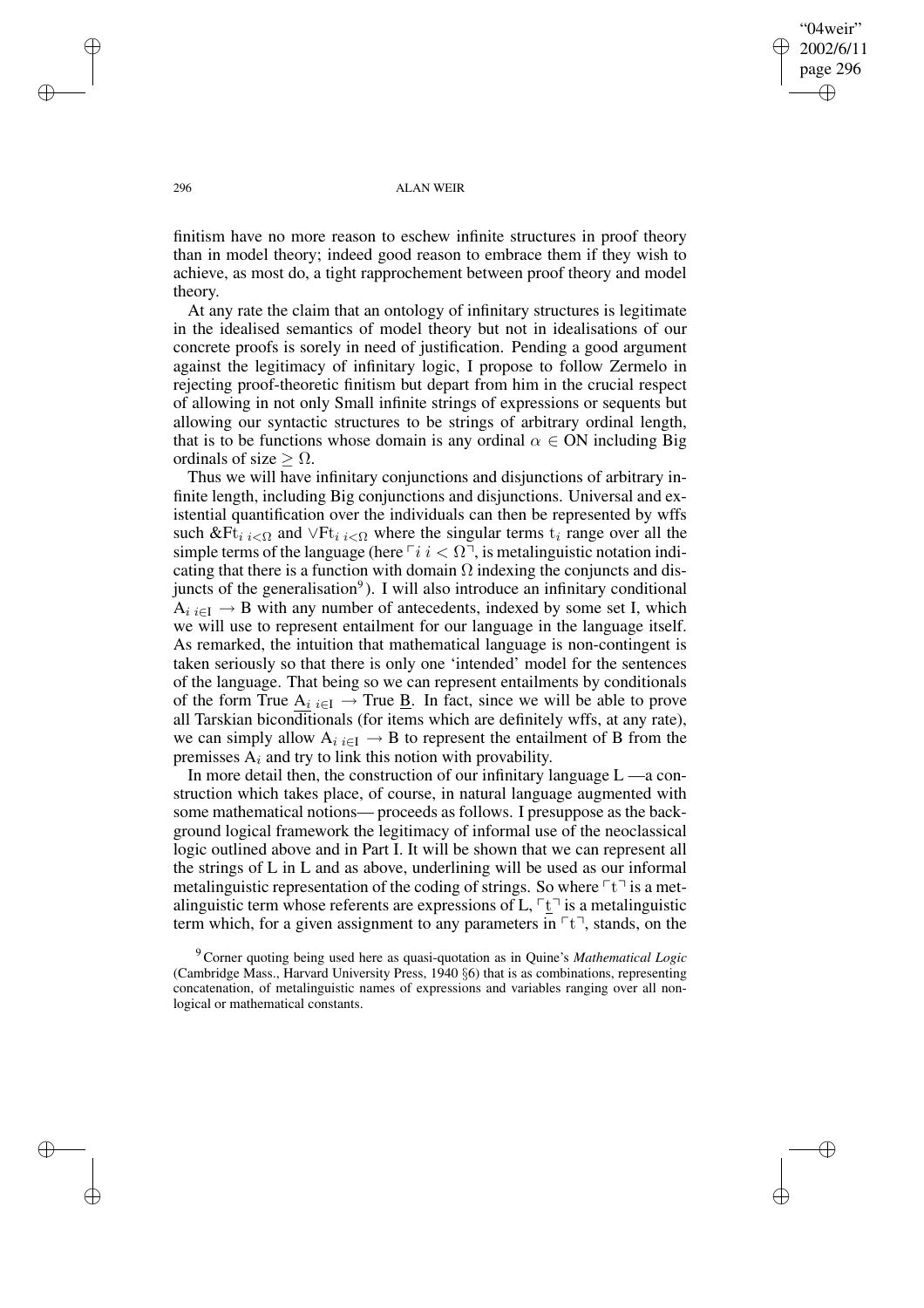finitism have no more reason to eschew infinite structures in proof theory than in model theory; indeed good reason to embrace them if they wish to achieve, as most do, a tight rapprochement between proof theory and model theory.

At any rate the claim that an ontology of infinitary structures is legitimate in the idealised semantics of model theory but not in idealisations of our concrete proofs is sorely in need of justification. Pending a good argument against the legitimacy of infinitary logic, I propose to follow Zermelo in rejecting proof-theoretic finitism but depart from him in the crucial respect of allowing in not only Small infinite strings of expressions or sequents but allowing our syntactic structures to be strings of arbitrary ordinal length, that is to be functions whose domain is any ordinal $\alpha \in \mathrm{ON}$ including Big ordinals of size $\geq \Omega$.

Thus we will have infinitary conjunctions and disjunctions of arbitrary infinite length, including Big conjunctions and disjunctions. Universal and existential quantification over the individuals can then be represented by wffs such $\&\mathrm{Ft}_{i\ i<\Omega}$ and $\vee\mathrm{Ft}_{i\ i<\Omega}$ where the singular terms $\mathrm{t}_i$ range over all the simple terms of the language (here $\ulcorner i\ i < \Omega \urcorner$, is metalinguistic notation indicating that there is a function with domain $\Omega$ indexing the conjuncts and disjuncts of the generalisation[9]). I will also introduce an infinitary conditional $\mathrm{A}_{i\ i\in \mathrm{I}} \rightarrow \mathrm{B}$ with any number of antecedents, indexed by some set I, which we will use to represent entailment for our language in the language itself. As remarked, the intuition that mathematical language is non-contingent is taken seriously so that there is only one 'intended' model for the sentences of the language. That being so we can represent entailments by conditionals of the form True $\underline{\mathrm{A}_{i}}_{\ i\in \mathrm{I}} \rightarrow$ True $\underline{\mathrm{B}}$. In fact, since we will be able to prove all Tarskian biconditionals (for items which are definitely wffs, at any rate), we can simply allow $\mathrm{A}_{i\ i\in \mathrm{I}} \rightarrow \mathrm{B}$ to represent the entailment of B from the premisses $\mathrm{A}_i$ and try to link this notion with provability.

In more detail then, the construction of our infinitary language L —a construction which takes place, of course, in natural language augmented with some mathematical notions— proceeds as follows. I presuppose as the background logical framework the legitimacy of informal use of the neoclassical logic outlined above and in Part I. It will be shown that we can represent all the strings of L in L and as above, underlining will be used as our informal metalinguistic representation of the coding of strings. So where $\ulcorner \mathrm{t} \urcorner$ is a metalinguistic term whose referents are expressions of L, $\ulcorner \underline{\mathrm{t}} \urcorner$ is a metalinguistic term which, for a given assignment to any parameters in $\ulcorner \mathrm{t} \urcorner$, stands, on the

[9] Corner quoting being used here as quasi-quotation as in Quine's *Mathematical Logic* (Cambridge Mass., Harvard University Press, 1940 §6) that is as combinations, representing concatenation, of metalinguistic names of expressions and variables ranging over all non-logical or mathematical constants.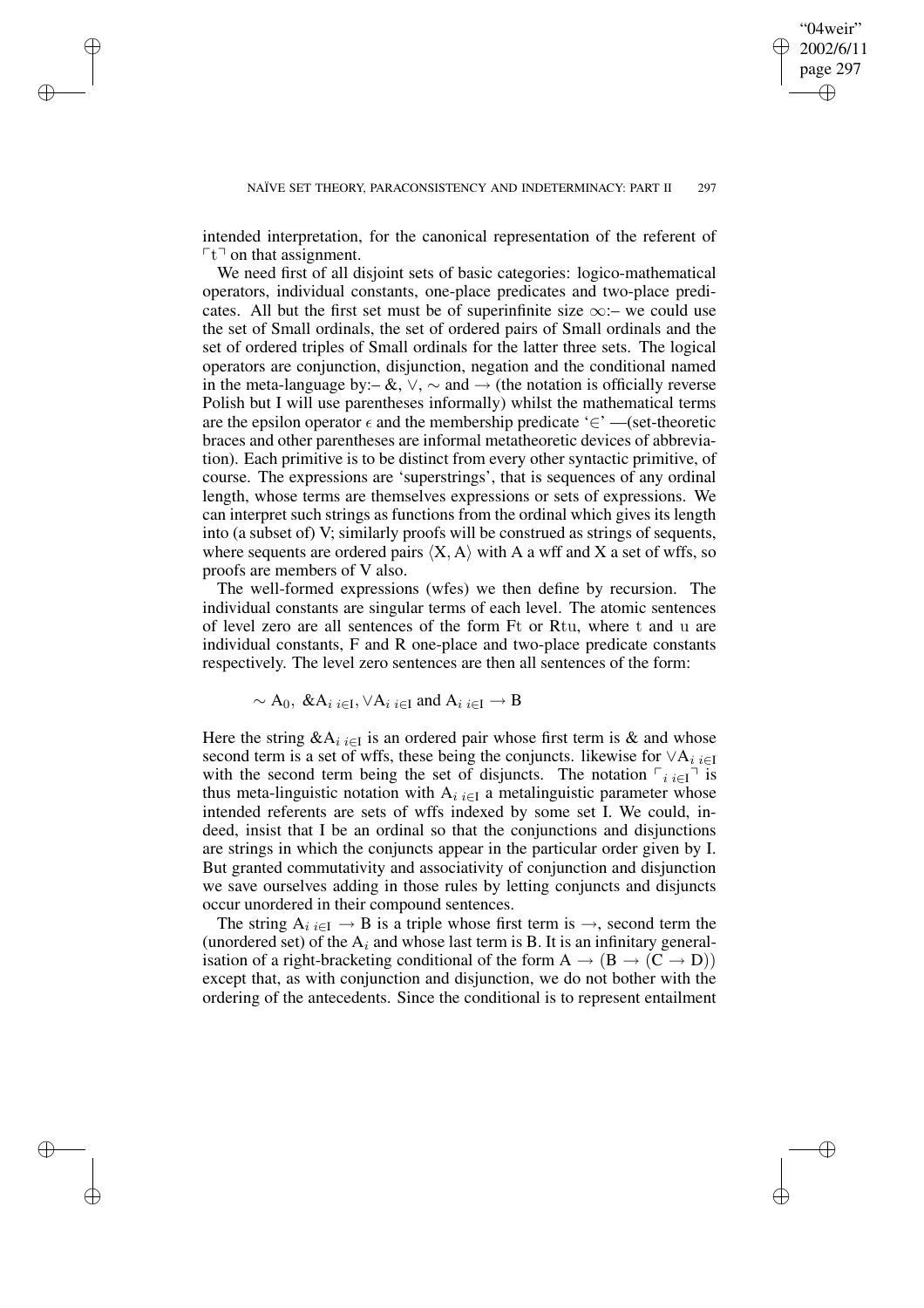intended interpretation, for the canonical representation of the referent of $\ulcorner t \urcorner$ on that assignment.

We need first of all disjoint sets of basic categories: logico-mathematical operators, individual constants, one-place predicates and two-place predicates. All but the first set must be of superinfinite size $\infty$:– we could use the set of Small ordinals, the set of ordered pairs of Small ordinals and the set of ordered triples of Small ordinals for the latter three sets. The logical operators are conjunction, disjunction, negation and the conditional named in the meta-language by:– &, $\vee$, $\sim$ and $\rightarrow$ (the notation is officially reverse Polish but I will use parentheses informally) whilst the mathematical terms are the epsilon operator $\epsilon$ and the membership predicate '$\in$' —(set-theoretic braces and other parentheses are informal metatheoretic devices of abbreviation). Each primitive is to be distinct from every other syntactic primitive, of course. The expressions are 'superstrings', that is sequences of any ordinal length, whose terms are themselves expressions or sets of expressions. We can interpret such strings as functions from the ordinal which gives its length into (a subset of) V; similarly proofs will be construed as strings of sequents, where sequents are ordered pairs $\langle X, A \rangle$ with A a wff and X a set of wffs, so proofs are members of V also.

The well-formed expressions (wfes) we then define by recursion. The individual constants are singular terms of each level. The atomic sentences of level zero are all sentences of the form Ft or Rtu, where t and u are individual constants, F and R one-place and two-place predicate constants respectively. The level zero sentences are then all sentences of the form:

$$\sim A_0, \; \& A_{i \; i \in I}, \vee A_{i \; i \in I} \text{ and } A_{i \; i \in I} \rightarrow B$$

Here the string $\& A_{i \; i \in I}$ is an ordered pair whose first term is & and whose second term is a set of wffs, these being the conjuncts. likewise for $\vee A_{i \; i \in I}$ with the second term being the set of disjuncts. The notation $\ulcorner_{i \; i \in I} \urcorner$ is thus meta-linguistic notation with $A_{i \; i \in I}$ a metalinguistic parameter whose intended referents are sets of wffs indexed by some set I. We could, indeed, insist that I be an ordinal so that the conjunctions and disjunctions are strings in which the conjuncts appear in the particular order given by I. But granted commutativity and associativity of conjunction and disjunction we save ourselves adding in those rules by letting conjuncts and disjuncts occur unordered in their compound sentences.

The string $A_{i \; i \in I} \rightarrow B$ is a triple whose first term is $\rightarrow$, second term the (unordered set) of the $A_i$ and whose last term is B. It is an infinitary generalisation of a right-bracketing conditional of the form $A \rightarrow (B \rightarrow (C \rightarrow D))$ except that, as with conjunction and disjunction, we do not bother with the ordering of the antecedents. Since the conditional is to represent entailment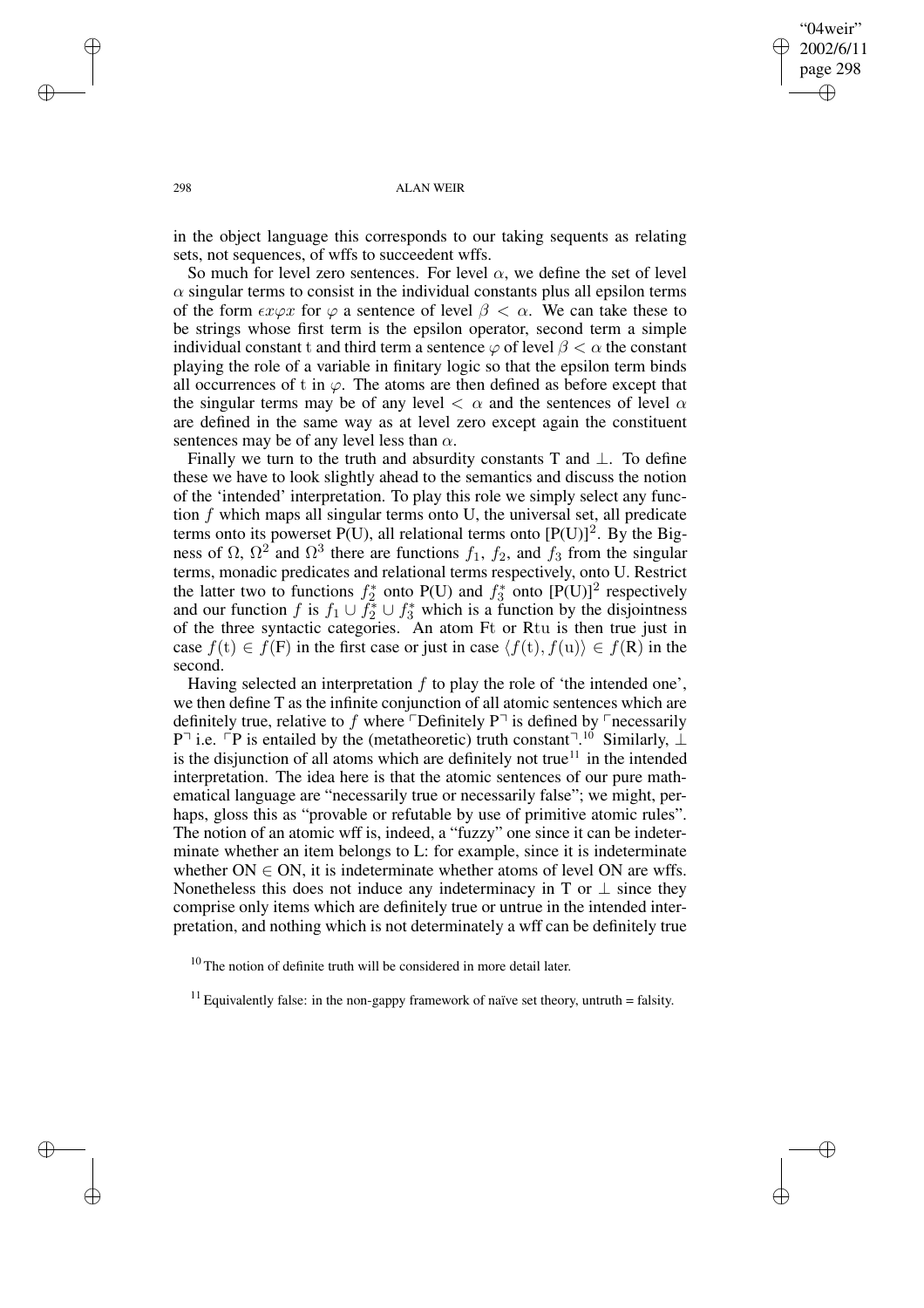in the object language this corresponds to our taking sequents as relating sets, not sequences, of wffs to succeedent wffs.

So much for level zero sentences. For level $\alpha$, we define the set of level $\alpha$ singular terms to consist in the individual constants plus all epsilon terms of the form $\epsilon x \varphi x$ for $\varphi$ a sentence of level $\beta < \alpha$. We can take these to be strings whose first term is the epsilon operator, second term a simple individual constant t and third term a sentence $\varphi$ of level $\beta < \alpha$ the constant playing the role of a variable in finitary logic so that the epsilon term binds all occurrences of t in $\varphi$. The atoms are then defined as before except that the singular terms may be of any level $< \alpha$ and the sentences of level $\alpha$ are defined in the same way as at level zero except again the constituent sentences may be of any level less than $\alpha$.

Finally we turn to the truth and absurdity constants T and $\perp$. To define these we have to look slightly ahead to the semantics and discuss the notion of the 'intended' interpretation. To play this role we simply select any function $f$ which maps all singular terms onto U, the universal set, all predicate terms onto its powerset P(U), all relational terms onto $[\mathrm{P(U)}]^2$. By the Bigness of $\Omega$, $\Omega^2$ and $\Omega^3$ there are functions $f_1$, $f_2$, and $f_3$ from the singular terms, monadic predicates and relational terms respectively, onto U. Restrict the latter two to functions $f_2^*$ onto P(U) and $f_3^*$ onto $[\mathrm{P(U)}]^2$ respectively and our function $f$ is $f_1 \cup f_2^* \cup f_3^*$ which is a function by the disjointness of the three syntactic categories. An atom Ft or Rtu is then true just in case $f(\mathrm{t}) \in f(\mathrm{F})$ in the first case or just in case $\langle f(\mathrm{t}), f(\mathrm{u}) \rangle \in f(\mathrm{R})$ in the second.

Having selected an interpretation $f$ to play the role of 'the intended one', we then define T as the infinite conjunction of all atomic sentences which are definitely true, relative to $f$ where ⌜Definitely P⌝ is defined by ⌜necessarily P⌝ i.e. ⌜P is entailed by the (metatheoretic) truth constant⌝.[10] Similarly, $\perp$ is the disjunction of all atoms which are definitely not true[11] in the intended interpretation. The idea here is that the atomic sentences of our pure mathematical language are "necessarily true or necessarily false"; we might, perhaps, gloss this as "provable or refutable by use of primitive atomic rules". The notion of an atomic wff is, indeed, a "fuzzy" one since it can be indeterminate whether an item belongs to L: for example, since it is indeterminate whether ON $\in$ ON, it is indeterminate whether atoms of level ON are wffs. Nonetheless this does not induce any indeterminacy in T or $\perp$ since they comprise only items which are definitely true or untrue in the intended interpretation, and nothing which is not determinately a wff can be definitely true

[10] The notion of definite truth will be considered in more detail later.

[11] Equivalently false: in the non-gappy framework of naïve set theory, untruth = falsity.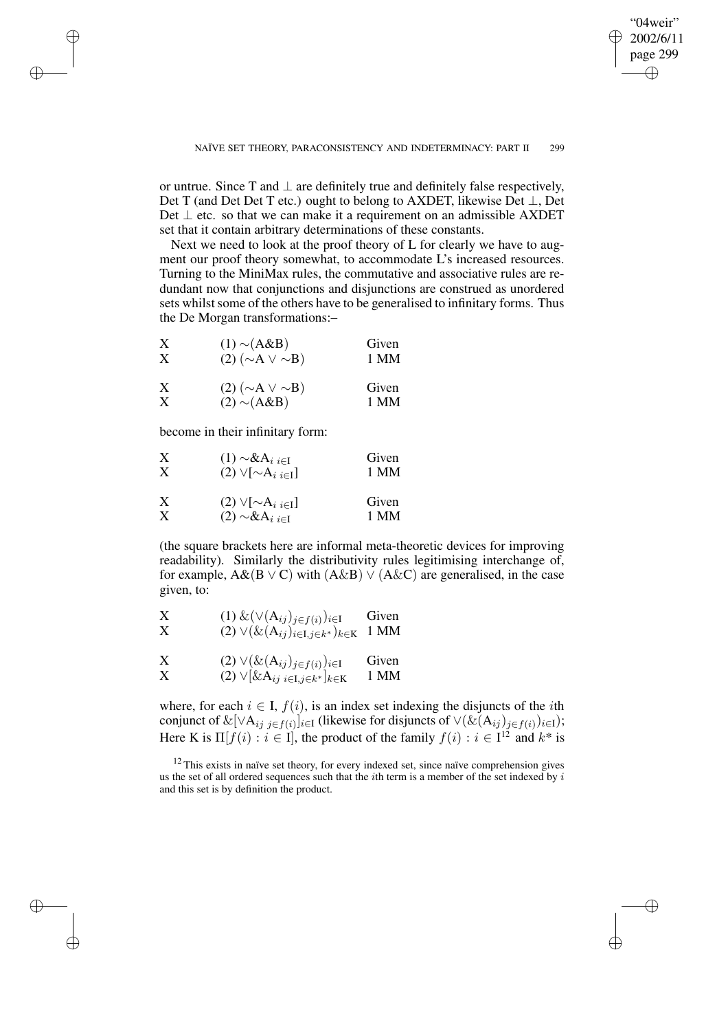or untrue. Since T and $\bot$ are definitely true and definitely false respectively, Det T (and Det Det T etc.) ought to belong to AXDET, likewise Det $\bot$, Det Det $\bot$ etc. so that we can make it a requirement on an admissible AXDET set that it contain arbitrary determinations of these constants.

Next we need to look at the proof theory of L for clearly we have to augment our proof theory somewhat, to accommodate L's increased resources. Turning to the MiniMax rules, the commutative and associative rules are redundant now that conjunctions and disjunctions are construed as unordered sets whilst some of the others have to be generalised to infinitary forms. Thus the De Morgan transformations:–

| | | |
|---|---|---|
| X | (1) $\sim$(A&B) | Given |
| X | (2) ($\sim$A $\vee$ $\sim$B) | 1 MM |
| | | |
| X | (2) ($\sim$A $\vee$ $\sim$B) | Given |
| X | (2) $\sim$(A&B) | 1 MM |

become in their infinitary form:

| | | |
|---|---|---|
| X | (1) $\sim\&\mathrm{A}_{i\ i\in \mathrm{I}}$ | Given |
| X | (2) $\vee[\sim\mathrm{A}_{i\ i\in \mathrm{I}}]$ | 1 MM |
| | | |
| X | (2) $\vee[\sim\mathrm{A}_{i\ i\in \mathrm{I}}]$ | Given |
| X | (2) $\sim\&\mathrm{A}_{i\ i\in \mathrm{I}}$ | 1 MM |

(the square brackets here are informal meta-theoretic devices for improving readability). Similarly the distributivity rules legitimising interchange of, for example, A&(B $\vee$ C) with (A&B) $\vee$ (A&C) are generalised, in the case given, to:

| | | |
|---|---|---|
| X | (1) $\&(\vee(\mathrm{A}_{ij})_{j\in f(i)})_{i\in \mathrm{I}}$ | Given |
| X | (2) $\vee(\&(\mathrm{A}_{ij})_{i\in \mathrm{I}, j\in k^*})_{k\in \mathrm{K}}$ | 1 MM |
| | | |
| X | (2) $\vee(\&(\mathrm{A}_{ij})_{j\in f(i)})_{i\in \mathrm{I}}$ | Given |
| X | (2) $\vee[\&\mathrm{A}_{ij\ i\in \mathrm{I}, j\in k^*}]_{k\in \mathrm{K}}$ | 1 MM |

where, for each $i \in \mathrm{I}$, $f(i)$, is an index set indexing the disjuncts of the $i$th conjunct of $\&[\vee\mathrm{A}_{ij\ j\in f(i)}]_{i\in \mathrm{I}}$ (likewise for disjuncts of $\vee(\&(\mathrm{A}_{ij})_{j\in f(i)})_{i\in \mathrm{I}}$); Here K is $\Pi[f(i) : i \in \mathrm{I}]$, the product of the family $f(i) : i \in \mathrm{I}$[12] and $k^*$ is

[12] This exists in naïve set theory, for every indexed set, since naïve comprehension gives us the set of all ordered sequences such that the $i$th term is a member of the set indexed by $i$ and this set is by definition the product.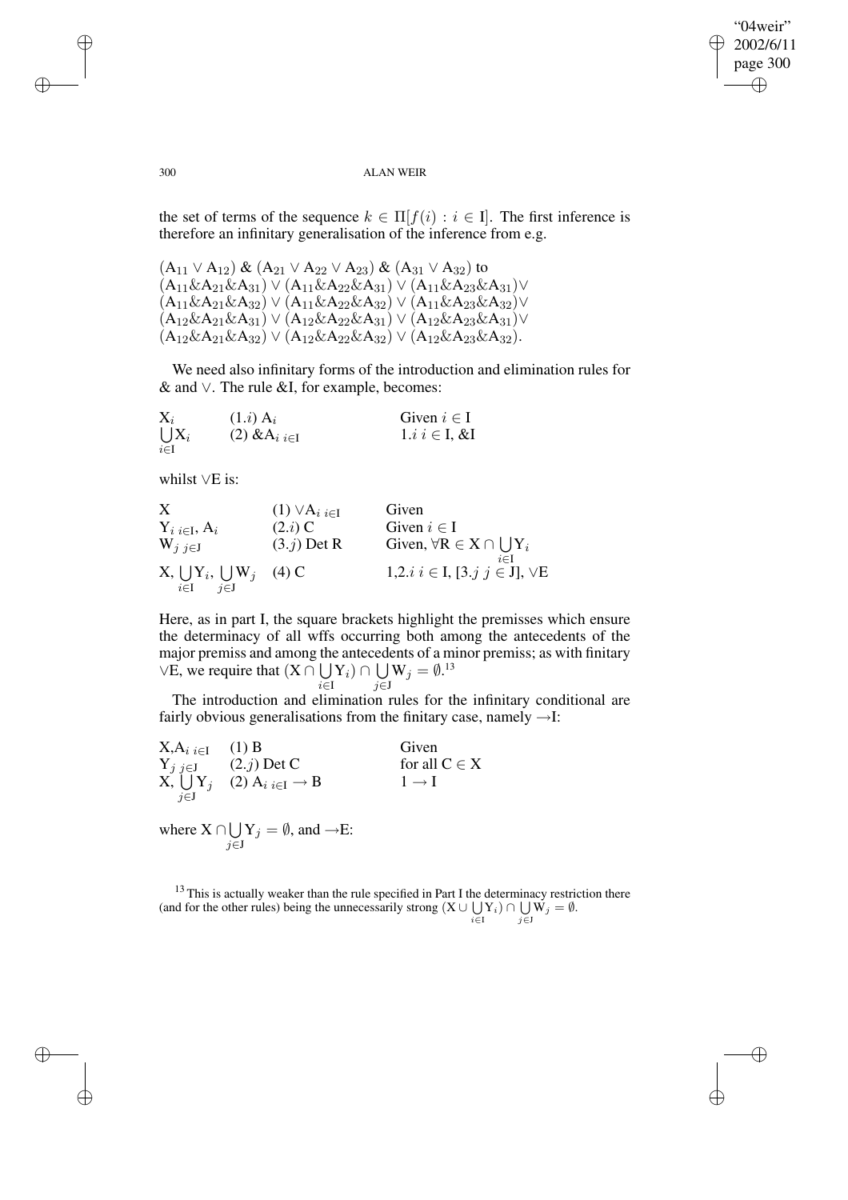the set of terms of the sequence $k \in \Pi[f(i) : i \in \mathrm{I}]$. The first inference is therefore an infinitary generalisation of the inference from e.g.

$(A_{11} \vee A_{12})$ & $(A_{21} \vee A_{22} \vee A_{23})$ & $(A_{31} \vee A_{32})$ to
$(A_{11}\&A_{21}\&A_{31}) \vee (A_{11}\&A_{22}\&A_{31}) \vee (A_{11}\&A_{23}\&A_{31}) \vee$
$(A_{11}\&A_{21}\&A_{32}) \vee (A_{11}\&A_{22}\&A_{32}) \vee (A_{11}\&A_{23}\&A_{32}) \vee$
$(A_{12}\&A_{21}\&A_{31}) \vee (A_{12}\&A_{22}\&A_{31}) \vee (A_{12}\&A_{23}\&A_{31}) \vee$
$(A_{12}\&A_{21}\&A_{32}) \vee (A_{12}\&A_{22}\&A_{32}) \vee (A_{12}\&A_{23}\&A_{32})$.

We need also infinitary forms of the introduction and elimination rules for & and $\vee$. The rule &I, for example, becomes:

| | | |
|---|---|---|
| $X_i$ | $(1.i)\ A_i$ | Given $i \in \mathrm{I}$ |
| $\bigcup\limits_{i \in \mathrm{I}} X_i$ | $(2)\ \&A_{i\ i\in \mathrm{I}}$ | $1.i\ i \in \mathrm{I}$, &I |

whilst $\vee$E is:

| | | |
|---|---|---|
| X | $(1)\ \vee A_{i\ i\in \mathrm{I}}$ | Given |
| $Y_{i\ i\in \mathrm{I}}, A_i$ | $(2.i)$ C | Given $i \in \mathrm{I}$ |
| $W_{j\ j\in \mathrm{J}}$ | $(3.j)$ Det R | Given, $\forall R \in X \cap \bigcup\limits_{i \in \mathrm{I}} Y_i$ |
| $X, \bigcup\limits_{i\in \mathrm{I}} Y_i, \bigcup\limits_{j \in \mathrm{J}} W_j$ | (4) C | $1, 2.i\ i \in \mathrm{I}$, $[3.j\ j \in \mathrm{J}]$, $\vee$E |

Here, as in part I, the square brackets highlight the premisses which ensure the determinacy of all wffs occurring both among the antecedents of the major premiss and among the antecedents of a minor premiss; as with finitary $\vee$E, we require that $(X \cap \bigcup\limits_{i\in \mathrm{I}} Y_i) \cap \bigcup\limits_{j\in \mathrm{J}} W_j = \emptyset$.[13]

The introduction and elimination rules for the infinitary conditional are fairly obvious generalisations from the finitary case, namely $\rightarrow$I:

| | | |
|---|---|---|
| $X, A_{i\ i\in \mathrm{I}}$ | (1) B | Given |
| $Y_{j\ j\in \mathrm{J}}$ | $(2.j)$ Det C | for all $C \in X$ |
| $X, \bigcup\limits_{j\in \mathrm{J}} Y_j$ | $(2)\ A_{i\ i\in \mathrm{I}} \rightarrow B$ | $1 \rightarrow$ I |

where $X \cap \bigcup\limits_{j\in \mathrm{J}} Y_j = \emptyset$, and $\rightarrow$E:

[13] This is actually weaker than the rule specified in Part I the determinacy restriction there (and for the other rules) being the unnecessarily strong $(X \cup \bigcup\limits_{i\in \mathrm{I}} Y_i) \cap \bigcup\limits_{j\in \mathrm{J}} W_j = \emptyset$.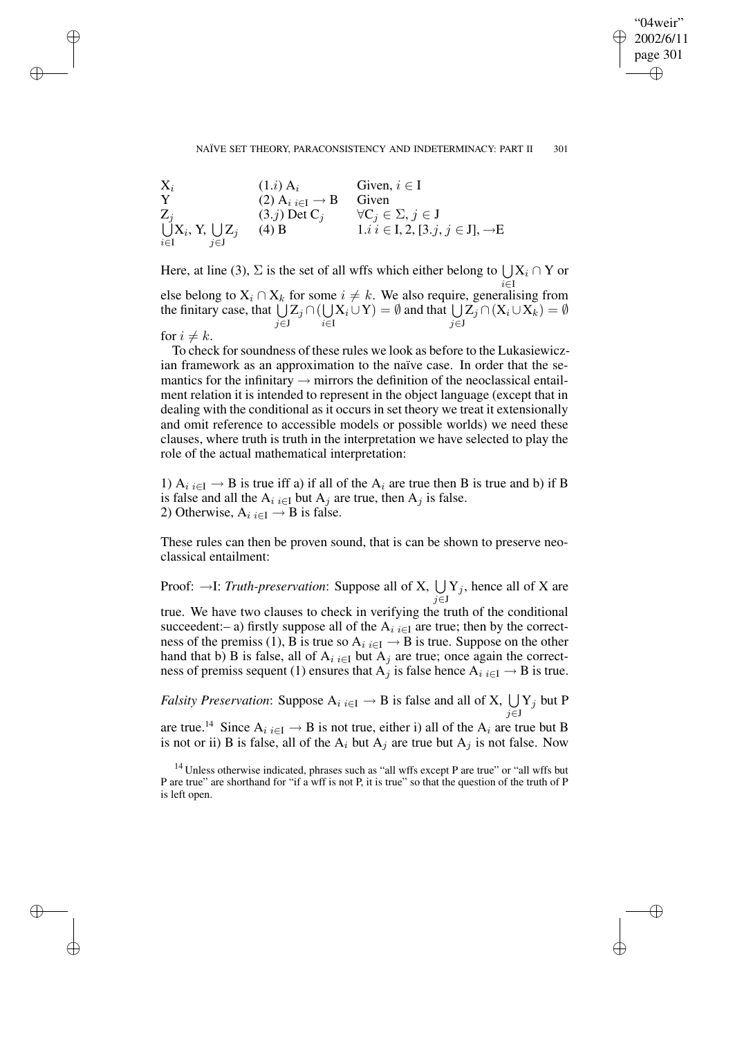| | | |
|---|---|---|
| $X_i$ | $(1.i)$ $A_i$ | Given, $i \in I$ |
| $Y$ | (2) $A_{i\ i \in I} \rightarrow B$ | Given |
| $Z_j$ | $(3.j)$ Det $C_j$ | $\forall C_j \in \Sigma$, $j \in J$ |
| $\bigcup_{i \in I} X_i$, $Y$, $\bigcup_{j \in J} Z_j$ | (4) B | $1.i$ $i \in I$, 2, $[3.j, j \in J]$, $\rightarrow$E |

Here, at line (3), $\Sigma$ is the set of all wffs which either belong to $\bigcup_{i \in I} X_i \cap Y$ or else belong to $X_i \cap X_k$ for some $i \neq k$. We also require, generalising from the finitary case, that $\bigcup_{j \in J} Z_j \cap (\bigcup_{i \in I} X_i \cup Y) = \emptyset$ and that $\bigcup_{j \in J} Z_j \cap (X_i \cup X_k) = \emptyset$ for $i \neq k$.

To check for soundness of these rules we look as before to the Lukasiewiczian framework as an approximation to the naïve case. In order that the semantics for the infinitary $\rightarrow$ mirrors the definition of the neoclassical entailment relation it is intended to represent in the object language (except that in dealing with the conditional as it occurs in set theory we treat it extensionally and omit reference to accessible models or possible worlds) we need these clauses, where truth is truth in the interpretation we have selected to play the role of the actual mathematical interpretation:

1) $A_{i\ i \in I} \rightarrow B$ is true iff a) if all of the $A_i$ are true then B is true and b) if B is false and all the $A_{i\ i \in I}$ but $A_j$ are true, then $A_j$ is false.
2) Otherwise, $A_{i\ i \in I} \rightarrow B$ is false.

These rules can then be proven sound, that is can be shown to preserve neoclassical entailment:

Proof: $\rightarrow$I: *Truth-preservation*: Suppose all of X, $\bigcup_{j \in J} Y_j$, hence all of X are true. We have two clauses to check in verifying the truth of the conditional succeedent:– a) firstly suppose all of the $A_{i\ i \in I}$ are true; then by the correctness of the premiss (1), B is true so $A_{i\ i \in I} \rightarrow B$ is true. Suppose on the other hand that b) B is false, all of $A_{i\ i \in I}$ but $A_j$ are true; once again the correctness of premiss sequent (1) ensures that $A_j$ is false hence $A_{i\ i \in I} \rightarrow B$ is true.

*Falsity Preservation*: Suppose $A_{i\ i \in I} \rightarrow B$ is false and all of X, $\bigcup_{j \in J} Y_j$ but P are true.[14] Since $A_{i\ i \in I} \rightarrow B$ is not true, either i) all of the $A_i$ are true but B is not or ii) B is false, all of the $A_i$ but $A_j$ are true but $A_j$ is not false. Now

[14] Unless otherwise indicated, phrases such as "all wffs except P are true" or "all wffs but P are true" are shorthand for "if a wff is not P, it is true" so that the question of the truth of P is left open.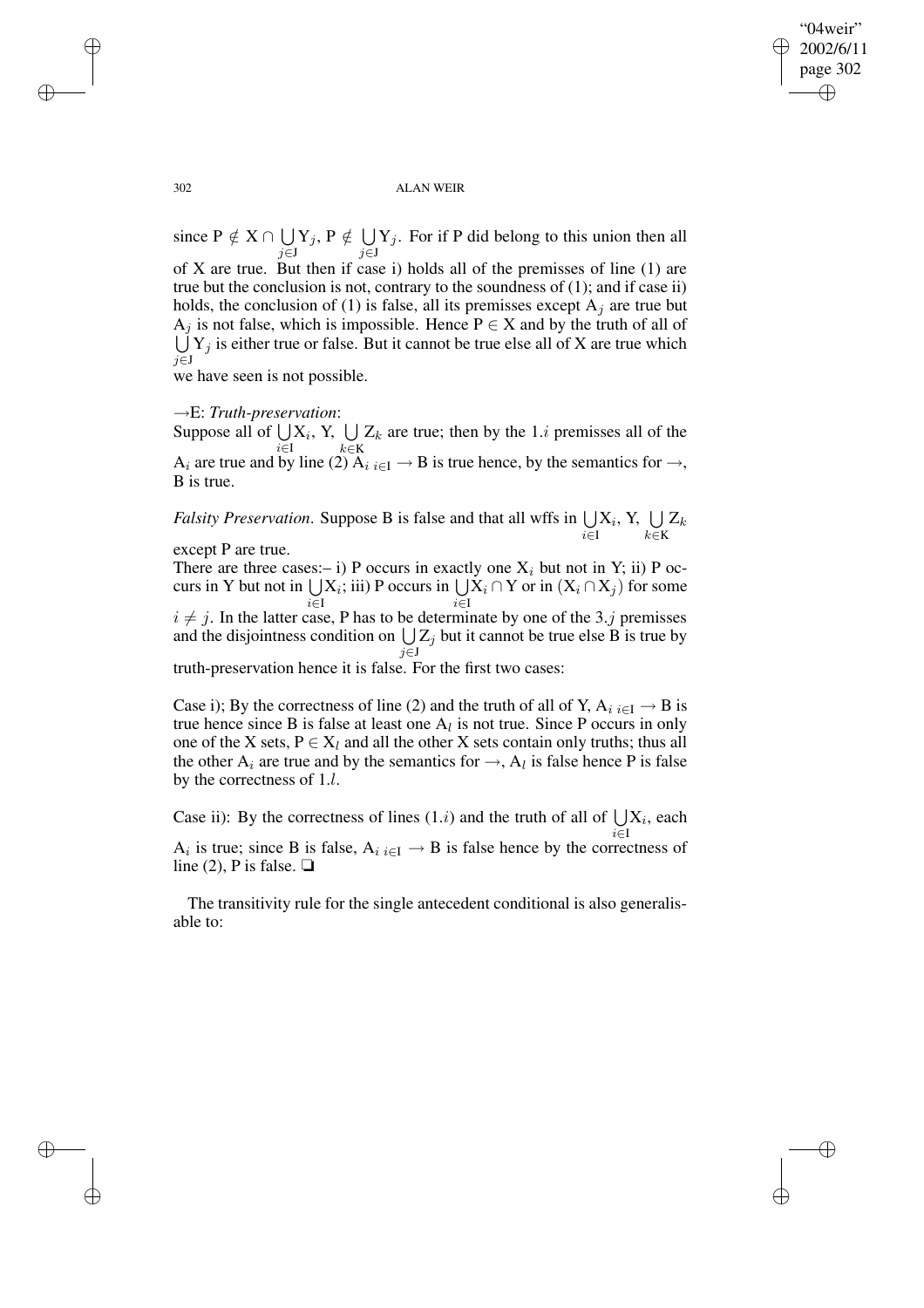since $P \notin X \cap \bigcup_{j \in J} Y_j$, $P \notin \bigcup_{j \in J} Y_j$. For if P did belong to this union then all of X are true. But then if case i) holds all of the premisses of line (1) are true but the conclusion is not, contrary to the soundness of (1); and if case ii) holds, the conclusion of (1) is false, all its premisses except $A_j$ are true but $A_j$ is not false, which is impossible. Hence $P \in X$ and by the truth of all of $\bigcup_{j \in J} Y_j$ is either true or false. But it cannot be true else all of X are true which we have seen is not possible.

$\rightarrow$E: *Truth-preservation*:
Suppose all of $\bigcup_{i \in I} X_i$, Y, $\bigcup_{k \in K} Z_k$ are true; then by the $1.i$ premisses all of the $A_i$ are true and by line (2) $A_{i\ i \in I} \rightarrow B$ is true hence, by the semantics for $\rightarrow$, B is true.

*Falsity Preservation*. Suppose B is false and that all wffs in $\bigcup_{i \in I} X_i$, Y, $\bigcup_{k \in K} Z_k$ except P are true.

There are three cases:– i) P occurs in exactly one $X_i$ but not in Y; ii) P occurs in Y but not in $\bigcup_{i \in I} X_i$; iii) P occurs in $\bigcup_{i \in I} X_i \cap Y$ or in $(X_i \cap X_j)$ for some $i \neq j$. In the latter case, P has to be determinate by one of the $3.j$ premisses and the disjointness condition on $\bigcup_{j \in J} Z_j$ but it cannot be true else B is true by truth-preservation hence it is false. For the first two cases:

Case i); By the correctness of line (2) and the truth of all of Y, $A_{i\ i \in I} \rightarrow B$ is true hence since B is false at least one $A_l$ is not true. Since P occurs in only one of the X sets, $P \in X_l$ and all the other X sets contain only truths; thus all the other $A_i$ are true and by the semantics for $\rightarrow$, $A_l$ is false hence P is false by the correctness of $1.l$.

Case ii): By the correctness of lines $(1.i)$ and the truth of all of $\bigcup_{i \in I} X_i$, each $A_i$ is true; since B is false, $A_{i\ i \in I} \rightarrow B$ is false hence by the correctness of line (2), P is false. ❑

The transitivity rule for the single antecedent conditional is also generalisable to: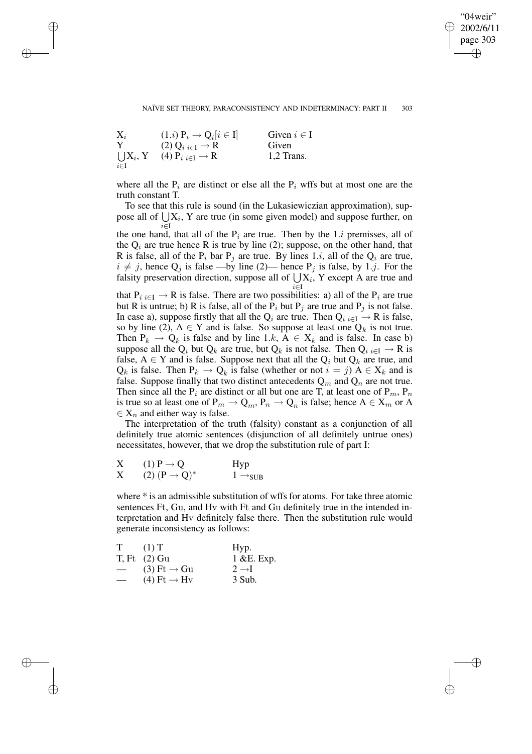| | | |
|---|---|---|
| $X_i$ | (1.$i$) $P_i \rightarrow Q_i [i \in I]$ | Given $i \in I$ |
| Y | (2) $Q_{i\ i \in I} \rightarrow R$ | Given |
| $\bigcup_{i \in I} X_i$, Y | (4) $P_{i\ i \in I} \rightarrow R$ | 1,2 Trans. |

where all the $P_i$ are distinct or else all the $P_i$ wffs but at most one are the truth constant T.

To see that this rule is sound (in the Lukasiewiczian approximation), suppose all of $\bigcup_{i \in I} X_i$, Y are true (in some given model) and suppose further, on the one hand, that all of the $P_i$ are true. Then by the 1.$i$ premisses, all of the $Q_i$ are true hence R is true by line (2); suppose, on the other hand, that R is false, all of the $P_i$ bar $P_j$ are true. By lines 1.$i$, all of the $Q_i$ are true, $i \neq j$, hence $Q_j$ is false —by line (2)— hence $P_j$ is false, by 1.$j$. For the falsity preservation direction, suppose all of $\bigcup_{i \in I} X_i$, Y except A are true and that $P_{i\ i \in I} \rightarrow R$ is false. There are two possibilities: a) all of the $P_i$ are true but R is untrue; b) R is false, all of the $P_i$ but $P_j$ are true and $P_j$ is not false. In case a), suppose firstly that all the $Q_i$ are true. Then $Q_{i\ i \in I} \rightarrow R$ is false, so by line (2), $A \in Y$ and is false. So suppose at least one $Q_k$ is not true. Then $P_k \rightarrow Q_k$ is false and by line 1.$k$, $A \in X_k$ and is false. In case b) suppose all the $Q_i$ but $Q_k$ are true, but $Q_k$ is not false. Then $Q_{i\ i \in I} \rightarrow R$ is false, $A \in Y$ and is false. Suppose next that all the $Q_i$ but $Q_k$ are true, and $Q_k$ is false. Then $P_k \rightarrow Q_k$ is false (whether or not $i = j$) $A \in X_k$ and is false. Suppose finally that two distinct antecedents $Q_m$ and $Q_n$ are not true. Then since all the $P_i$ are distinct or all but one are T, at least one of $P_m$, $P_n$ is true so at least one of $P_m \rightarrow Q_m$, $P_n \rightarrow Q_n$ is false; hence $A \in X_m$ or $A \in X_n$ and either way is false.

The interpretation of the truth (falsity) constant as a conjunction of all definitely true atomic sentences (disjunction of all definitely untrue ones) necessitates, however, that we drop the substitution rule of part I:

| | | |
|---|---|---|
| X | (1) $P \rightarrow Q$ | Hyp |
| X | (2) $(P \rightarrow Q)^*$ | $1 \rightarrow_{SUB}$ |

where * is an admissible substitution of wffs for atoms. For take three atomic sentences Ft, Gu, and Hv with Ft and Gu definitely true in the intended interpretation and Hv definitely false there. Then the substitution rule would generate inconsistency as follows:

| | | |
|---|---|---|
| T | (1) T | Hyp. |
| T, Ft | (2) Gu | 1 &E. Exp. |
| — | (3) $Ft \rightarrow Gu$ | $2 \rightarrow$I |
| — | (4) $Ft \rightarrow Hv$ | 3 Sub. |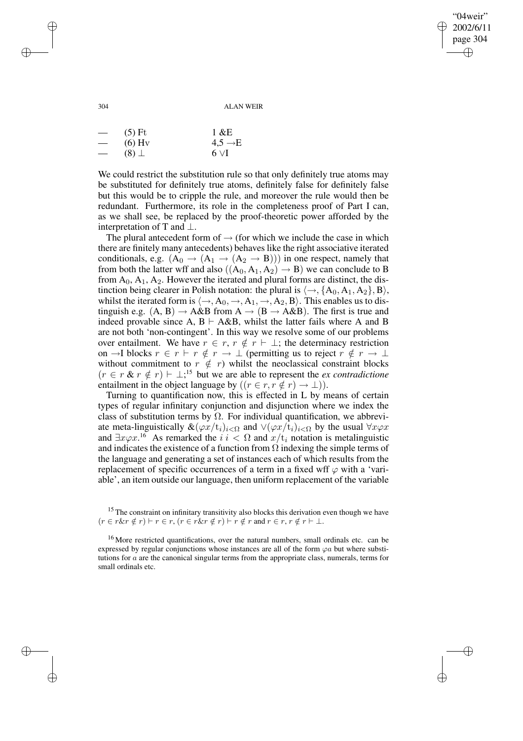| — | (5) Ft | 1 &E |
|---|---|---|
| — | (6) Hv | 4,5 $\rightarrow$E |
| — | (8) $\perp$ | 6 $\vee$I |

We could restrict the substitution rule so that only definitely true atoms may be substituted for definitely true atoms, definitely false for definitely false but this would be to cripple the rule, and moreover the rule would then be redundant. Furthermore, its role in the completeness proof of Part I can, as we shall see, be replaced by the proof-theoretic power afforded by the interpretation of T and $\perp$.

The plural antecedent form of $\rightarrow$ (for which we include the case in which there are finitely many antecedents) behaves like the right associative iterated conditionals, e.g. $(A_0 \rightarrow (A_1 \rightarrow (A_2 \rightarrow B)))$ in one respect, namely that from both the latter wff and also $((A_0, A_1, A_2) \rightarrow B)$ we can conclude to B from $A_0, A_1, A_2$. However the iterated and plural forms are distinct, the distinction being clearer in Polish notation: the plural is $\langle \rightarrow, \{A_0, A_1, A_2\}, B\rangle$, whilst the iterated form is $\langle \rightarrow, A_0, \rightarrow, A_1, \rightarrow, A_2, B\rangle$. This enables us to distinguish e.g. $(A, B) \rightarrow A\&B$ from $A \rightarrow (B \rightarrow A\&B)$. The first is true and indeed provable since $A, B \vdash A\&B$, whilst the latter fails where A and B are not both 'non-contingent'. In this way we resolve some of our problems over entailment. We have $r \in r, r \notin r \vdash \perp$; the determinacy restriction on $\rightarrow$I blocks $r \in r \vdash r \notin r \rightarrow \perp$ (permitting us to reject $r \notin r \rightarrow \perp$ without commitment to $r \notin r$) whilst the neoclassical constraint blocks $(r \in r \;\&\; r \notin r) \vdash \perp$;[15] but we are able to represent the *ex contradictione* entailment in the object language by $((r \in r, r \notin r) \rightarrow \perp)$).

Turning to quantification now, this is effected in L by means of certain types of regular infinitary conjunction and disjunction where we index the class of substitution terms by $\Omega$. For individual quantification, we abbreviate meta-linguistically $\&(\varphi x/t_i)_{i<\Omega}$ and $\vee(\varphi x/t_i)_{i<\Omega}$ by the usual $\forall x \varphi x$ and $\exists x \varphi x$.[16] As remarked the $i$ $i < \Omega$ and $x/t_i$ notation is metalinguistic and indicates the existence of a function from $\Omega$ indexing the simple terms of the language and generating a set of instances each of which results from the replacement of specific occurrences of a term in a fixed wff $\varphi$ with a 'variable', an item outside our language, then uniform replacement of the variable

[15] The constraint on infinitary transitivity also blocks this derivation even though we have $(r \in r\&r \notin r) \vdash r \in r$, $(r \in r\&r \notin r) \vdash r \notin r$ and $r \in r, r \notin r \vdash \perp$.

[16] More restricted quantifications, over the natural numbers, small ordinals etc. can be expressed by regular conjunctions whose instances are all of the form $\varphi a$ but where substitutions for $a$ are the canonical singular terms from the appropriate class, numerals, terms for small ordinals etc.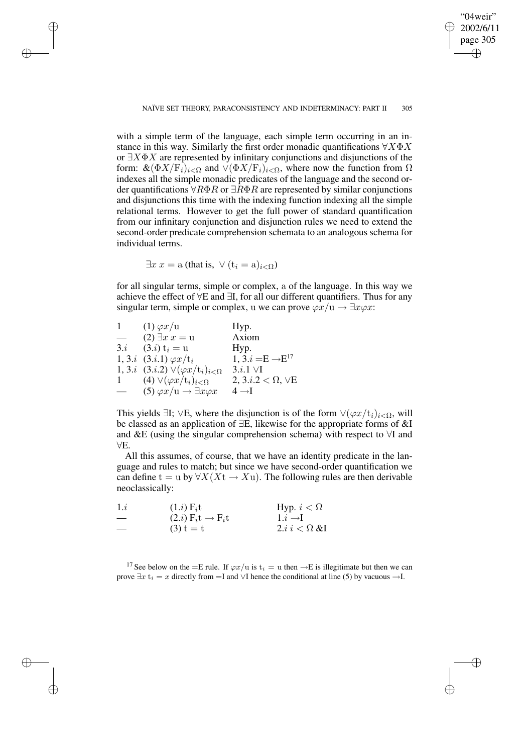with a simple term of the language, each simple term occurring in an instance in this way. Similarly the first order monadic quantifications $\forall X\Phi X$ or $\exists X\Phi X$ are represented by infinitary conjunctions and disjunctions of the form: $\&(\Phi X/\mathrm{F}_i)_{i<\Omega}$ and $\vee(\Phi X/\mathrm{F}_i)_{i<\Omega}$, where now the function from $\Omega$ indexes all the simple monadic predicates of the language and the second order quantifications $\forall R\Phi R$ or $\exists R\Phi R$ are represented by similar conjunctions and disjunctions this time with the indexing function indexing all the simple relational terms. However to get the full power of standard quantification from our infinitary conjunction and disjunction rules we need to extend the second-order predicate comprehension schemata to an analogous schema for individual terms.

$$\exists x\ x = \mathrm{a} \text{ (that is, } \vee(\mathrm{t}_i = \mathrm{a})_{i<\Omega})$$

for all singular terms, simple or complex, a of the language. In this way we achieve the effect of $\forall$E and $\exists$I, for all our different quantifiers. Thus for any singular term, simple or complex, u we can prove $\varphi x/\mathrm{u} \to \exists x\varphi x$:

| | | |
|---|---|---|
| 1 | (1) $\varphi x/\mathrm{u}$ | Hyp. |
| — | (2) $\exists x\ x = \mathrm{u}$ | Axiom |
| $3.i$ | $(3.i)$ $\mathrm{t}_i = \mathrm{u}$ | Hyp. |
| 1, $3.i$ | $(3.i.1)$ $\varphi x/\mathrm{t}_i$ | 1, $3.i$ =E $\to$E[17] |
| 1, $3.i$ | $(3.i.2)$ $\vee(\varphi x/\mathrm{t}_i)_{i<\Omega}$ | $3.i.1$ $\vee$I |
| 1 | (4) $\vee(\varphi x/\mathrm{t}_i)_{i<\Omega}$ | 2, $3.i.2$ $< \Omega$, $\vee$E |
| — | (5) $\varphi x/\mathrm{u} \to \exists x\varphi x$ | 4 $\to$I |

This yields $\exists$I; $\vee$E, where the disjunction is of the form $\vee(\varphi x/\mathrm{t}_i)_{i<\Omega}$, will be classed as an application of $\exists$E, likewise for the appropriate forms of &I and &E (using the singular comprehension schema) with respect to $\forall$I and $\forall$E.

All this assumes, of course, that we have an identity predicate in the language and rules to match; but since we have second-order quantification we can define $\mathrm{t} = \mathrm{u}$ by $\forall X(X\mathrm{t} \to X\mathrm{u})$. The following rules are then derivable neoclassically:

| | | |
|---|---|---|
| $1.i$ | $(1.i)$ $\mathrm{F}_i\mathrm{t}$ | Hyp. $i < \Omega$ |
| — | $(2.i)$ $\mathrm{F}_i\mathrm{t} \to \mathrm{F}_i\mathrm{t}$ | $1.i$ $\to$I |
| — | (3) $\mathrm{t} = \mathrm{t}$ | $2.i$ $i < \Omega$ &I |

[17] See below on the =E rule. If $\varphi x/\mathrm{u}$ is $\mathrm{t}_i = \mathrm{u}$ then $\to$E is illegitimate but then we can prove $\exists x\ \mathrm{t}_i = x$ directly from =I and $\vee$I hence the conditional at line (5) by vacuous $\to$I.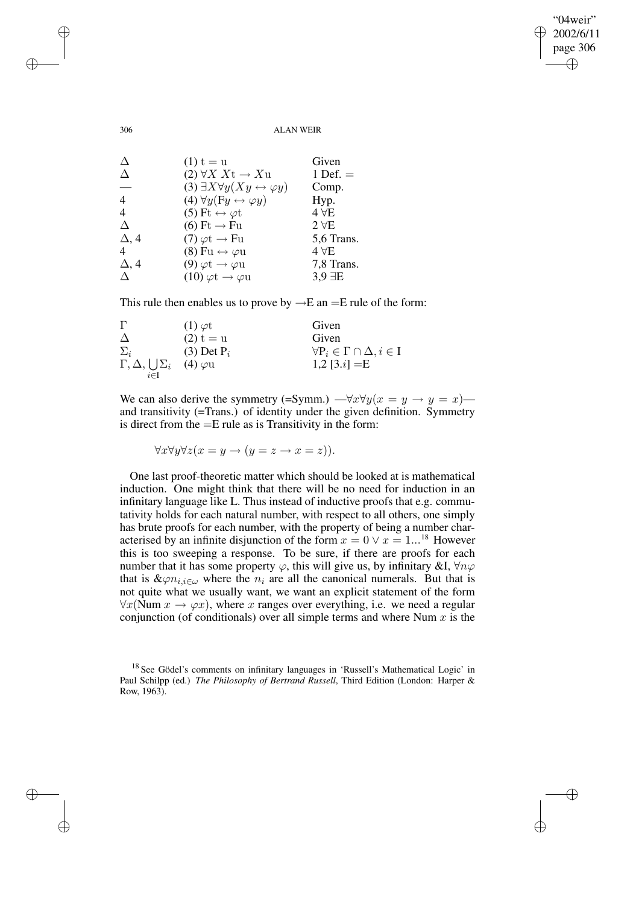| | | |
|---|---|---|
| $\Delta$ | (1) $\mathrm{t} = \mathrm{u}$ | Given |
| $\Delta$ | (2) $\forall X\, X\mathrm{t} \rightarrow X\mathrm{u}$ | 1 Def. = |
| — | (3) $\exists X \forall y(Xy \leftrightarrow \varphi y)$ | Comp. |
| 4 | (4) $\forall y(\mathrm{F}y \leftrightarrow \varphi y)$ | Hyp. |
| 4 | (5) $\mathrm{Ft} \leftrightarrow \varphi \mathrm{t}$ | 4 $\forall$E |
| $\Delta$ | (6) $\mathrm{Ft} \rightarrow \mathrm{Fu}$ | 2 $\forall$E |
| $\Delta$, 4 | (7) $\varphi \mathrm{t} \rightarrow \mathrm{Fu}$ | 5,6 Trans. |
| 4 | (8) $\mathrm{Fu} \leftrightarrow \varphi \mathrm{u}$ | 4 $\forall$E |
| $\Delta$, 4 | (9) $\varphi \mathrm{t} \rightarrow \varphi \mathrm{u}$ | 7,8 Trans. |
| $\Delta$ | (10) $\varphi \mathrm{t} \rightarrow \varphi \mathrm{u}$ | 3,9 $\exists$E |

This rule then enables us to prove by $\rightarrow$E an =E rule of the form:

| | | |
|---|---|---|
| $\Gamma$ | (1) $\varphi \mathrm{t}$ | Given |
| $\Delta$ | (2) $\mathrm{t} = \mathrm{u}$ | Given |
| $\Sigma_i$ | (3) Det $\mathrm{P}_i$ | $\forall \mathrm{P}_i \in \Gamma \cap \Delta, i \in \mathrm{I}$ |
| $\Gamma, \Delta, \bigcup_{i \in \mathrm{I}} \Sigma_i$ | (4) $\varphi \mathrm{u}$ | 1,2 [3.$i$] =E |

We can also derive the symmetry (=Symm.) —$\forall x \forall y(x = y \rightarrow y = x)$— and transitivity (=Trans.) of identity under the given definition. Symmetry is direct from the =E rule as is Transitivity in the form:

$$\forall x \forall y \forall z(x = y \rightarrow (y = z \rightarrow x = z)).$$

One last proof-theoretic matter which should be looked at is mathematical induction. One might think that there will be no need for induction in an infinitary language like L. Thus instead of inductive proofs that e.g. commutativity holds for each natural number, with respect to all others, one simply has brute proofs for each number, with the property of being a number characterised by an infinite disjunction of the form $x = 0 \vee x = 1...$[18] However this is too sweeping a response. To be sure, if there are proofs for each number that it has some property $\varphi$, this will give us, by infinitary &I, $\forall n \varphi$ that is $\& \varphi n_{i, i \in \omega}$ where the $n_i$ are all the canonical numerals. But that is not quite what we usually want, we want an explicit statement of the form $\forall x(\mathrm{Num}\ x \rightarrow \varphi x)$, where $x$ ranges over everything, i.e. we need a regular conjunction (of conditionals) over all simple terms and where Num $x$ is the

[18] See Gödel's comments on infinitary languages in 'Russell's Mathematical Logic' in Paul Schilpp (ed.) *The Philosophy of Bertrand Russell*, Third Edition (London: Harper & Row, 1963).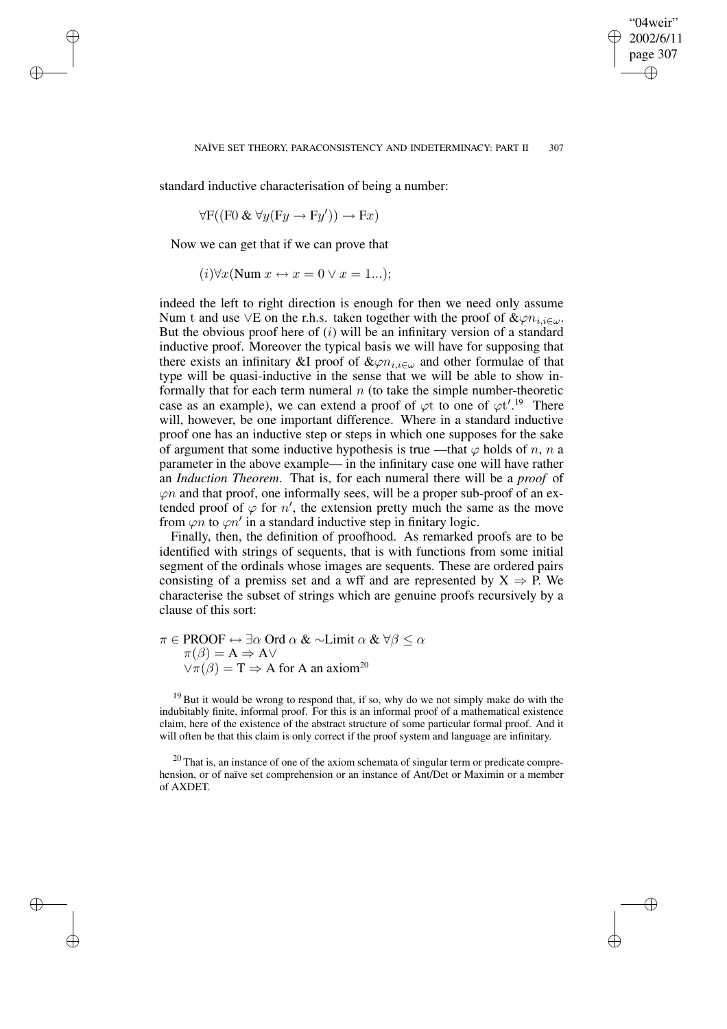standard inductive characterisation of being a number:

$$\forall \mathrm{F}((\mathrm{F}0 \mathbin{\&} \forall y(\mathrm{F}y \rightarrow \mathrm{F}y')) \rightarrow \mathrm{F}x)$$

Now we can get that if we can prove that

$$(i)\forall x(\mathrm{Num}\ x \leftrightarrow x = 0 \vee x = 1...);$$

indeed the left to right direction is enough for then we need only assume Num t and use $\vee$E on the r.h.s. taken together with the proof of $\& \varphi n_{i,i \in \omega}$. But the obvious proof here of $(i)$ will be an infinitary version of a standard inductive proof. Moreover the typical basis we will have for supposing that there exists an infinitary &I proof of $\& \varphi n_{i,i \in \omega}$ and other formulae of that type will be quasi-inductive in the sense that we will be able to show informally that for each term numeral $n$ (to take the simple number-theoretic case as an example), we can extend a proof of $\varphi \mathrm{t}$ to one of $\varphi \mathrm{t}'$.[19] There will, however, be one important difference. Where in a standard inductive proof one has an inductive step or steps in which one supposes for the sake of argument that some inductive hypothesis is true —that $\varphi$ holds of $n$, $n$ a parameter in the above example— in the infinitary case one will have rather an *Induction Theorem*. That is, for each numeral there will be a *proof* of $\varphi n$ and that proof, one informally sees, will be a proper sub-proof of an extended proof of $\varphi$ for $n'$, the extension pretty much the same as the move from $\varphi n$ to $\varphi n'$ in a standard inductive step in finitary logic.

Finally, then, the definition of proofhood. As remarked proofs are to be identified with strings of sequents, that is with functions from some initial segment of the ordinals whose images are sequents. These are ordered pairs consisting of a premiss set and a wff and are represented by $\mathrm{X} \Rightarrow \mathrm{P}$. We characterise the subset of strings which are genuine proofs recursively by a clause of this sort:

$\pi \in \mathrm{PROOF} \leftrightarrow \exists \alpha\ \mathrm{Ord}\ \alpha \mathbin{\&} {\sim}\mathrm{Limit}\ \alpha \mathbin{\&} \forall \beta \leq \alpha$
$\quad \pi(\beta) = \mathrm{A} \Rightarrow \mathrm{A} \vee$
$\quad \vee \pi(\beta) = \mathrm{T} \Rightarrow \mathrm{A}$ for A an axiom[20]

[19] But it would be wrong to respond that, if so, why do we not simply make do with the indubitably finite, informal proof. For this is an informal proof of a mathematical existence claim, here of the existence of the abstract structure of some particular formal proof. And it will often be that this claim is only correct if the proof system and language are infinitary.

[20] That is, an instance of one of the axiom schemata of singular term or predicate comprehension, or of naïve set comprehension or an instance of Ant/Det or Maximin or a member of AXDET.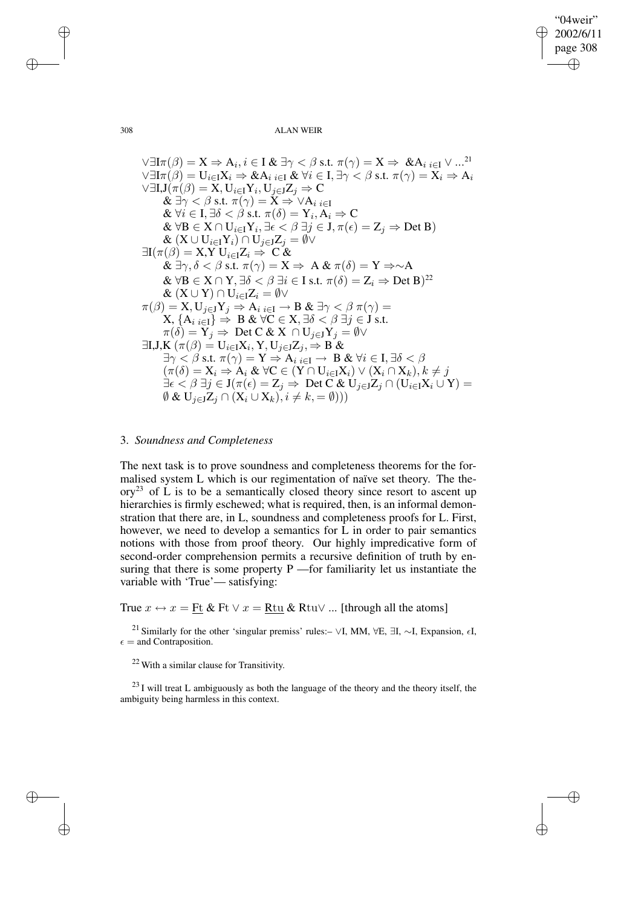$$
\begin{aligned}
&\vee\exists \mathrm{I}\pi(\beta) = \mathrm{X} \Rightarrow \mathrm{A}_i, i \in \mathrm{I} \;\&\; \exists\gamma < \beta \text{ s.t. } \pi(\gamma) = \mathrm{X} \Rightarrow \;\&\mathrm{A}_{i\ i\in\mathrm{I}} \vee ...^{21}\\
&\vee\exists \mathrm{I}\pi(\beta) = \mathrm{U}_{i\in\mathrm{I}}\mathrm{X}_i \Rightarrow \&\mathrm{A}_{i\ i\in\mathrm{I}} \;\&\; \forall i \in \mathrm{I}, \exists\gamma < \beta \text{ s.t. } \pi(\gamma) = \mathrm{X}_i \Rightarrow \mathrm{A}_i\\
&\vee\exists \mathrm{I,J}(\pi(\beta) = \mathrm{X}, \mathrm{U}_{i\in\mathrm{I}}\mathrm{Y}_i, \mathrm{U}_{j\in\mathrm{J}}\mathrm{Z}_j \Rightarrow \mathrm{C}\\
&\quad \&\; \exists\gamma < \beta \text{ s.t. } \pi(\gamma) = \mathrm{X} \Rightarrow \vee\mathrm{A}_{i\ i\in\mathrm{I}}\\
&\quad \&\; \forall i \in \mathrm{I}, \exists\delta < \beta \text{ s.t. } \pi(\delta) = \mathrm{Y}_i, \mathrm{A}_i \Rightarrow \mathrm{C}\\
&\quad \&\; \forall \mathrm{B} \in \mathrm{X} \cap \mathrm{U}_{i\in\mathrm{I}}\mathrm{Y}_i, \exists\epsilon < \beta\; \exists j \in \mathrm{J}, \pi(\epsilon) = \mathrm{Z}_j \Rightarrow \mathrm{Det\ B})\\
&\quad \&\; (\mathrm{X} \cup \mathrm{U}_{i\in\mathrm{I}}\mathrm{Y}_i) \cap \mathrm{U}_{j\in\mathrm{J}}\mathrm{Z}_j = \emptyset \vee\\
&\exists \mathrm{I}(\pi(\beta) = \mathrm{X,Y}\; \mathrm{U}_{i\in\mathrm{I}}\mathrm{Z}_i \Rightarrow \;\mathrm{C}\;\&\\
&\quad \&\; \exists\gamma, \delta < \beta \text{ s.t. } \pi(\gamma) = \mathrm{X} \Rightarrow \;\mathrm{A}\;\&\; \pi(\delta) = \mathrm{Y} \Rightarrow \sim\!\mathrm{A}\\
&\quad \&\; \forall \mathrm{B} \in \mathrm{X} \cap \mathrm{Y}, \exists\delta < \beta\; \exists i \in \mathrm{I} \text{ s.t. } \pi(\delta) = \mathrm{Z}_i \Rightarrow \mathrm{Det\ B})^{22}\\
&\quad \&\; (\mathrm{X} \cup \mathrm{Y}) \cap \mathrm{U}_{i\in\mathrm{I}}\mathrm{Z}_i = \emptyset \vee\\
&\pi(\beta) = \mathrm{X}, \mathrm{U}_{j\in\mathrm{J}}\mathrm{Y}_j \Rightarrow \mathrm{A}_{i\ i\in\mathrm{I}} \rightarrow \mathrm{B} \;\&\; \exists\gamma < \beta\; \pi(\gamma) =\\
&\quad \mathrm{X}, \{\mathrm{A}_{i\ i\in\mathrm{I}}\} \Rightarrow \;\mathrm{B} \;\&\; \forall \mathrm{C} \in \mathrm{X}, \exists\delta < \beta\; \exists j \in \mathrm{J} \text{ s.t.}\\
&\quad \pi(\delta) = \mathrm{Y}_j \Rightarrow \;\mathrm{Det\ C} \;\&\; \mathrm{X}\; \cap \mathrm{U}_{j\in\mathrm{J}}\mathrm{Y}_j = \emptyset \vee\\
&\exists \mathrm{I,J,K}\; (\pi(\beta) = \mathrm{U}_{i\in\mathrm{I}}\mathrm{X}_i, \mathrm{Y}, \mathrm{U}_{j\in\mathrm{J}}\mathrm{Z}_j, \Rightarrow \mathrm{B}\;\&\\
&\quad \exists\gamma < \beta \text{ s.t. } \pi(\gamma) = \mathrm{Y} \Rightarrow \mathrm{A}_{i\ i\in\mathrm{I}} \rightarrow \;\mathrm{B} \;\&\; \forall i \in \mathrm{I}, \exists\delta < \beta\\
&\quad (\pi(\delta) = \mathrm{X}_i \Rightarrow \mathrm{A}_i \;\&\; \forall \mathrm{C} \in (\mathrm{Y} \cap \mathrm{U}_{i\in\mathrm{I}}\mathrm{X}_i) \vee (\mathrm{X}_i \cap \mathrm{X}_k), k \neq j\\
&\quad \exists\epsilon < \beta\; \exists j \in \mathrm{J}(\pi(\epsilon) = \mathrm{Z}_j \Rightarrow \;\mathrm{Det\ C} \;\&\; \mathrm{U}_{j\in\mathrm{J}}\mathrm{Z}_j \cap (\mathrm{U}_{i\in\mathrm{I}}\mathrm{X}_i \cup \mathrm{Y}) =\\
&\quad \emptyset \;\&\; \mathrm{U}_{j\in\mathrm{J}}\mathrm{Z}_j \cap (\mathrm{X}_i \cup \mathrm{X}_k), i \neq k, = \emptyset)))
\end{aligned}
$$

## 3. *Soundness and Completeness*

The next task is to prove soundness and completeness theorems for the formalised system L which is our regimentation of naïve set theory. The theory[23] of L is to be a semantically closed theory since resort to ascent up hierarchies is firmly eschewed; what is required, then, is an informal demonstration that there are, in L, soundness and completeness proofs for L. First, however, we need to develop a semantics for L in order to pair semantics notions with those from proof theory. Our highly impredicative form of second-order comprehension permits a recursive definition of truth by ensuring that there is some property P —for familiarity let us instantiate the variable with 'True'— satisfying:

True $x \leftrightarrow x = \underline{\mathrm{Ft}}$ & Ft $\vee$ $x = \underline{\mathrm{Rtu}}$ & Rtu$\vee$ ... [through all the atoms]

[21] Similarly for the other 'singular premiss' rules:– $\vee$I, MM, $\forall$E, $\exists$I, $\sim$I, Expansion, $\epsilon$I, $\epsilon =$ and Contraposition.

[22] With a similar clause for Transitivity.

[23] I will treat L ambiguously as both the language of the theory and the theory itself, the ambiguity being harmless in this context.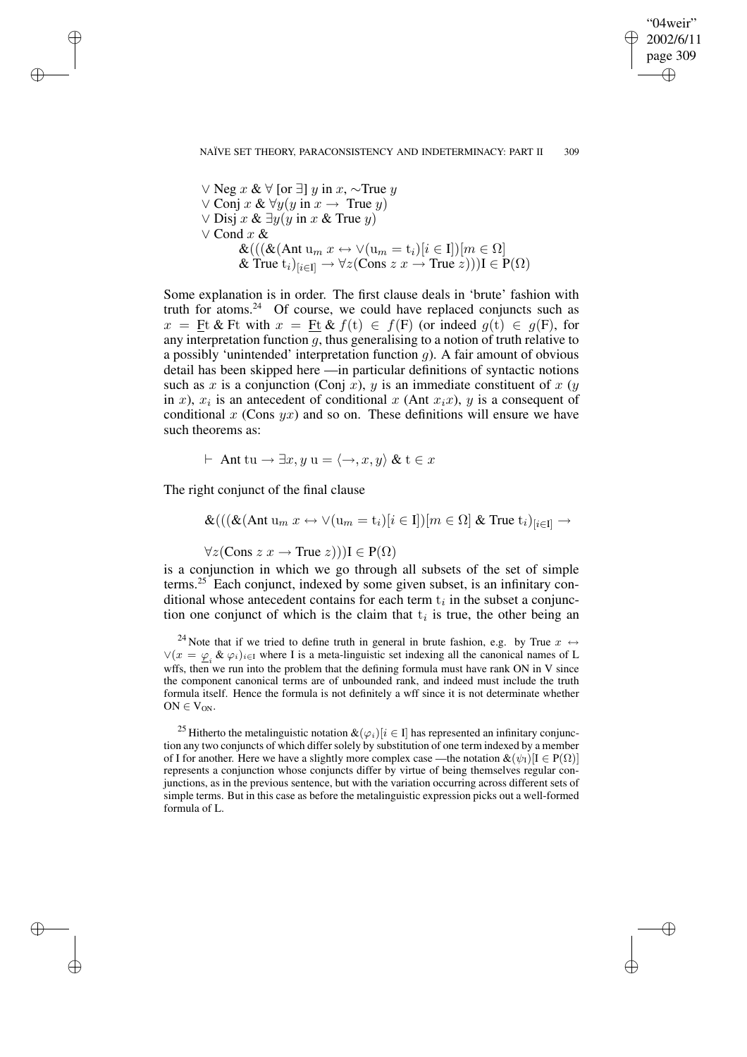$$\vee \text{ Neg } x \ \& \ \forall \ [\text{or } \exists] \ y \text{ in } x, \sim\text{True } y$$
$$\vee \text{ Conj } x \ \& \ \forall y(y \text{ in } x \rightarrow \text{ True } y)$$
$$\vee \text{ Disj } x \ \& \ \exists y(y \text{ in } x \ \& \ \text{True } y)$$
$$\vee \text{ Cond } x \ \&$$
$$\&(((\&(\text{Ant } \mathrm{u}_m \ x \leftrightarrow \vee(\mathrm{u}_m = \mathrm{t}_i)[i \in \mathrm{I}])[m \in \Omega]$$
$$\& \text{ True } \mathrm{t}_i)_{[i\in \mathrm{I}]} \rightarrow \forall z(\text{Cons } z \ x \rightarrow \text{True } z)))\mathrm{I} \in \mathrm{P}(\Omega)$$

Some explanation is in order. The first clause deals in 'brute' fashion with truth for atoms.[24] Of course, we could have replaced conjuncts such as $x = \underline{\mathrm{F}}\underline{\mathrm{t}}$ & Ft with $x = \underline{\mathrm{F}}\underline{\mathrm{t}}$ & $f(\mathrm{t}) \in f(\mathrm{F})$ (or indeed $g(\mathrm{t}) \in g(\mathrm{F})$, for any interpretation function $g$, thus generalising to a notion of truth relative to a possibly 'unintended' interpretation function $g$). A fair amount of obvious detail has been skipped here —in particular definitions of syntactic notions such as $x$ is a conjunction (Conj $x$), $y$ is an immediate constituent of $x$ ($y$ in $x$), $x_i$ is an antecedent of conditional $x$ (Ant $x_i x$), $y$ is a consequent of conditional $x$ (Cons $yx$) and so on. These definitions will ensure we have such theorems as:

$$\vdash \ \text{Ant tu} \rightarrow \exists x, y \ \mathrm{u} = \langle \rightarrow, x, y \rangle \ \& \ \mathrm{t} \in x$$

The right conjunct of the final clause

$$\&(((\&(\text{Ant } \mathrm{u}_m \ x \leftrightarrow \vee(\mathrm{u}_m = \mathrm{t}_i)[i \in \mathrm{I}])[m \in \Omega] \ \& \text{ True } \mathrm{t}_i)_{[i\in \mathrm{I}]} \rightarrow$$

$$\forall z(\text{Cons } z \ x \rightarrow \text{True } z)))\mathrm{I} \in \mathrm{P}(\Omega)$$

is a conjunction in which we go through all subsets of the set of simple terms.[25] Each conjunct, indexed by some given subset, is an infinitary conditional whose antecedent contains for each term $\mathrm{t}_i$ in the subset a conjunction one conjunct of which is the claim that $\mathrm{t}_i$ is true, the other being an

[24] Note that if we tried to define truth in general in brute fashion, e.g. by True $x \leftrightarrow \vee(x = \underline{\varphi_i} \ \& \ \varphi_i)_{i\in \mathrm{I}}$ where I is a meta-linguistic set indexing all the canonical names of L wffs, then we run into the problem that the defining formula must have rank ON in V since the component canonical terms are of unbounded rank, and indeed must include the truth formula itself. Hence the formula is not definitely a wff since it is not determinate whether $\mathrm{ON} \in \mathrm{V}_{\mathrm{ON}}$.

[25] Hitherto the metalinguistic notation $\&(\varphi_i)[i \in \mathrm{I}]$ has represented an infinitary conjunction any two conjuncts of which differ solely by substitution of one term indexed by a member of I for another. Here we have a slightly more complex case —the notation $\&(\psi_\mathrm{I})[\mathrm{I} \in \mathrm{P}(\Omega)]$ represents a conjunction whose conjuncts differ by virtue of being themselves regular conjunctions, as in the previous sentence, but with the variation occurring across different sets of simple terms. But in this case as before the metalinguistic expression picks out a well-formed formula of L.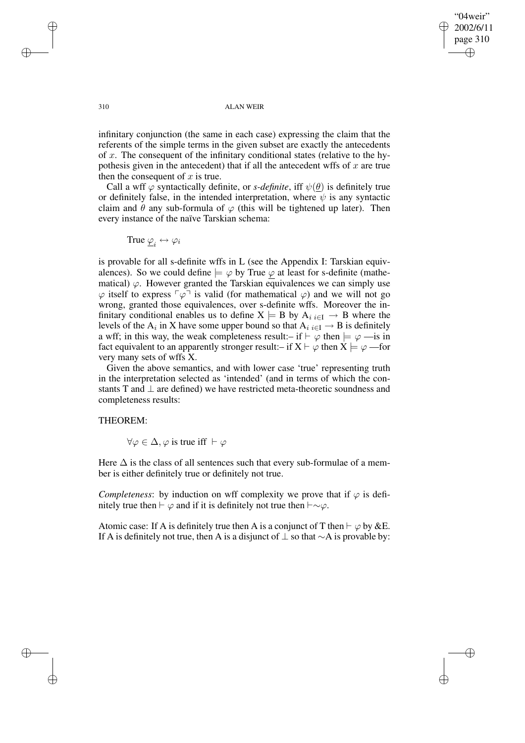infinitary conjunction (the same in each case) expressing the claim that the referents of the simple terms in the given subset are exactly the antecedents of $x$. The consequent of the infinitary conditional states (relative to the hypothesis given in the antecedent) that if all the antecedent wffs of $x$ are true then the consequent of $x$ is true.

Call a wff $\varphi$ syntactically definite, or *s-definite*, iff $\psi(\underline{\theta})$ is definitely true or definitely false, in the intended interpretation, where $\psi$ is any syntactic claim and $\theta$ any sub-formula of $\varphi$ (this will be tightened up later). Then every instance of the naïve Tarskian schema:

$$\text{True } \underline{\varphi}_i \leftrightarrow \varphi_i$$

is provable for all s-definite wffs in L (see the Appendix I: Tarskian equivalences). So we could define $\models \varphi$ by True $\underline{\varphi}$ at least for s-definite (mathematical) $\varphi$. However granted the Tarskian equivalences we can simply use $\varphi$ itself to express $\ulcorner\varphi\urcorner$ is valid (for mathematical $\varphi$) and we will not go wrong, granted those equivalences, over s-definite wffs. Moreover the infinitary conditional enables us to define $\mathrm{X} \models \mathrm{B}$ by $\mathrm{A}_{i\ i \in \mathrm{I}} \rightarrow \mathrm{B}$ where the levels of the $\mathrm{A}_i$ in X have some upper bound so that $\mathrm{A}_{i\ i \in \mathrm{I}} \rightarrow \mathrm{B}$ is definitely a wff; in this way, the weak completeness result:– if $\vdash \varphi$ then $\models \varphi$ —is in fact equivalent to an apparently stronger result:– if $\mathrm{X} \vdash \varphi$ then $\mathrm{X} \models \varphi$ —for very many sets of wffs X.

Given the above semantics, and with lower case 'true' representing truth in the interpretation selected as 'intended' (and in terms of which the constants T and $\perp$ are defined) we have restricted meta-theoretic soundness and completeness results:

THEOREM:

$$\forall \varphi \in \Delta, \varphi \text{ is true iff } \vdash \varphi$$

Here $\Delta$ is the class of all sentences such that every sub-formulae of a member is either definitely true or definitely not true.

*Completeness*: by induction on wff complexity we prove that if $\varphi$ is definitely true then $\vdash \varphi$ and if it is definitely not true then $\vdash {\sim}\varphi$.

Atomic case: If A is definitely true then A is a conjunct of T then $\vdash \varphi$ by &E. If A is definitely not true, then A is a disjunct of $\perp$ so that ${\sim}$A is provable by: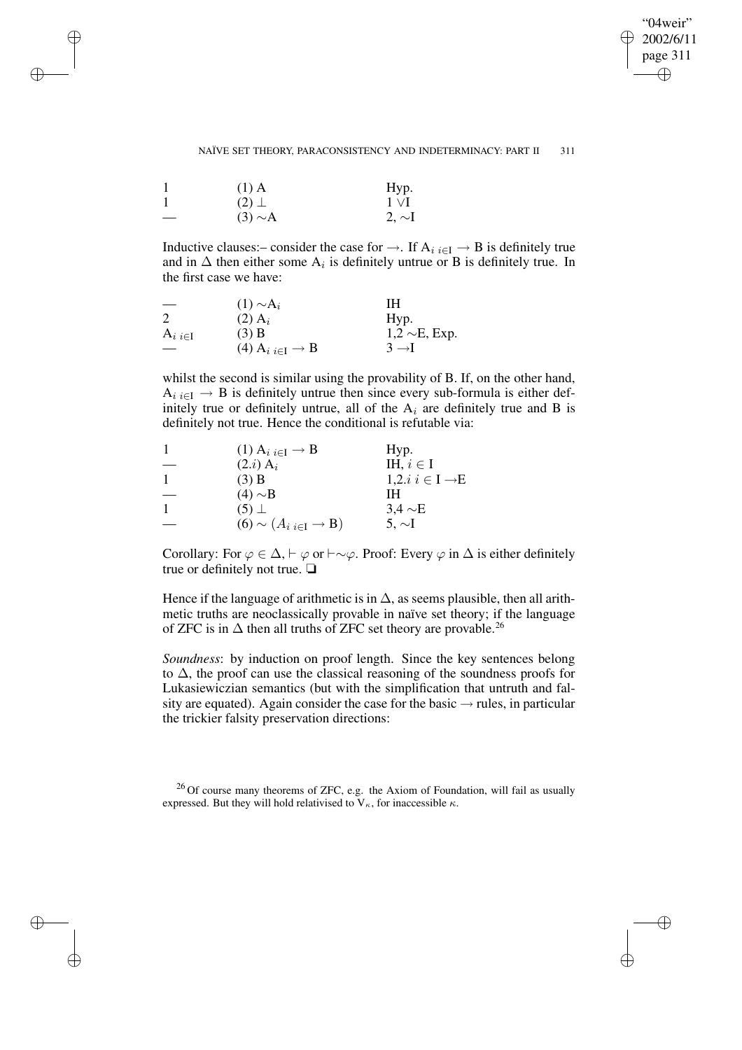| | | |
|---|---|---|
| 1 | (1) A | Hyp. |
| 1 | (2) $\bot$ | 1 $\vee$I |
| — | (3) $\sim$A | 2, $\sim$I |

Inductive clauses:– consider the case for $\rightarrow$. If $A_{i\ i\in I} \rightarrow B$ is definitely true and in $\Delta$ then either some $A_i$ is definitely untrue or B is definitely true. In the first case we have:

| | | |
|---|---|---|
| — | (1) $\sim A_i$ | IH |
| 2 | (2) $A_i$ | Hyp. |
| $A_{i\ i\in I}$ | (3) B | 1,2 $\sim$E, Exp. |
| — | (4) $A_{i\ i\in I} \rightarrow B$ | 3 $\rightarrow$I |

whilst the second is similar using the provability of B. If, on the other hand, $A_{i\ i\in I} \rightarrow B$ is definitely untrue then since every sub-formula is either definitely true or definitely untrue, all of the $A_i$ are definitely true and B is definitely not true. Hence the conditional is refutable via:

| | | |
|---|---|---|
| 1 | (1) $A_{i\ i\in I} \rightarrow B$ | Hyp. |
| — | (2.$i$) $A_i$ | IH, $i \in I$ |
| 1 | (3) B | 1,2.$i$ $i \in I$ $\rightarrow$E |
| — | (4) $\sim$B | IH |
| 1 | (5) $\bot$ | 3,4 $\sim$E |
| — | (6) $\sim (A_{i\ i\in I} \rightarrow B)$ | 5, $\sim$I |

Corollary: For $\varphi \in \Delta, \vdash \varphi$ or $\vdash\sim\varphi$. Proof: Every $\varphi$ in $\Delta$ is either definitely true or definitely not true. ❑

Hence if the language of arithmetic is in $\Delta$, as seems plausible, then all arithmetic truths are neoclassically provable in naïve set theory; if the language of ZFC is in $\Delta$ then all truths of ZFC set theory are provable.[26]

*Soundness*: by induction on proof length. Since the key sentences belong to $\Delta$, the proof can use the classical reasoning of the soundness proofs for Lukasiewiczian semantics (but with the simplification that untruth and falsity are equated). Again consider the case for the basic $\rightarrow$ rules, in particular the trickier falsity preservation directions:

[26] Of course many theorems of ZFC, e.g. the Axiom of Foundation, will fail as usually expressed. But they will hold relativised to $V_\kappa$, for inaccessible $\kappa$.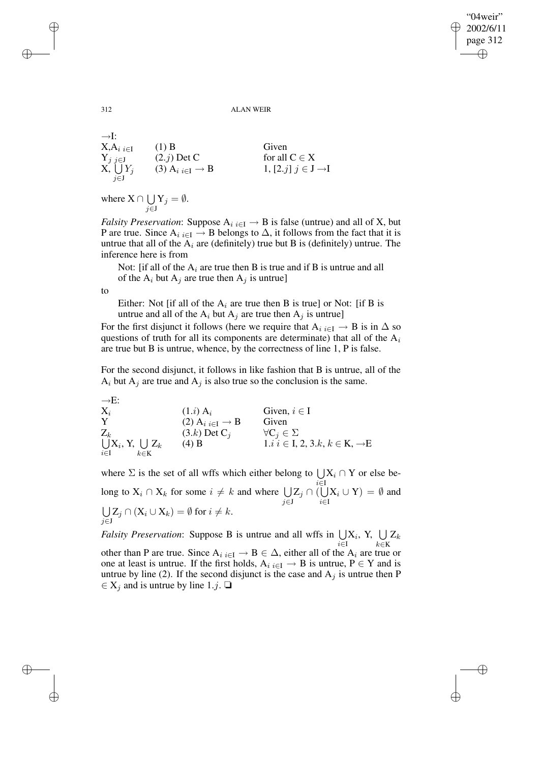→I:

| | | |
|---|---|---|
| $X, A_{i\ i \in I}$ | (1) B | Given |
| $Y_{j\ j \in J}$ | (2.$j$) Det C | for all $C \in X$ |
| $X, \bigcup_{j \in J} Y_j$ | (3) $A_{i\ i \in I} \rightarrow B$ | 1, [2.$j$] $j \in J$ →I |

where $X \cap \bigcup_{j \in J} Y_j = \emptyset$.

*Falsity Preservation*: Suppose $A_{i\ i \in I} \rightarrow B$ is false (untrue) and all of X, but P are true. Since $A_{i\ i \in I} \rightarrow B$ belongs to $\Delta$, it follows from the fact that it is untrue that all of the $A_i$ are (definitely) true but B is (definitely) untrue. The inference here is from

> Not: [if all of the $A_i$ are true then B is true and if B is untrue and all of the $A_i$ but $A_j$ are true then $A_j$ is untrue]

to

> Either: Not [if all of the $A_i$ are true then B is true] or Not: [if B is untrue and all of the $A_i$ but $A_j$ are true then $A_j$ is untrue]

For the first disjunct it follows (here we require that $A_{i\ i \in I} \rightarrow B$ is in $\Delta$ so questions of truth for all its components are determinate) that all of the $A_i$ are true but B is untrue, whence, by the correctness of line 1, P is false.

For the second disjunct, it follows in like fashion that B is untrue, all of the $A_i$ but $A_j$ are true and $A_j$ is also true so the conclusion is the same.

→E:

| | | |
|---|---|---|
| $X_i$ | (1.$i$) $A_i$ | Given, $i \in I$ |
| Y | (2) $A_{i\ i \in I} \rightarrow B$ | Given |
| $Z_k$ | (3.$k$) Det $C_j$ | $\forall C_j \in \Sigma$ |
| $\bigcup_{i \in I} X_i$, Y, $\bigcup_{k \in K} Z_k$ | (4) B | 1.$i$ $i \in I$, 2, 3.$k$, $k \in K$, →E |

where $\Sigma$ is the set of all wffs which either belong to $\bigcup_{i \in I} X_i \cap Y$ or else belong to $X_i \cap X_k$ for some $i \neq k$ and where $\bigcup_{j \in J} Z_j \cap (\bigcup_{i \in I} X_i \cup Y) = \emptyset$ and $\bigcup_{j \in J} Z_j \cap (X_i \cup X_k) = \emptyset$ for $i \neq k$.

*Falsity Preservation*: Suppose B is untrue and all wffs in $\bigcup_{i \in I} X_i$, Y, $\bigcup_{k \in K} Z_k$ other than P are true. Since $A_{i\ i \in I} \rightarrow B \in \Delta$, either all of the $A_i$ are true or one at least is untrue. If the first holds, $A_{i\ i \in I} \rightarrow B$ is untrue, $P \in Y$ and is untrue by line (2). If the second disjunct is the case and $A_j$ is untrue then $P \in X_j$ and is untrue by line 1.$j$. ❑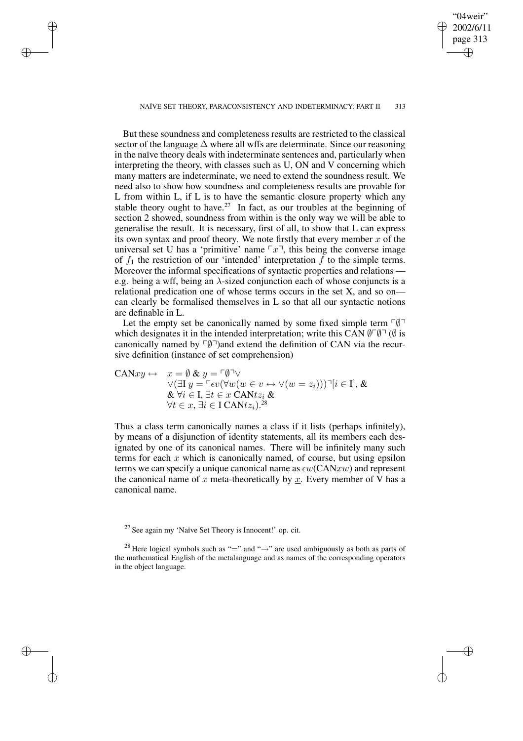But these soundness and completeness results are restricted to the classical sector of the language $\Delta$ where all wffs are determinate. Since our reasoning in the naïve theory deals with indeterminate sentences and, particularly when interpreting the theory, with classes such as U, ON and V concerning which many matters are indeterminate, we need to extend the soundness result. We need also to show how soundness and completeness results are provable for L from within L, if L is to have the semantic closure property which any stable theory ought to have.[27] In fact, as our troubles at the beginning of section 2 showed, soundness from within is the only way we will be able to generalise the result. It is necessary, first of all, to show that L can express its own syntax and proof theory. We note firstly that every member $x$ of the universal set U has a 'primitive' name $\ulcorner x \urcorner$, this being the converse image of $f_1$ the restriction of our 'intended' interpretation $f$ to the simple terms. Moreover the informal specifications of syntactic properties and relations — e.g. being a wff, being an $\lambda$-sized conjunction each of whose conjuncts is a relational predication one of whose terms occurs in the set X, and so on— can clearly be formalised themselves in L so that all our syntactic notions are definable in L.

Let the empty set be canonically named by some fixed simple term $\ulcorner \emptyset \urcorner$ which designates it in the intended interpretation; write this CAN $\emptyset \ulcorner \emptyset \urcorner$ ($\emptyset$ is canonically named by $\ulcorner \emptyset \urcorner$)and extend the definition of CAN via the recursive definition (instance of set comprehension)

$$
\begin{aligned}
\mathrm{CAN}xy \leftrightarrow \quad & x = \emptyset \;\&\; y = \ulcorner \emptyset \urcorner \vee \\
& \vee(\exists \mathrm{I}\; y = \ulcorner \epsilon v(\forall w(w \in v \leftrightarrow \vee(w = z_i))) \urcorner [i \in \mathrm{I}], \;\& \\
& \&\; \forall i \in \mathrm{I},\, \exists t \in x\; \mathrm{CAN}tz_i \;\& \\
& \forall t \in x,\, \exists i \in \mathrm{I}\, \mathrm{CAN}tz_i).^{28}
\end{aligned}
$$

Thus a class term canonically names a class if it lists (perhaps infinitely), by means of a disjunction of identity statements, all its members each designated by one of its canonical names. There will be infinitely many such terms for each $x$ which is canonically named, of course, but using epsilon terms we can specify a unique canonical name as $\epsilon w(\mathrm{CAN}xw)$ and represent the canonical name of $x$ meta-theoretically by $\underline{x}$. Every member of V has a canonical name.

[27] See again my 'Naïve Set Theory is Innocent!' op. cit.

[28] Here logical symbols such as "=" and "→" are used ambiguously as both as parts of the mathematical English of the metalanguage and as names of the corresponding operators in the object language.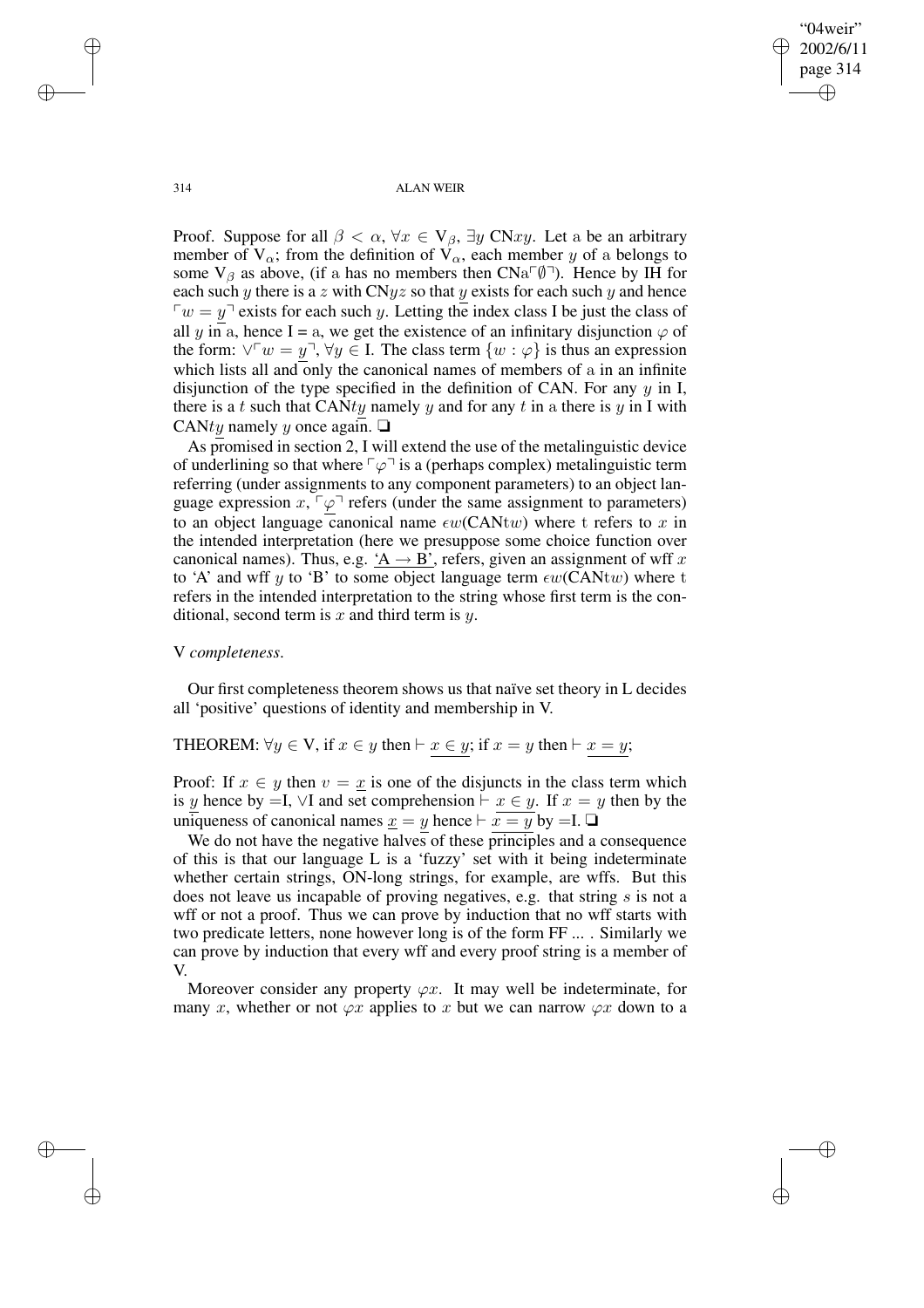Proof. Suppose for all $\beta < \alpha$, $\forall x \in V_\beta$, $\exists y$ CN$xy$. Let a be an arbitrary member of $V_\alpha$; from the definition of $V_\alpha$, each member $y$ of a belongs to some $V_\beta$ as above, (if a has no members then CNa$\ulcorner\emptyset\urcorner$). Hence by IH for each such $y$ there is a $z$ with CN$yz$ so that $\underline{y}$ exists for each such $y$ and hence $\ulcorner w = \underline{y}\urcorner$ exists for each such $y$. Letting the index class I be just the class of all $y$ in a, hence I = a, we get the existence of an infinitary disjunction $\varphi$ of the form: $\vee\ulcorner w = \underline{y}\urcorner, \forall y \in$ I. The class term $\{w : \varphi\}$ is thus an expression which lists all and only the canonical names of members of a in an infinite disjunction of the type specified in the definition of CAN. For any $y$ in I, there is a $t$ such that CAN$ty$ namely $\underline{y}$ and for any $t$ in a there is $y$ in I with CAN$t\underline{y}$ namely $y$ once again. ❑

As promised in section 2, I will extend the use of the metalinguistic device of underlining so that where $\ulcorner\varphi\urcorner$ is a (perhaps complex) metalinguistic term referring (under assignments to any component parameters) to an object language expression $x$, $\ulcorner\underline{\varphi}\urcorner$ refers (under the same assignment to parameters) to an object language canonical name $\epsilon w$(CANt$w$) where t refers to $x$ in the intended interpretation (here we presuppose some choice function over canonical names). Thus, e.g. $\underline{\text{'A} \rightarrow \text{B'}}$, refers, given an assignment of wff $x$ to 'A' and wff $y$ to 'B' to some object language term $\epsilon w$(CANt$w$) where t refers in the intended interpretation to the string whose first term is the conditional, second term is $x$ and third term is $y$.

V *completeness*.

Our first completeness theorem shows us that naïve set theory in L decides all 'positive' questions of identity and membership in V.

THEOREM: $\forall y \in$ V, if $x \in y$ then $\vdash \underline{x \in y}$; if $x = y$ then $\vdash \underline{x = y}$;

Proof: If $x \in y$ then $v = \underline{x}$ is one of the disjuncts in the class term which is $\underline{y}$ hence by =I, $\vee$I and set comprehension $\vdash \underline{x \in y}$. If $x = y$ then by the uniqueness of canonical names $\underline{x} = \underline{y}$ hence $\vdash \underline{x = y}$ by =I. ❑

We do not have the negative halves of these principles and a consequence of this is that our language L is a 'fuzzy' set with it being indeterminate whether certain strings, ON-long strings, for example, are wffs. But this does not leave us incapable of proving negatives, e.g. that string $s$ is not a wff or not a proof. Thus we can prove by induction that no wff starts with two predicate letters, none however long is of the form FF ... . Similarly we can prove by induction that every wff and every proof string is a member of V.

Moreover consider any property $\varphi x$. It may well be indeterminate, for many $x$, whether or not $\varphi x$ applies to $x$ but we can narrow $\varphi x$ down to a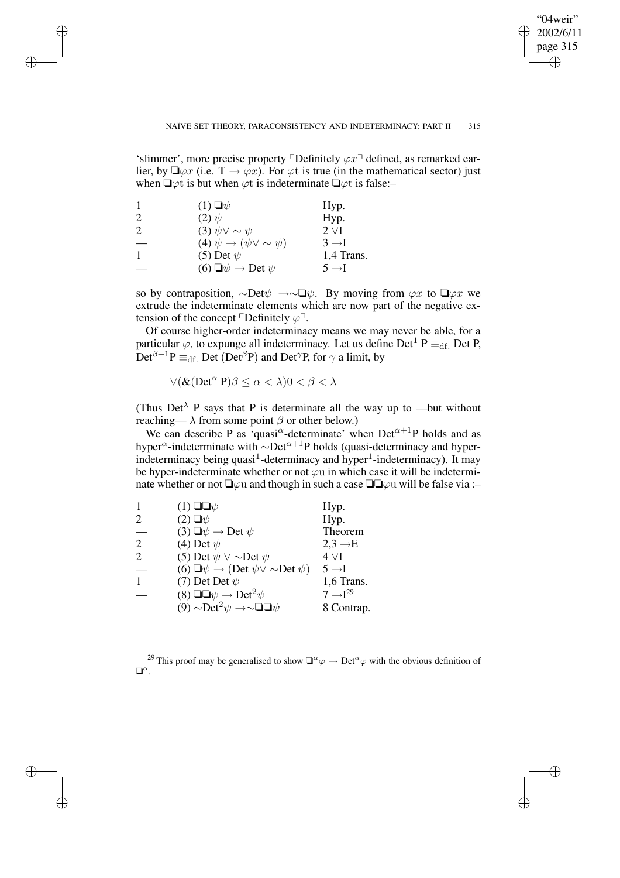'slimmer', more precise property ⌜Definitely $\varphi x$⌝ defined, as remarked earlier, by $\Box\varphi x$ (i.e. $T \rightarrow \varphi x$). For $\varphi$t is true (in the mathematical sector) just when $\Box\varphi$t is but when $\varphi$t is indeterminate $\Box\varphi$t is false:–

| | | |
|---|---|---|
| 1 | (1) $\Box\psi$ | Hyp. |
| 2 | (2) $\psi$ | Hyp. |
| 2 | (3) $\psi \vee \sim \psi$ | 2 $\vee$I |
| — | (4) $\psi \rightarrow (\psi \vee \sim \psi)$ | 3 $\rightarrow$I |
| 1 | (5) Det $\psi$ | 1,4 Trans. |
| — | (6) $\Box\psi \rightarrow$ Det $\psi$ | 5 $\rightarrow$I |

so by contraposition, $\sim$Det$\psi \rightarrow \sim\Box\psi$. By moving from $\varphi x$ to $\Box\varphi x$ we extrude the indeterminate elements which are now part of the negative extension of the concept ⌜Definitely $\varphi$⌝.

Of course higher-order indeterminacy means we may never be able, for a particular $\varphi$, to expunge all indeterminacy. Let us define $\text{Det}^1$ P $\equiv_{\text{df.}}$ Det P, $\text{Det}^{\beta+1}$P $\equiv_{\text{df.}}$ Det ($\text{Det}^{\beta}$P) and $\text{Det}^{\gamma}$P, for $\gamma$ a limit, by

$$\vee(\&(\text{Det}^{\alpha}\ \text{P})\beta \leq \alpha < \lambda)0 < \beta < \lambda$$

(Thus $\text{Det}^{\lambda}$ P says that P is determinate all the way up to —but without reaching— $\lambda$ from some point $\beta$ or other below.)

We can describe P as 'quasi$^{\alpha}$-determinate' when $\text{Det}^{\alpha+1}$P holds and as hyper$^{\alpha}$-indeterminate with $\sim\text{Det}^{\alpha+1}$P holds (quasi-determinacy and hyper-indeterminacy being quasi$^1$-determinacy and hyper$^1$-indeterminacy). It may be hyper-indeterminate whether or not $\varphi$u in which case it will be indeterminate whether or not $\Box\varphi$u and though in such a case $\Box\Box\varphi$u will be false via :–

| | | |
|---|---|---|
| 1 | (1) $\Box\Box\psi$ | Hyp. |
| 2 | (2) $\Box\psi$ | Hyp. |
| — | (3) $\Box\psi \rightarrow$ Det $\psi$ | Theorem |
| 2 | (4) Det $\psi$ | 2,3 $\rightarrow$E |
| 2 | (5) Det $\psi \vee \sim$Det $\psi$ | 4 $\vee$I |
| — | (6) $\Box\psi \rightarrow$ (Det $\psi \vee \sim$Det $\psi$) | 5 $\rightarrow$I |
| 1 | (7) Det Det $\psi$ | 1,6 Trans. |
| — | (8) $\Box\Box\psi \rightarrow \text{Det}^2\psi$ | 7 $\rightarrow$I[29] |
| | (9) $\sim\text{Det}^2\psi \rightarrow \sim\Box\Box\psi$ | 8 Contrap. |

[29] This proof may be generalised to show $\Box^{\alpha}\varphi \rightarrow \text{Det}^{\alpha}\varphi$ with the obvious definition of $\Box^{\alpha}$.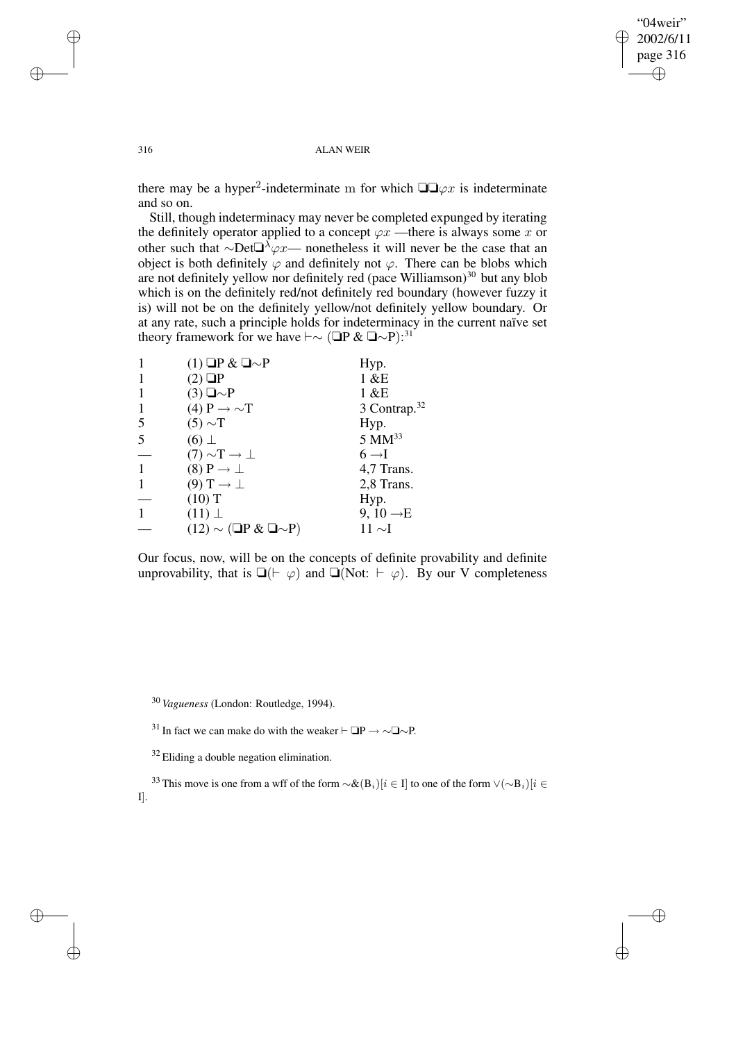there may be a hyper$^2$-indeterminate m for which $❑❑\varphi x$ is indeterminate and so on.

Still, though indeterminacy may never be completed expunged by iterating the definitely operator applied to a concept $\varphi x$ —there is always some $x$ or other such that $\sim$Det$❑^\lambda\varphi x$— nonetheless it will never be the case that an object is both definitely $\varphi$ and definitely not $\varphi$. There can be blobs which are not definitely yellow nor definitely red (pace Williamson)[30] but any blob which is on the definitely red/not definitely red boundary (however fuzzy it is) will not be on the definitely yellow/not definitely yellow boundary. Or at any rate, such a principle holds for indeterminacy in the current naïve set theory framework for we have $\vdash\sim$ (❑P & ❑∼P):[31]

| | | |
|---|---|---|
| 1 | (1) ❑P & ❑∼P | Hyp. |
| 1 | (2) ❑P | 1 &E |
| 1 | (3) ❑∼P | 1 &E |
| 1 | (4) P → ∼T | 3 Contrap.[32] |
| 5 | (5) ∼T | Hyp. |
| 5 | (6) ⊥ | 5 MM[33] |
| — | (7) ∼T → ⊥ | 6 →I |
| 1 | (8) P → ⊥ | 4,7 Trans. |
| 1 | (9) T → ⊥ | 2,8 Trans. |
| — | (10) T | Hyp. |
| 1 | (11) ⊥ | 9, 10 →E |
| — | (12) ∼ (❑P & ❑∼P) | 11 ∼I |

Our focus, now, will be on the concepts of definite provability and definite unprovability, that is ❑($\vdash \varphi$) and ❑(Not: $\vdash \varphi$). By our V completeness

[30] *Vagueness* (London: Routledge, 1994).

[31] In fact we can make do with the weaker $\vdash$ ❑P → ∼❑∼P.

[32] Eliding a double negation elimination.

[33] This move is one from a wff of the form $\sim\&(\mathrm{B}_i)[i \in \mathrm{I}]$ to one of the form $\vee(\sim\mathrm{B}_i)[i \in \mathrm{I}]$.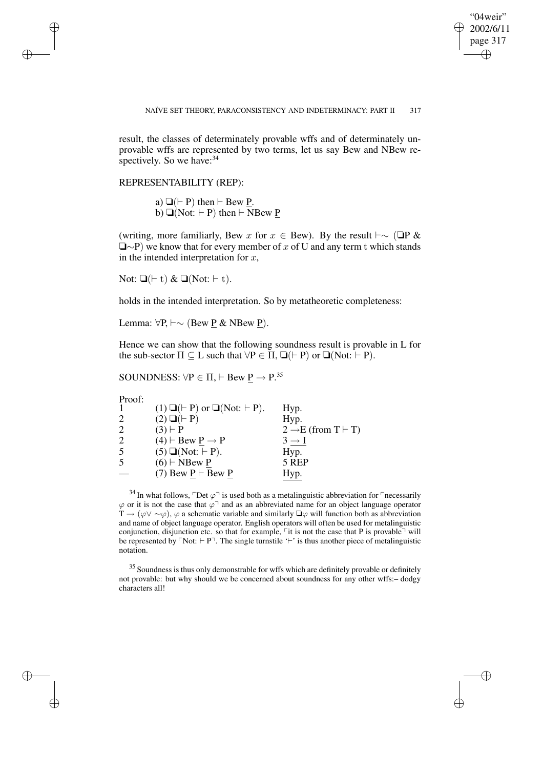result, the classes of determinately provable wffs and of determinately unprovable wffs are represented by two terms, let us say Bew and NBew respectively. So we have:[34]

REPRESENTABILITY (REP):

> a) ❏(⊢ P) then ⊢ Bew P̲.
> b) ❏(Not: ⊢ P) then ⊢ NBew P̲

(writing, more familiarly, Bew $x$ for $x \in$ Bew). By the result ⊢∼ (❏P & ❏∼P) we know that for every member of $x$ of U and any term t which stands in the intended interpretation for $x$,

Not: ❏(⊢ t) & ❏(Not: ⊢ t).

holds in the intended interpretation. So by metatheoretic completeness:

Lemma: ∀P, ⊢∼ (Bew P̲ & NBew P̲).

Hence we can show that the following soundness result is provable in L for the sub-sector Π ⊆ L such that ∀P ∈ Π, ❏(⊢ P) or ❏(Not: ⊢ P).

SOUNDNESS: ∀P ∈ Π, ⊢ Bew P̲ → P.[35]

Proof:

| | | |
|---|---|---|
| 1 | (1) ❏(⊢ P) or ❏(Not: ⊢ P). | Hyp. |
| 2 | (2) ❏(⊢ P) | Hyp. |
| 2 | (3) ⊢ P | 2 →E (from T ⊢ T) |
| 2 | (4) ⊢ Bew P̲ → P | 3̲ ̲→̲ ̲I̲ |
| 5 | (5) ❏(Not: ⊢ P). | Hyp. |
| 5 | (6) ⊢ NBew P̲ | 5 REP |
| — | (7) Bew P̲ ⊢ Bew P̲ | H̲y̲p̲.̲ |

[34] In what follows, ⌜Det $\varphi$⌝ is used both as a metalinguistic abbreviation for ⌜necessarily $\varphi$ or it is not the case that $\varphi$⌝ and as an abbreviated name for an object language operator T → ($\varphi$∨ ∼$\varphi$), $\varphi$ a schematic variable and similarly ❏$\varphi$ will function both as abbreviation and name of object language operator. English operators will often be used for metalinguistic conjunction, disjunction etc. so that for example, ⌜it is not the case that P is provable⌝ will be represented by ⌜Not: ⊢ P⌝. The single turnstile '⊢' is thus another piece of metalinguistic notation.

[35] Soundness is thus only demonstrable for wffs which are definitely provable or definitely not provable: but why should we be concerned about soundness for any other wffs:– dodgy characters all!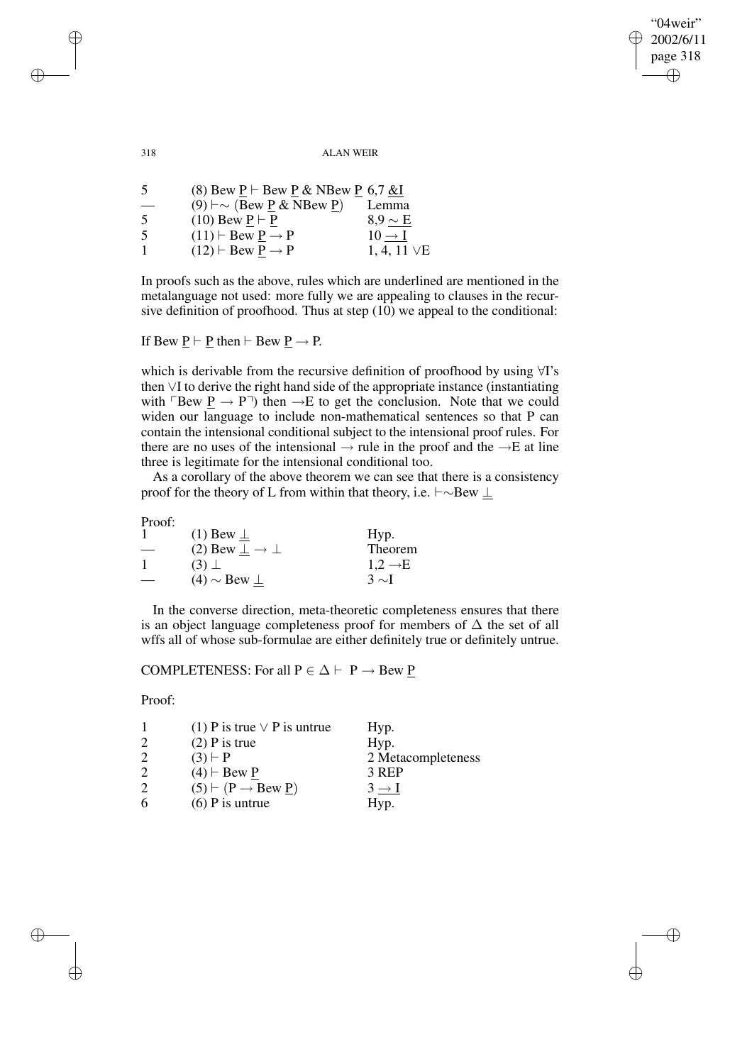| | | |
|---|---|---|
| 5 | (8) Bew $\underline{P} \vdash$ Bew $\underline{P}$ & NBew $\underline{P}$ | 6,7 $\underline{\&I}$ |
| — | (9) $\vdash\sim$ (Bew $\underline{P}$ & NBew $\underline{P}$) | Lemma |
| 5 | (10) Bew $\underline{P} \vdash \underline{P}$ | 8,9 $\underline{\sim E}$ |
| 5 | (11) $\vdash$ Bew $\underline{P} \rightarrow$ P | 10 $\underline{\rightarrow I}$ |
| 1 | (12) $\vdash$ Bew $\underline{P} \rightarrow$ P | 1, 4, 11 $\vee$E |

In proofs such as the above, rules which are underlined are mentioned in the metalanguage not used: more fully we are appealing to clauses in the recursive definition of proofhood. Thus at step (10) we appeal to the conditional:

If Bew $\underline{P} \vdash \underline{P}$ then $\vdash$ Bew $\underline{P} \rightarrow$ P.

which is derivable from the recursive definition of proofhood by using $\forall$I's then $\vee$I to derive the right hand side of the appropriate instance (instantiating with $\ulcorner$Bew $\underline{P} \rightarrow$ P$\urcorner$) then $\rightarrow$E to get the conclusion. Note that we could widen our language to include non-mathematical sentences so that P can contain the intensional conditional subject to the intensional proof rules. For there are no uses of the intensional $\rightarrow$ rule in the proof and the $\rightarrow$E at line three is legitimate for the intensional conditional too.

As a corollary of the above theorem we can see that there is a consistency proof for the theory of L from within that theory, i.e. $\vdash\sim$Bew $\underline{\perp}$

Proof:

| | | |
|---|---|---|
| 1 | (1) Bew $\underline{\perp}$ | Hyp. |
| — | (2) Bew $\underline{\perp} \rightarrow \perp$ | Theorem |
| 1 | (3) $\perp$ | 1,2 $\rightarrow$E |
| — | (4) $\sim$ Bew $\underline{\perp}$ | 3 $\sim$I |

In the converse direction, meta-theoretic completeness ensures that there is an object language completeness proof for members of $\Delta$ the set of all wffs all of whose sub-formulae are either definitely true or definitely untrue.

COMPLETENESS: For all P $\in \Delta \vdash$ P $\rightarrow$ Bew $\underline{P}$

Proof:

| | | |
|---|---|---|
| 1 | (1) P is true $\vee$ P is untrue | Hyp. |
| 2 | (2) P is true | Hyp. |
| 2 | (3) $\vdash$ P | 2 Metacompleteness |
| 2 | (4) $\vdash$ Bew $\underline{P}$ | 3 REP |
| 2 | (5) $\vdash$ (P $\rightarrow$ Bew $\underline{P}$) | 3 $\underline{\rightarrow I}$ |
| 6 | (6) P is untrue | Hyp. |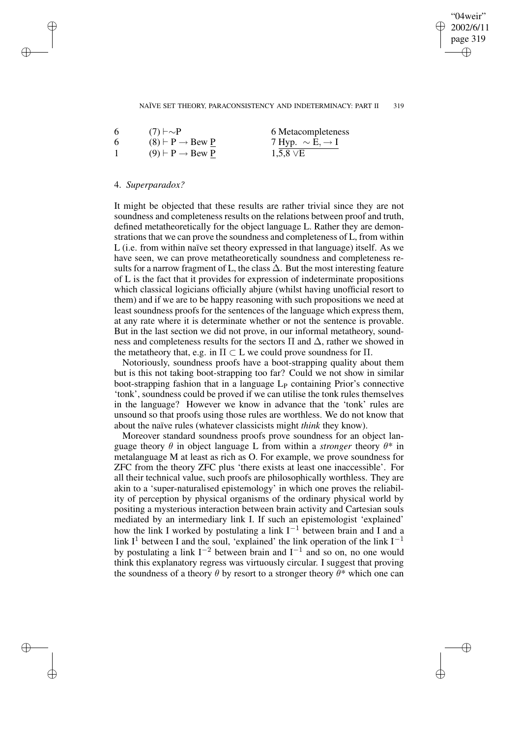| | | |
|---|---|---|
| 6 | (7) $\vdash\sim$P | 6 Metacompleteness |
| 6 | (8) $\vdash$ P $\rightarrow$ Bew $\underline{\text{P}}$ | 7 Hyp. $\sim$E, $\rightarrow$ I |
| 1 | (9) $\vdash$ P $\rightarrow$ Bew $\underline{\text{P}}$ | 1,5,8 $\vee$E |

## 4. *Superparadox?*

It might be objected that these results are rather trivial since they are not soundness and completeness results on the relations between proof and truth, defined metatheoretically for the object language L. Rather they are demonstrations that we can prove the soundness and completeness of L, from within L (i.e. from within naïve set theory expressed in that language) itself. As we have seen, we can prove metatheoretically soundness and completeness results for a narrow fragment of L, the class $\Delta$. But the most interesting feature of L is the fact that it provides for expression of indeterminate propositions which classical logicians officially abjure (whilst having unofficial resort to them) and if we are to be happy reasoning with such propositions we need at least soundness proofs for the sentences of the language which express them, at any rate where it is determinate whether or not the sentence is provable. But in the last section we did not prove, in our informal metatheory, soundness and completeness results for the sectors $\Pi$ and $\Delta$, rather we showed in the metatheory that, e.g. in $\Pi \subset$ L we could prove soundness for $\Pi$.

Notoriously, soundness proofs have a boot-strapping quality about them but is this not taking boot-strapping too far? Could we not show in similar boot-strapping fashion that in a language $L_P$ containing Prior's connective 'tonk', soundness could be proved if we can utilise the tonk rules themselves in the language? However we know in advance that the 'tonk' rules are unsound so that proofs using those rules are worthless. We do not know that about the naïve rules (whatever classicists might *think* they know).

Moreover standard soundness proofs prove soundness for an object language theory $\theta$ in object language L from within a *stronger* theory $\theta$* in metalanguage M at least as rich as O. For example, we prove soundness for ZFC from the theory ZFC plus 'there exists at least one inaccessible'. For all their technical value, such proofs are philosophically worthless. They are akin to a 'super-naturalised epistemology' in which one proves the reliability of perception by physical organisms of the ordinary physical world by positing a mysterious interaction between brain activity and Cartesian souls mediated by an intermediary link I. If such an epistemologist 'explained' how the link I worked by postulating a link $I^{-1}$ between brain and I and a link $I^1$ between I and the soul, 'explained' the link operation of the link $I^{-1}$ by postulating a link $I^{-2}$ between brain and $I^{-1}$ and so on, no one would think this explanatory regress was virtuously circular. I suggest that proving the soundness of a theory $\theta$ by resort to a stronger theory $\theta$* which one can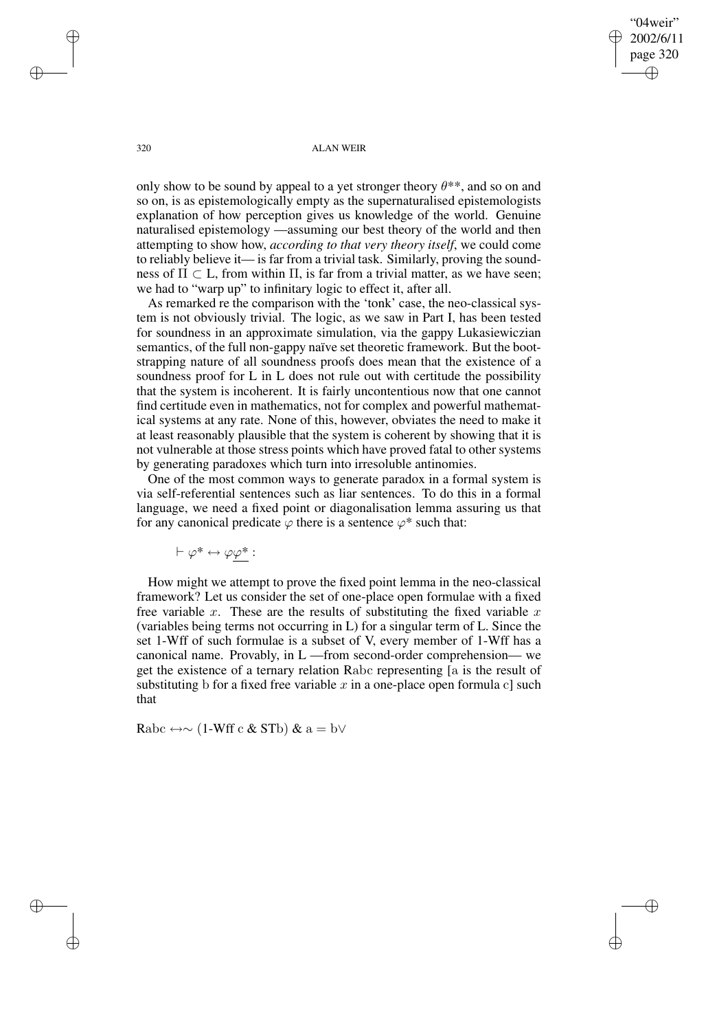only show to be sound by appeal to a yet stronger theory $\theta^{**}$, and so on and so on, is as epistemologically empty as the supernaturalised epistemologists explanation of how perception gives us knowledge of the world. Genuine naturalised epistemology —assuming our best theory of the world and then attempting to show how, *according to that very theory itself*, we could come to reliably believe it— is far from a trivial task. Similarly, proving the soundness of $\Pi \subset$ L, from within $\Pi$, is far from a trivial matter, as we have seen; we had to "warp up" to infinitary logic to effect it, after all.

As remarked re the comparison with the 'tonk' case, the neo-classical system is not obviously trivial. The logic, as we saw in Part I, has been tested for soundness in an approximate simulation, via the gappy Lukasiewiczian semantics, of the full non-gappy naïve set theoretic framework. But the bootstrapping nature of all soundness proofs does mean that the existence of a soundness proof for L in L does not rule out with certitude the possibility that the system is incoherent. It is fairly uncontentious now that one cannot find certitude even in mathematics, not for complex and powerful mathematical systems at any rate. None of this, however, obviates the need to make it at least reasonably plausible that the system is coherent by showing that it is not vulnerable at those stress points which have proved fatal to other systems by generating paradoxes which turn into irresoluble antinomies.

One of the most common ways to generate paradox in a formal system is via self-referential sentences such as liar sentences. To do this in a formal language, we need a fixed point or diagonalisation lemma assuring us that for any canonical predicate $\varphi$ there is a sentence $\varphi^*$ such that:

$$\vdash \varphi^* \leftrightarrow \varphi\underline{\varphi^*} :$$

How might we attempt to prove the fixed point lemma in the neo-classical framework? Let us consider the set of one-place open formulae with a fixed free variable $x$. These are the results of substituting the fixed variable $x$ (variables being terms not occurring in L) for a singular term of L. Since the set 1-Wff of such formulae is a subset of V, every member of 1-Wff has a canonical name. Provably, in L —from second-order comprehension— we get the existence of a ternary relation Rabc representing [a is the result of substituting b for a fixed free variable $x$ in a one-place open formula c] such that

$$\mathrm{Rabc} \leftrightarrow \sim (\text{1-Wff c } \& \text{ STb}) \ \& \ \mathrm{a} = \mathrm{b} \vee$$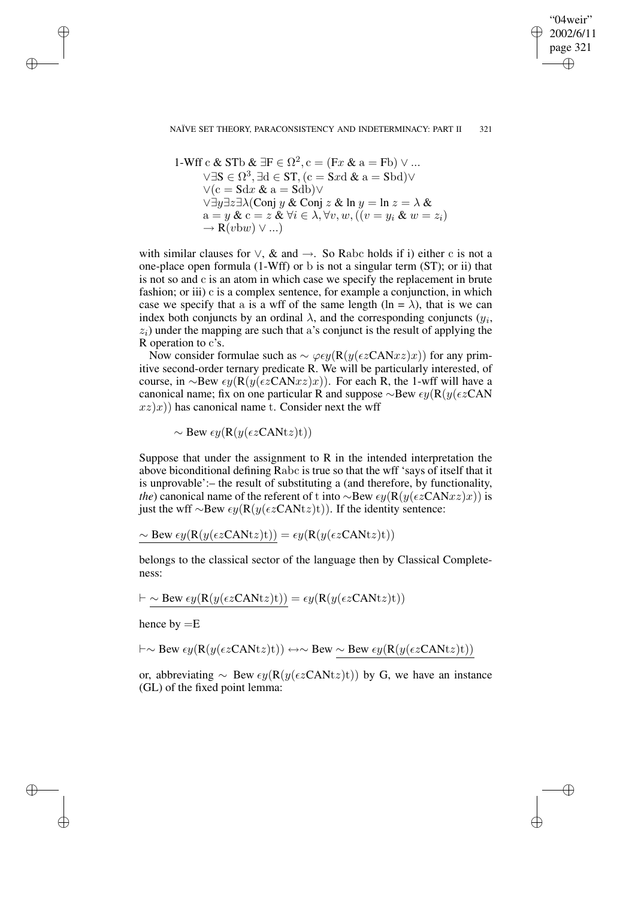$$
\begin{aligned}
&\text{1-Wff c \& STb \&} \exists \text{F} \in \Omega^2, \text{c} = (\text{F}x \text{ \& a} = \text{Fb}) \vee ...\\
&\quad \vee \exists \text{S} \in \Omega^3, \exists \text{d} \in \text{ST}, (\text{c} = \text{S}x\text{d \& a} = \text{Sbd}) \vee\\
&\quad \vee (\text{c} = \text{Sd}x \text{ \& a} = \text{Sdb}) \vee\\
&\quad \vee \exists y \exists z \exists \lambda (\text{Conj } y \text{ \& Conj } z \text{ \& ln } y = \text{ln } z = \lambda \text{ \&}\\
&\quad \text{a} = y \text{ \& c} = z \text{ \& } \forall i \in \lambda, \forall v, w, ((v = y_i \text{ \& } w = z_i)\\
&\quad \rightarrow \text{R}(v\text{b}w) \vee ...)
\end{aligned}
$$

with similar clauses for $\vee$, & and $\rightarrow$. So Rabc holds if i) either c is not a one-place open formula (1-Wff) or b is not a singular term (ST); or ii) that is not so and c is an atom in which case we specify the replacement in brute fashion; or iii) c is a complex sentence, for example a conjunction, in which case we specify that a is a wff of the same length (ln = $\lambda$), that is we can index both conjuncts by an ordinal $\lambda$, and the corresponding conjuncts ($y_i$, $z_i$) under the mapping are such that a's conjunct is the result of applying the R operation to c's.

Now consider formulae such as $\sim \varphi \epsilon y(\text{R}(y(\epsilon z\text{CAN}xz)x))$ for any primitive second-order ternary predicate R. We will be particularly interested, of course, in $\sim$Bew $\epsilon y(\text{R}(y(\epsilon z\text{CAN}xz)x))$. For each R, the 1-wff will have a canonical name; fix on one particular R and suppose $\sim$Bew $\epsilon y(\text{R}(y(\epsilon z\text{CAN}\ xz)x))$ has canonical name t. Consider next the wff

$$\sim \text{Bew } \epsilon y(\text{R}(y(\epsilon z\text{CANt}z)\text{t}))$$

Suppose that under the assignment to R in the intended interpretation the above biconditional defining Rabc is true so that the wff 'says of itself that it is unprovable':– the result of substituting a (and therefore, by functionality, *the*) canonical name of the referent of t into $\sim$Bew $\epsilon y(\text{R}(y(\epsilon z\text{CAN}xz)x))$ is just the wff $\sim$Bew $\epsilon y(\text{R}(y(\epsilon z\text{CANt}z)\text{t}))$. If the identity sentence:

$$\underline{\sim \text{Bew } \epsilon y(\text{R}(y(\epsilon z\text{CANt}z)\text{t}))} = \epsilon y(\text{R}(y(\epsilon z\text{CANt}z)\text{t}))$$

belongs to the classical sector of the language then by Classical Completeness:

$$\vdash \underline{\sim \text{Bew } \epsilon y(\text{R}(y(\epsilon z\text{CANt}z)\text{t}))} = \epsilon y(\text{R}(y(\epsilon z\text{CANt}z)\text{t}))$$

hence by =E

$$\vdash \sim \text{Bew } \epsilon y(\text{R}(y(\epsilon z\text{CANt}z)\text{t})) \leftrightarrow \sim \text{Bew } \underline{\sim \text{Bew } \epsilon y(\text{R}(y(\epsilon z\text{CANt}z)\text{t}))}$$

or, abbreviating $\sim$ Bew $\epsilon y(\text{R}(y(\epsilon z\text{CANt}z)\text{t}))$ by G, we have an instance (GL) of the fixed point lemma: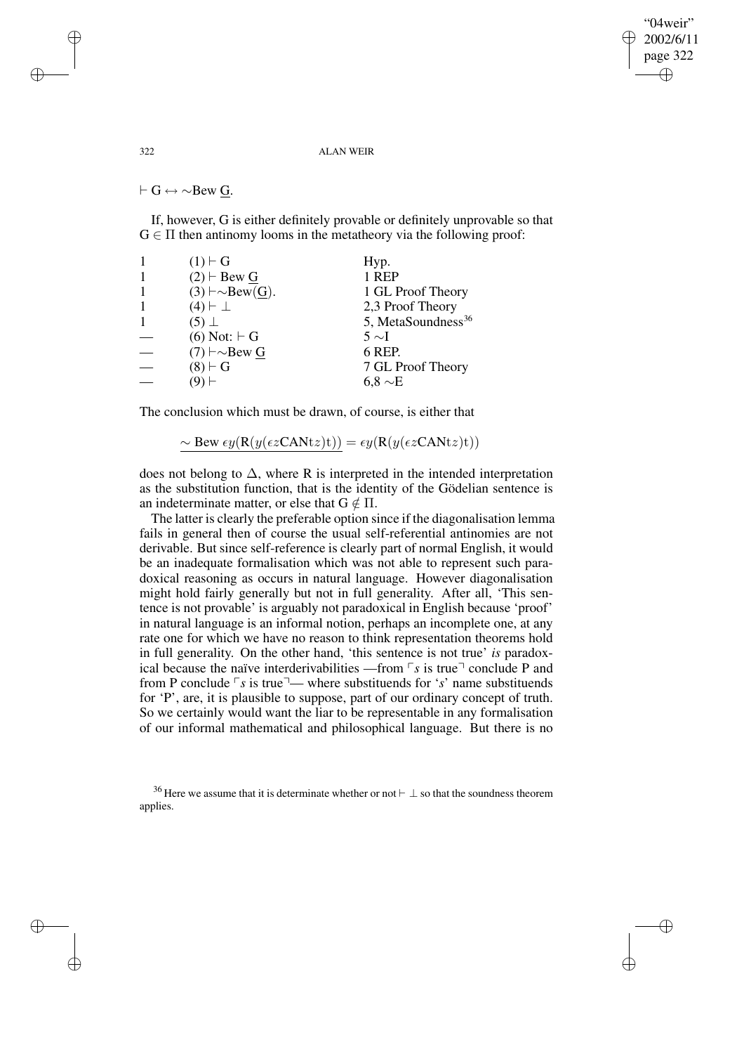$\vdash \mathrm{G} \leftrightarrow \sim\mathrm{Bew}\ \underline{\mathrm{G}}$.

If, however, G is either definitely provable or definitely unprovable so that $\mathrm{G} \in \Pi$ then antinomy looms in the metatheory via the following proof:

| | | |
|---|---|---|
| 1 | (1) $\vdash \mathrm{G}$ | Hyp. |
| 1 | (2) $\vdash \mathrm{Bew}\ \underline{\mathrm{G}}$ | 1 REP |
| 1 | (3) $\vdash \sim\mathrm{Bew}(\underline{\mathrm{G}})$. | 1 GL Proof Theory |
| 1 | (4) $\vdash \bot$ | 2,3 Proof Theory |
| 1 | (5) $\bot$ | 5, MetaSoundness[36] |
| — | (6) Not: $\vdash \mathrm{G}$ | 5 $\sim$I |
| — | (7) $\vdash \sim\mathrm{Bew}\ \underline{\mathrm{G}}$ | 6 REP. |
| — | (8) $\vdash \mathrm{G}$ | 7 GL Proof Theory |
| — | (9) $\vdash$ | 6,8 $\sim$E |

The conclusion which must be drawn, of course, is either that

$$\underline{\sim \mathrm{Bew}\ \epsilon y(\mathrm{R}(y(\epsilon z\mathbf{CAN}\mathrm{t}z)\mathrm{t}))} = \epsilon y(\mathrm{R}(y(\epsilon z\mathbf{CAN}\mathrm{t}z)\mathrm{t}))$$

does not belong to $\Delta$, where R is interpreted in the intended interpretation as the substitution function, that is the identity of the Gödelian sentence is an indeterminate matter, or else that $\mathrm{G} \notin \Pi$.

The latter is clearly the preferable option since if the diagonalisation lemma fails in general then of course the usual self-referential antinomies are not derivable. But since self-reference is clearly part of normal English, it would be an inadequate formalisation which was not able to represent such paradoxical reasoning as occurs in natural language. However diagonalisation might hold fairly generally but not in full generality. After all, 'This sentence is not provable' is arguably not paradoxical in English because 'proof' in natural language is an informal notion, perhaps an incomplete one, at any rate one for which we have no reason to think representation theorems hold in full generality. On the other hand, 'this sentence is not true' *is* paradoxical because the naïve interderivabilities —from ⌜*s* is true⌝ conclude P and from P conclude ⌜*s* is true⌝— where substituends for '*s*' name substituends for 'P', are, it is plausible to suppose, part of our ordinary concept of truth. So we certainly would want the liar to be representable in any formalisation of our informal mathematical and philosophical language. But there is no

[36] Here we assume that it is determinate whether or not $\vdash \bot$ so that the soundness theorem applies.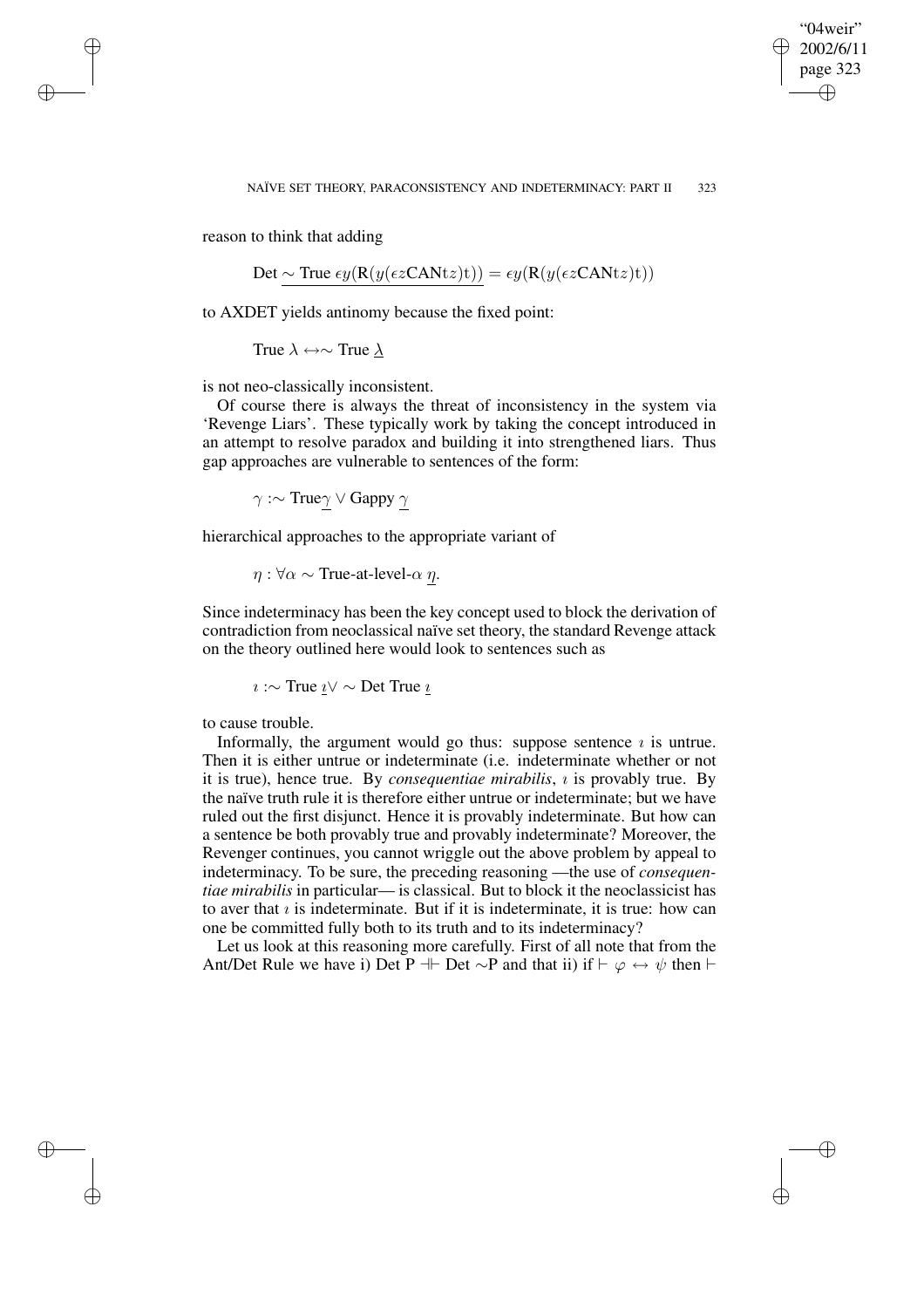reason to think that adding

$$\text{Det } \underline{\sim \text{True } \epsilon y(\text{R}(y(\epsilon z \text{CANt}z)\text{t}))} = \epsilon y(\text{R}(y(\epsilon z \text{CANt}z)\text{t}))$$

to AXDET yields antinomy because the fixed point:

$$\text{True } \lambda \leftrightarrow \sim \text{True } \underline{\lambda}$$

is not neo-classically inconsistent.

Of course there is always the threat of inconsistency in the system via 'Revenge Liars'. These typically work by taking the concept introduced in an attempt to resolve paradox and building it into strengthened liars. Thus gap approaches are vulnerable to sentences of the form:

$$\gamma : \sim \text{True}\underline{\gamma} \vee \text{Gappy } \underline{\gamma}$$

hierarchical approaches to the appropriate variant of

$$\eta : \forall \alpha \sim \text{True-at-level-}\alpha \ \underline{\eta}.$$

Since indeterminacy has been the key concept used to block the derivation of contradiction from neoclassical naïve set theory, the standard Revenge attack on the theory outlined here would look to sentences such as

$$\imath : \sim \text{True } \underline{\imath} \vee \sim \text{Det True } \underline{\imath}$$

to cause trouble.

Informally, the argument would go thus: suppose sentence $\imath$ is untrue. Then it is either untrue or indeterminate (i.e. indeterminate whether or not it is true), hence true. By *consequentiae mirabilis*, $\imath$ is provably true. By the naïve truth rule it is therefore either untrue or indeterminate; but we have ruled out the first disjunct. Hence it is provably indeterminate. But how can a sentence be both provably true and provably indeterminate? Moreover, the Revenger continues, you cannot wriggle out the above problem by appeal to indeterminacy. To be sure, the preceding reasoning —the use of *consequentiae mirabilis* in particular— is classical. But to block it the neoclassicist has to aver that $\imath$ is indeterminate. But if it is indeterminate, it is true: how can one be committed fully both to its truth and to its indeterminacy?

Let us look at this reasoning more carefully. First of all note that from the Ant/Det Rule we have i) Det P $\dashv\vdash$ Det $\sim$P and that ii) if $\vdash \varphi \leftrightarrow \psi$ then $\vdash$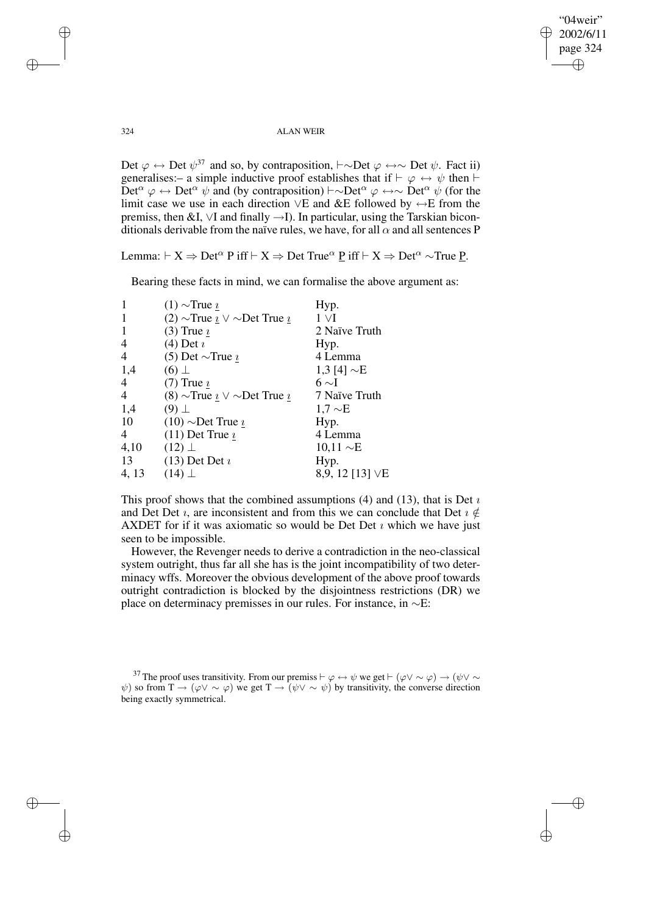Det $\varphi \leftrightarrow$ Det $\psi$[37] and so, by contraposition, $\vdash\sim$Det $\varphi \leftrightarrow\sim$ Det $\psi$. Fact ii) generalises:– a simple inductive proof establishes that if $\vdash \varphi \leftrightarrow \psi$ then $\vdash$ Det$^\alpha$ $\varphi \leftrightarrow$ Det$^\alpha$ $\psi$ and (by contraposition) $\vdash\sim$Det$^\alpha$ $\varphi \leftrightarrow\sim$ Det$^\alpha$ $\psi$ (for the limit case we use in each direction $\vee$E and &E followed by $\leftrightarrow$E from the premiss, then &I, $\vee$I and finally $\rightarrow$I). In particular, using the Tarskian biconditionals derivable from the naïve rules, we have, for all $\alpha$ and all sentences P

Lemma: $\vdash$ X $\Rightarrow$ Det$^\alpha$ P iff $\vdash$ X $\Rightarrow$ Det True$^\alpha$ $\underline{\text{P}}$ iff $\vdash$ X $\Rightarrow$ Det$^\alpha$ $\sim$True $\underline{\text{P}}$.

Bearing these facts in mind, we can formalise the above argument as:

| | | |
|---|---|---|
| 1 | (1) $\sim$True $\underline{\imath}$ | Hyp. |
| 1 | (2) $\sim$True $\underline{\imath} \vee \sim$Det True $\underline{\imath}$ | 1 $\vee$I |
| 1 | (3) True $\underline{\imath}$ | 2 Naïve Truth |
| 4 | (4) Det $\imath$ | Hyp. |
| 4 | (5) Det $\sim$True $\underline{\imath}$ | 4 Lemma |
| 1,4 | (6) $\perp$ | 1,3 [4] $\sim$E |
| 4 | (7) True $\underline{\imath}$ | 6 $\sim$I |
| 4 | (8) $\sim$True $\underline{\imath} \vee \sim$Det True $\underline{\imath}$ | 7 Naïve Truth |
| 1,4 | (9) $\perp$ | 1,7 $\sim$E |
| 10 | (10) $\sim$Det True $\underline{\imath}$ | Hyp. |
| 4 | (11) Det True $\underline{\imath}$ | 4 Lemma |
| 4,10 | (12) $\perp$ | 10,11 $\sim$E |
| 13 | (13) Det Det $\imath$ | Hyp. |
| 4, 13 | (14) $\perp$ | 8,9, 12 [13] $\vee$E |

This proof shows that the combined assumptions (4) and (13), that is Det $\imath$ and Det Det $\imath$, are inconsistent and from this we can conclude that Det $\imath \notin$ AXDET for if it was axiomatic so would be Det Det $\imath$ which we have just seen to be impossible.

However, the Revenger needs to derive a contradiction in the neo-classical system outright, thus far all she has is the joint incompatibility of two determinacy wffs. Moreover the obvious development of the above proof towards outright contradiction is blocked by the disjointness restrictions (DR) we place on determinacy premisses in our rules. For instance, in $\sim$E:

[37] The proof uses transitivity. From our premiss $\vdash \varphi \leftrightarrow \psi$ we get $\vdash (\varphi\vee \sim \varphi) \rightarrow (\psi\vee \sim \psi)$ so from T $\rightarrow (\varphi\vee \sim \varphi)$ we get T $\rightarrow (\psi\vee \sim \psi)$ by transitivity, the converse direction being exactly symmetrical.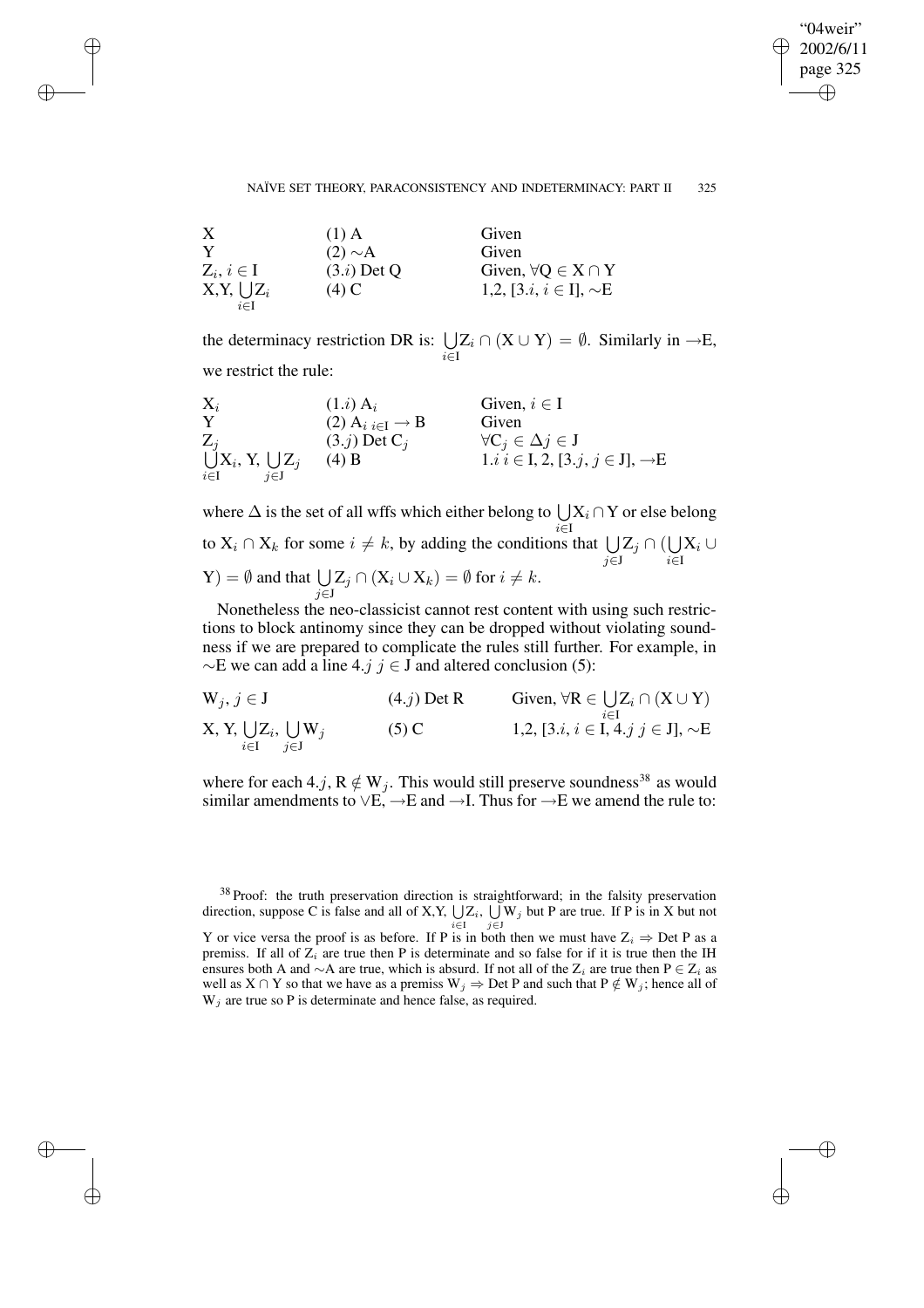| | | |
|---|---|---|
| X | (1) A | Given |
| Y | (2) $\sim$A | Given |
| $Z_i$, $i \in I$ | (3.$i$) Det Q | Given, $\forall Q \in X \cap Y$ |
| X,Y, $\bigcup_{i \in I} Z_i$ | (4) C | 1,2, [3.$i$, $i \in I$], $\sim$E |

the determinacy restriction DR is: $\bigcup_{i \in I} Z_i \cap (X \cup Y) = \emptyset$. Similarly in $\rightarrow$E, we restrict the rule:

| | | |
|---|---|---|
| $X_i$ | (1.$i$) $A_i$ | Given, $i \in I$ |
| Y | (2) $A_{i\ i \in I} \rightarrow B$ | Given |
| $Z_j$ | (3.$j$) Det $C_j$ | $\forall C_j \in \Delta j \in J$ |
| $\bigcup_{i \in I} X_i$, Y, $\bigcup_{j \in J} Z_j$ | (4) B | 1.$i$ $i \in I$, 2, [3.$j$, $j \in J$], $\rightarrow$E |

where $\Delta$ is the set of all wffs which either belong to $\bigcup_{i \in I} X_i \cap Y$ or else belong to $X_i \cap X_k$ for some $i \neq k$, by adding the conditions that $\bigcup_{j \in J} Z_j \cap (\bigcup_{i \in I} X_i \cup Y) = \emptyset$ and that $\bigcup_{j \in J} Z_j \cap (X_i \cup X_k) = \emptyset$ for $i \neq k$.

Nonetheless the neo-classicist cannot rest content with using such restrictions to block antinomy since they can be dropped without violating soundness if we are prepared to complicate the rules still further. For example, in $\sim$E we can add a line 4.$j$ $j \in J$ and altered conclusion (5):

| | | |
|---|---|---|
| $W_j$, $j \in J$ | (4.$j$) Det R | Given, $\forall R \in \bigcup_{i \in I} Z_i \cap (X \cup Y)$ |
| X, Y, $\bigcup_{i \in I} Z_i$, $\bigcup_{j \in J} W_j$ | (5) C | 1,2, [3.$i$, $i \in I$, 4.$j$ $j \in J$], $\sim$E |

where for each 4.$j$, $R \notin W_j$. This would still preserve soundness[38] as would similar amendments to $\vee$E, $\rightarrow$E and $\rightarrow$I. Thus for $\rightarrow$E we amend the rule to:

[38] Proof: the truth preservation direction is straightforward; in the falsity preservation direction, suppose C is false and all of X,Y, $\bigcup_{i \in I} Z_i$, $\bigcup_{j \in J} W_j$ but P are true. If P is in X but not Y or vice versa the proof is as before. If P is in both then we must have $Z_i \Rightarrow$ Det P as a premiss. If all of $Z_i$ are true then P is determinate and so false for if it is true then the IH ensures both A and $\sim$A are true, which is absurd. If not all of the $Z_i$ are true then $P \in Z_i$ as well as $X \cap Y$ so that we have as a premiss $W_j \Rightarrow$ Det P and such that $P \notin W_j$; hence all of $W_j$ are true so P is determinate and hence false, as required.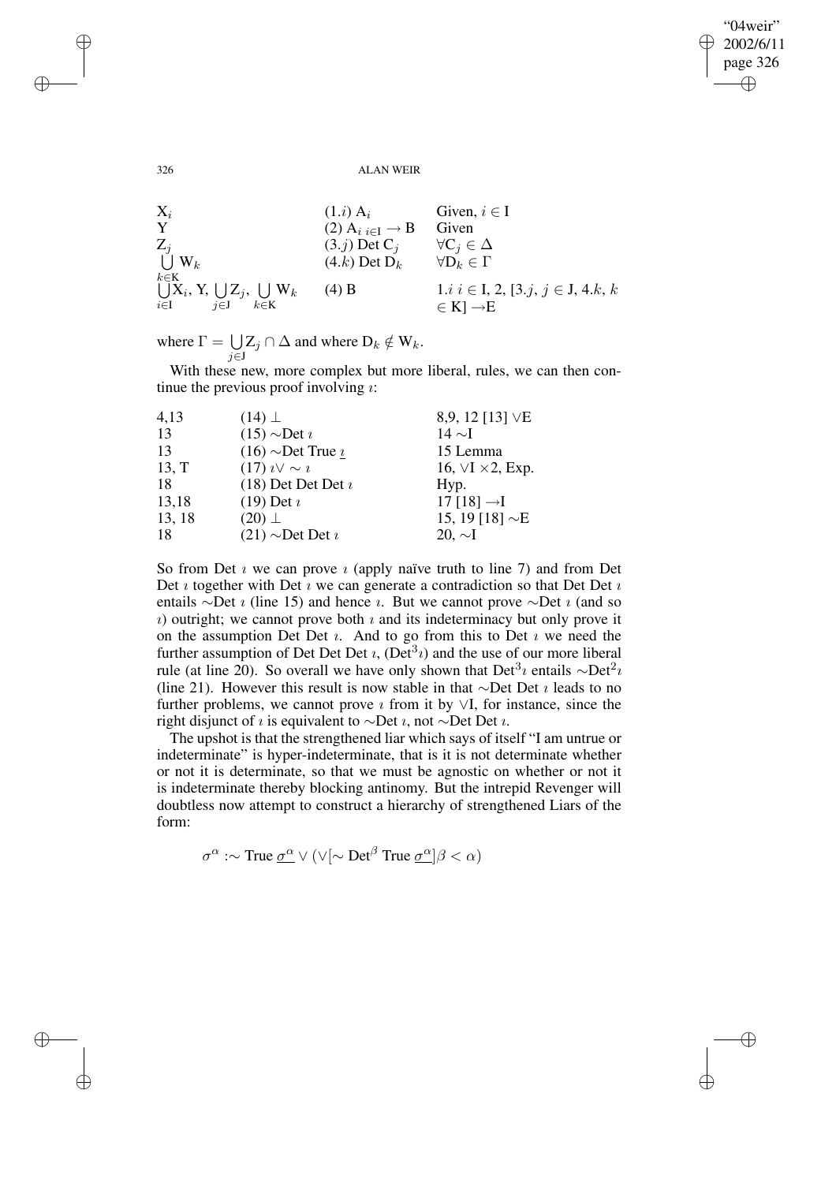| | | |
|---|---|---|
| $X_i$ | $(1.i)$ $A_i$ | Given, $i \in I$ |
| Y | (2) $A_{i\ i \in I} \rightarrow B$ | Given |
| $Z_j$ | $(3.j)$ Det $C_j$ | $\forall C_j \in \Delta$ |
| $\bigcup_{k \in K} W_k$ | $(4.k)$ Det $D_k$ | $\forall D_k \in \Gamma$ |
| $\bigcup_{i \in I} X_i$, Y, $\bigcup_{j \in J} Z_j$, $\bigcup_{k \in K} W_k$ | (4) B | $1.i$ $i \in I$, 2, [$3.j$, $j \in J$, $4.k$, $k \in K$] $\rightarrow$E |

where $\Gamma = \bigcup_{j \in J} Z_j \cap \Delta$ and where $D_k \notin W_k$.

With these new, more complex but more liberal, rules, we can then continue the previous proof involving $\imath$:

| | | |
|---|---|---|
| 4,13 | (14) $\bot$ | 8,9, 12 [13] $\vee$E |
| 13 | (15) $\sim$Det $\imath$ | 14 $\sim$I |
| 13 | (16) $\sim$Det True $\underline{\imath}$ | 15 Lemma |
| 13, T | (17) $\imath \vee \sim \imath$ | 16, $\vee$I $\times 2$, Exp. |
| 18 | (18) Det Det Det $\imath$ | Hyp. |
| 13,18 | (19) Det $\imath$ | 17 [18] $\rightarrow$I |
| 13, 18 | (20) $\bot$ | 15, 19 [18] $\sim$E |
| 18 | (21) $\sim$Det Det $\imath$ | 20, $\sim$I |

So from Det $\imath$ we can prove $\imath$ (apply naïve truth to line 7) and from Det Det $\imath$ together with Det $\imath$ we can generate a contradiction so that Det Det $\imath$ entails $\sim$Det $\imath$ (line 15) and hence $\imath$. But we cannot prove $\sim$Det $\imath$ (and so $\imath$) outright; we cannot prove both $\imath$ and its indeterminacy but only prove it on the assumption Det Det $\imath$. And to go from this to Det $\imath$ we need the further assumption of Det Det Det $\imath$, ($\text{Det}^3 \imath$) and the use of our more liberal rule (at line 20). So overall we have only shown that $\text{Det}^3 \imath$ entails $\sim\text{Det}^2 \imath$ (line 21). However this result is now stable in that $\sim$Det Det $\imath$ leads to no further problems, we cannot prove $\imath$ from it by $\vee$I, for instance, since the right disjunct of $\imath$ is equivalent to $\sim$Det $\imath$, not $\sim$Det Det $\imath$.

The upshot is that the strengthened liar which says of itself "I am untrue or indeterminate" is hyper-indeterminate, that is it is not determinate whether or not it is determinate, so that we must be agnostic on whether or not it is indeterminate thereby blocking antinomy. But the intrepid Revenger will doubtless now attempt to construct a hierarchy of strengthened Liars of the form:

$$\sigma^\alpha :\sim \text{True}\ \underline{\sigma^\alpha} \vee (\vee[\sim \text{Det}^\beta\ \text{True}\ \underline{\sigma^\alpha}]\beta < \alpha)$$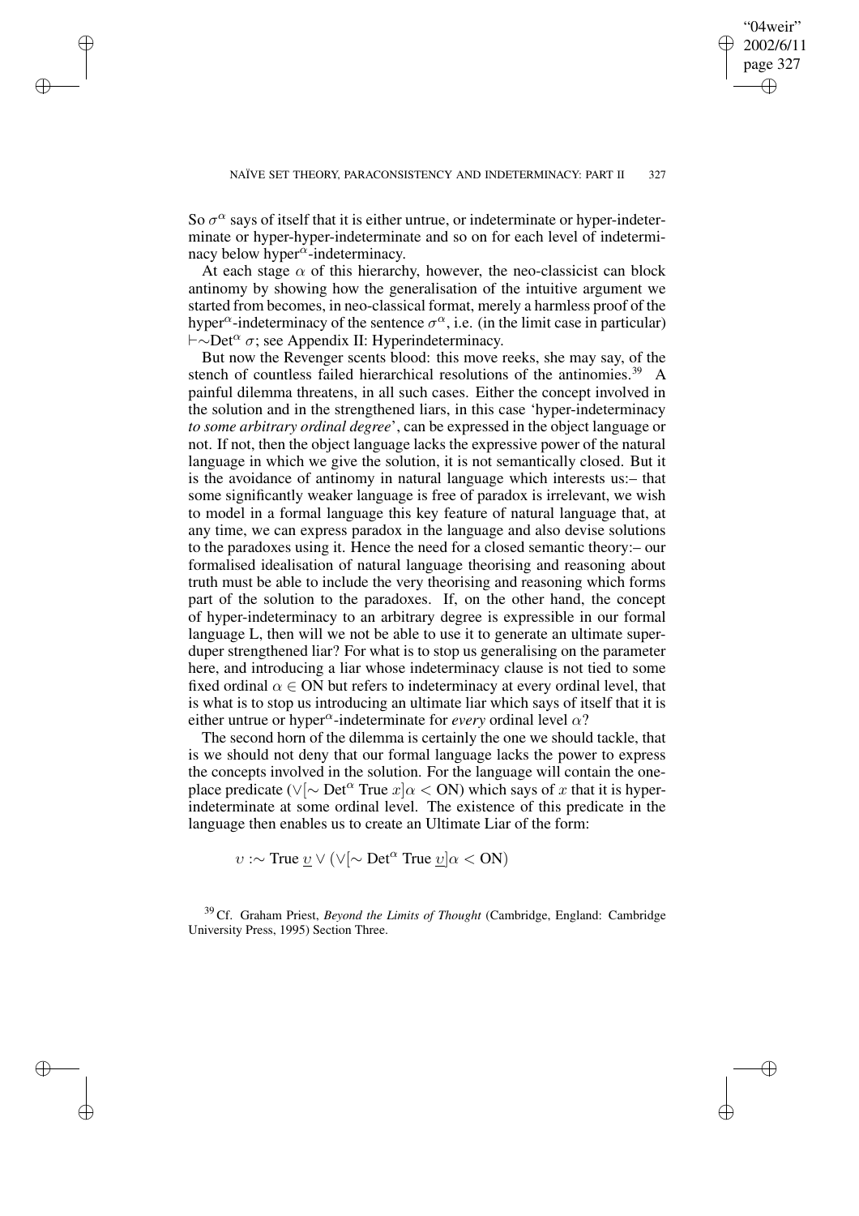So $\sigma^\alpha$ says of itself that it is either untrue, or indeterminate or hyper-indeterminate or hyper-hyper-indeterminate and so on for each level of indeterminacy below hyper$^\alpha$-indeterminacy.

At each stage $\alpha$ of this hierarchy, however, the neo-classicist can block antinomy by showing how the generalisation of the intuitive argument we started from becomes, in neo-classical format, merely a harmless proof of the hyper$^\alpha$-indeterminacy of the sentence $\sigma^\alpha$, i.e. (in the limit case in particular) $\vdash\sim\text{Det}^\alpha\ \sigma$; see Appendix II: Hyperindeterminacy.

But now the Revenger scents blood: this move reeks, she may say, of the stench of countless failed hierarchical resolutions of the antinomies.[39] A painful dilemma threatens, in all such cases. Either the concept involved in the solution and in the strengthened liars, in this case 'hyper-indeterminacy *to some arbitrary ordinal degree*', can be expressed in the object language or not. If not, then the object language lacks the expressive power of the natural language in which we give the solution, it is not semantically closed. But it is the avoidance of antinomy in natural language which interests us:– that some significantly weaker language is free of paradox is irrelevant, we wish to model in a formal language this key feature of natural language that, at any time, we can express paradox in the language and also devise solutions to the paradoxes using it. Hence the need for a closed semantic theory:– our formalised idealisation of natural language theorising and reasoning about truth must be able to include the very theorising and reasoning which forms part of the solution to the paradoxes. If, on the other hand, the concept of hyper-indeterminacy to an arbitrary degree is expressible in our formal language L, then will we not be able to use it to generate an ultimate super-duper strengthened liar? For what is to stop us generalising on the parameter here, and introducing a liar whose indeterminacy clause is not tied to some fixed ordinal $\alpha \in \text{ON}$ but refers to indeterminacy at every ordinal level, that is what is to stop us introducing an ultimate liar which says of itself that it is either untrue or hyper$^\alpha$-indeterminate for *every* ordinal level $\alpha$?

The second horn of the dilemma is certainly the one we should tackle, that is we should not deny that our formal language lacks the power to express the concepts involved in the solution. For the language will contain the one-place predicate $(\vee[\sim \text{Det}^\alpha\ \text{True}\ x]\alpha < \text{ON})$ which says of $x$ that it is hyper-indeterminate at some ordinal level. The existence of this predicate in the language then enables us to create an Ultimate Liar of the form:

$$\upsilon :\sim \text{True}\ \underline{\upsilon} \vee (\vee[\sim \text{Det}^\alpha\ \text{True}\ \underline{\upsilon}]\alpha < \text{ON})$$

[39] Cf. Graham Priest, *Beyond the Limits of Thought* (Cambridge, England: Cambridge University Press, 1995) Section Three.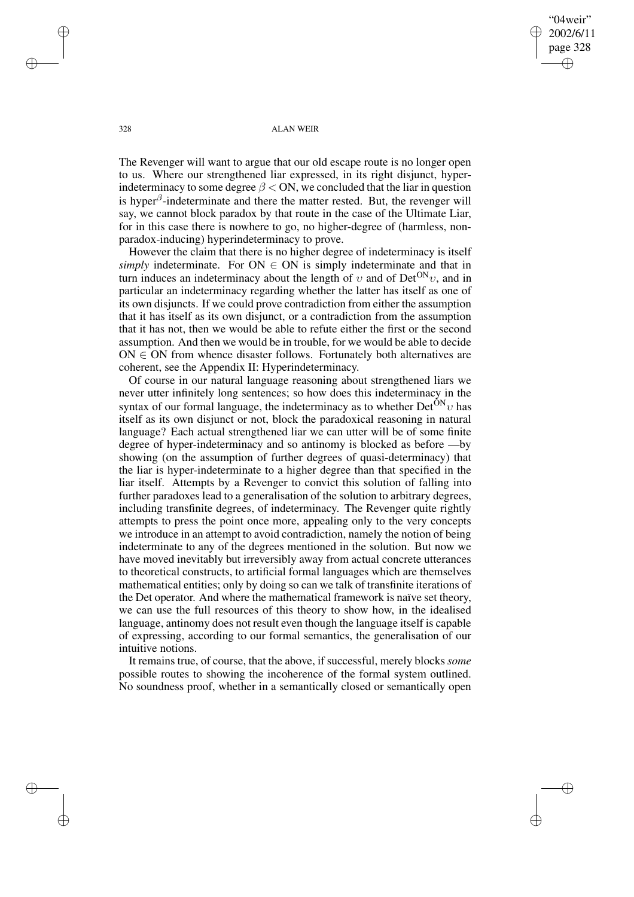The Revenger will want to argue that our old escape route is no longer open to us. Where our strengthened liar expressed, in its right disjunct, hyper-indeterminacy to some degree $\beta < \mathrm{ON}$, we concluded that the liar in question is hyper$^{\beta}$-indeterminate and there the matter rested. But, the revenger will say, we cannot block paradox by that route in the case of the Ultimate Liar, for in this case there is nowhere to go, no higher-degree of (harmless, non-paradox-inducing) hyperindeterminacy to prove.

However the claim that there is no higher degree of indeterminacy is itself *simply* indeterminate. For $\mathrm{ON} \in \mathrm{ON}$ is simply indeterminate and that in turn induces an indeterminacy about the length of $\upsilon$ and of $\mathrm{Det}^{\mathrm{ON}}\upsilon$, and in particular an indeterminacy regarding whether the latter has itself as one of its own disjuncts. If we could prove contradiction from either the assumption that it has itself as its own disjunct, or a contradiction from the assumption that it has not, then we would be able to refute either the first or the second assumption. And then we would be in trouble, for we would be able to decide $\mathrm{ON} \in \mathrm{ON}$ from whence disaster follows. Fortunately both alternatives are coherent, see the Appendix II: Hyperindeterminacy.

Of course in our natural language reasoning about strengthened liars we never utter infinitely long sentences; so how does this indeterminacy in the syntax of our formal language, the indeterminacy as to whether $\mathrm{Det}^{\mathrm{ON}}\upsilon$ has itself as its own disjunct or not, block the paradoxical reasoning in natural language? Each actual strengthened liar we can utter will be of some finite degree of hyper-indeterminacy and so antinomy is blocked as before —by showing (on the assumption of further degrees of quasi-determinacy) that the liar is hyper-indeterminate to a higher degree than that specified in the liar itself. Attempts by a Revenger to convict this solution of falling into further paradoxes lead to a generalisation of the solution to arbitrary degrees, including transfinite degrees, of indeterminacy. The Revenger quite rightly attempts to press the point once more, appealing only to the very concepts we introduce in an attempt to avoid contradiction, namely the notion of being indeterminate to any of the degrees mentioned in the solution. But now we have moved inevitably but irreversibly away from actual concrete utterances to theoretical constructs, to artificial formal languages which are themselves mathematical entities; only by doing so can we talk of transfinite iterations of the Det operator. And where the mathematical framework is naïve set theory, we can use the full resources of this theory to show how, in the idealised language, antinomy does not result even though the language itself is capable of expressing, according to our formal semantics, the generalisation of our intuitive notions.

It remains true, of course, that the above, if successful, merely blocks *some* possible routes to showing the incoherence of the formal system outlined. No soundness proof, whether in a semantically closed or semantically open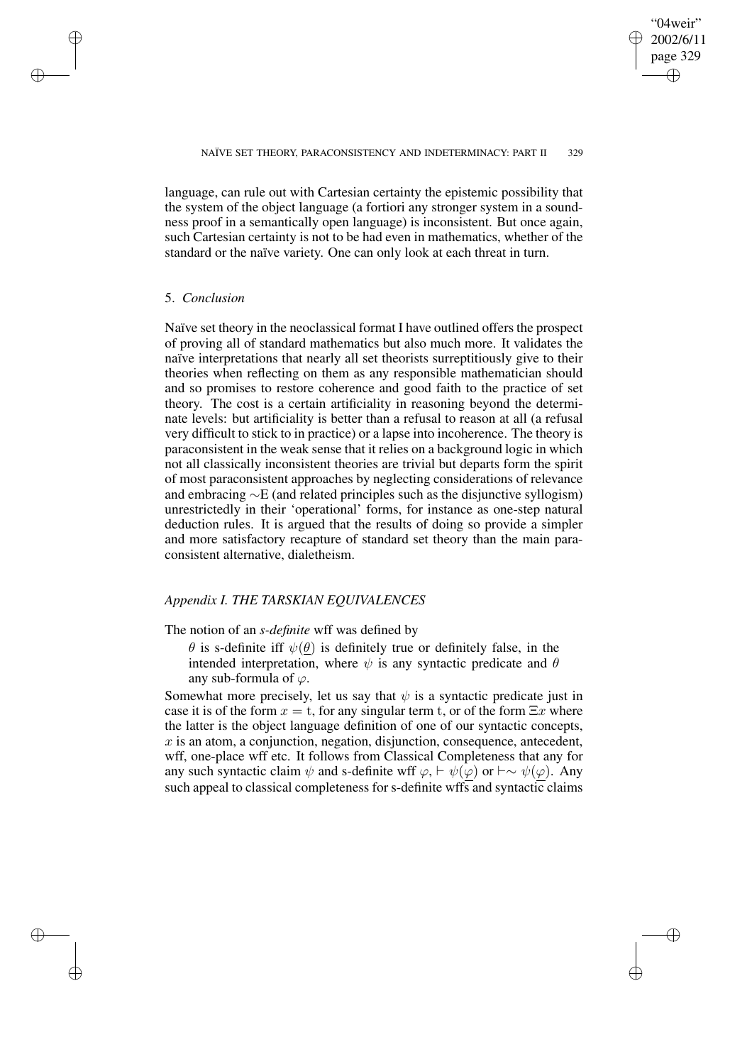language, can rule out with Cartesian certainty the epistemic possibility that the system of the object language (a fortiori any stronger system in a soundness proof in a semantically open language) is inconsistent. But once again, such Cartesian certainty is not to be had even in mathematics, whether of the standard or the naïve variety. One can only look at each threat in turn.

## 5. *Conclusion*

Naïve set theory in the neoclassical format I have outlined offers the prospect of proving all of standard mathematics but also much more. It validates the naïve interpretations that nearly all set theorists surreptitiously give to their theories when reflecting on them as any responsible mathematician should and so promises to restore coherence and good faith to the practice of set theory. The cost is a certain artificiality in reasoning beyond the determinate levels: but artificiality is better than a refusal to reason at all (a refusal very difficult to stick to in practice) or a lapse into incoherence. The theory is paraconsistent in the weak sense that it relies on a background logic in which not all classically inconsistent theories are trivial but departs form the spirit of most paraconsistent approaches by neglecting considerations of relevance and embracing $\sim$E (and related principles such as the disjunctive syllogism) unrestrictedly in their 'operational' forms, for instance as one-step natural deduction rules. It is argued that the results of doing so provide a simpler and more satisfactory recapture of standard set theory than the main paraconsistent alternative, dialetheism.

## *Appendix I. THE TARSKIAN EQUIVALENCES*

The notion of an *s-definite* wff was defined by

> $\theta$ is s-definite iff $\psi(\underline{\theta})$ is definitely true or definitely false, in the intended interpretation, where $\psi$ is any syntactic predicate and $\theta$ any sub-formula of $\varphi$.

Somewhat more precisely, let us say that $\psi$ is a syntactic predicate just in case it is of the form $x = \mathrm{t}$, for any singular term t, or of the form $\Xi x$ where the latter is the object language definition of one of our syntactic concepts, $x$ is an atom, a conjunction, negation, disjunction, consequence, antecedent, wff, one-place wff etc. It follows from Classical Completeness that any for any such syntactic claim $\psi$ and s-definite wff $\varphi$, $\vdash \psi(\underline{\varphi})$ or $\vdash\sim \psi(\underline{\varphi})$. Any such appeal to classical completeness for s-definite wffs and syntactic claims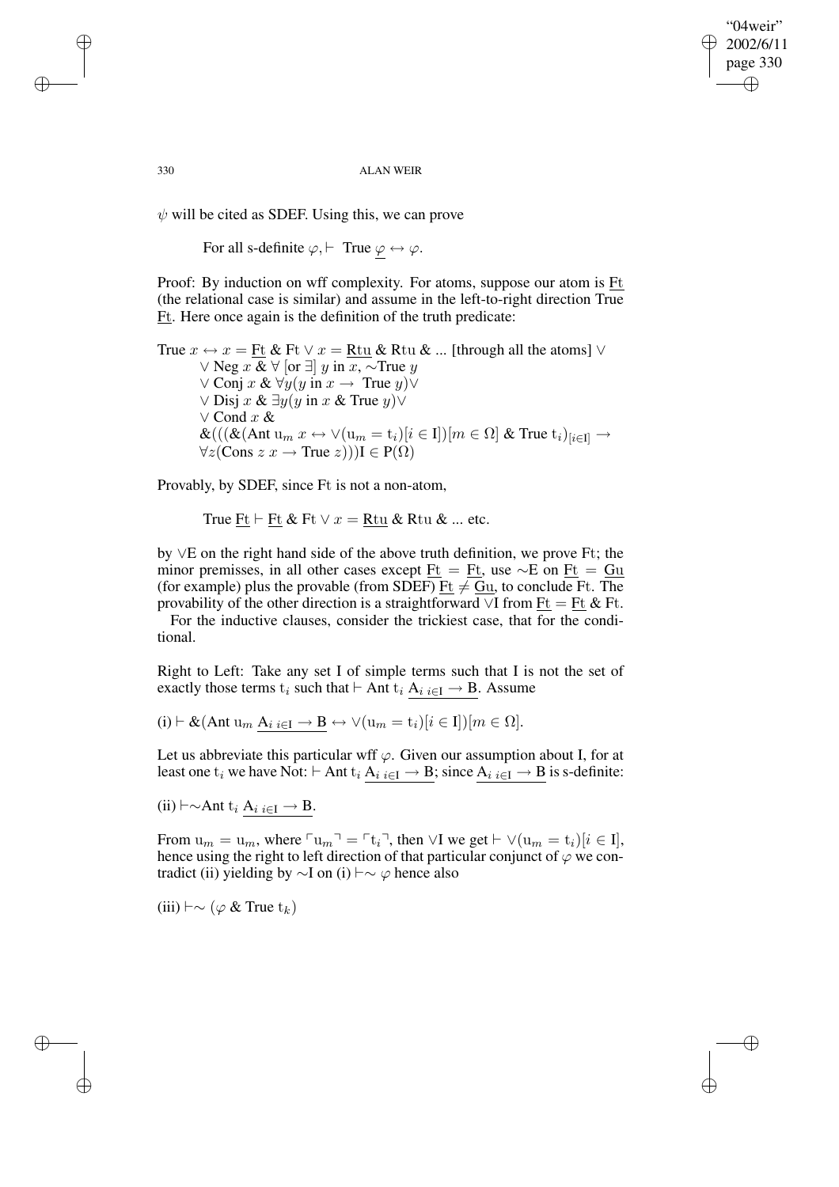$\psi$ will be cited as SDEF. Using this, we can prove

For all s-definite $\varphi, \vdash$ True $\underline{\varphi} \leftrightarrow \varphi$.

Proof: By induction on wff complexity. For atoms, suppose our atom is $\underline{\mathrm{Ft}}$ (the relational case is similar) and assume in the left-to-right direction True $\underline{\mathrm{Ft}}$. Here once again is the definition of the truth predicate:

$$
\begin{aligned}
&\text{True } x \leftrightarrow x = \underline{\mathrm{Ft}} \;\&\; \mathrm{Ft} \vee x = \underline{\mathrm{Rtu}} \;\&\; \mathrm{Rtu} \;\&\; \ldots \text{ [through all the atoms] } \vee \\
&\quad \vee \text{ Neg } x \;\&\; \forall \text{ [or } \exists] \; y \text{ in } x, \sim\text{True } y \\
&\quad \vee \text{ Conj } x \;\&\; \forall y (y \text{ in } x \rightarrow \text{ True } y) \vee \\
&\quad \vee \text{ Disj } x \;\&\; \exists y (y \text{ in } x \;\&\; \text{True } y) \vee \\
&\quad \vee \text{ Cond } x \;\&\; \\
&\quad \&(((\&(\text{Ant } \mathrm{u}_m \; x \leftrightarrow \vee(\mathrm{u}_m = \mathrm{t}_i)[i \in \mathrm{I}])[m \in \Omega] \;\&\; \text{True } \mathrm{t}_i)_{[i \in \mathrm{I}]} \rightarrow \\
&\quad \forall z (\text{Cons } z \; x \rightarrow \text{True } z)))\mathrm{I} \in \mathrm{P}(\Omega)
\end{aligned}
$$

Provably, by SDEF, since Ft is not a non-atom,

True $\underline{\mathrm{Ft}} \vdash \underline{\mathrm{Ft}}$ & Ft $\vee\, x = \underline{\mathrm{Rtu}}$ & Rtu & ... etc.

by $\vee$E on the right hand side of the above truth definition, we prove Ft; the minor premisses, in all other cases except $\underline{\mathrm{Ft}} = \underline{\mathrm{Ft}}$, use $\sim$E on $\underline{\mathrm{Ft}} = \underline{\mathrm{Gu}}$ (for example) plus the provable (from SDEF) $\underline{\mathrm{Ft}} \neq \underline{\mathrm{Gu}}$, to conclude Ft. The provability of the other direction is a straightforward $\vee$I from $\underline{\mathrm{Ft}} = \underline{\mathrm{Ft}}$ & Ft.

For the inductive clauses, consider the trickiest case, that for the conditional.

Right to Left: Take any set I of simple terms such that I is not the set of exactly those terms $\mathrm{t}_i$ such that $\vdash$ Ant $\mathrm{t}_i$ $\underline{\mathrm{A}_{i\; i\in \mathrm{I}} \rightarrow \mathrm{B}}$. Assume

(i) $\vdash \&(\text{Ant } \mathrm{u}_m \; \underline{\mathrm{A}_{i\; i\in\mathrm{I}} \rightarrow \mathrm{B}} \leftrightarrow \vee(\mathrm{u}_m = \mathrm{t}_i)[i \in \mathrm{I}])[m \in \Omega]$.

Let us abbreviate this particular wff $\varphi$. Given our assumption about I, for at least one $\mathrm{t}_i$ we have Not: $\vdash$ Ant $\mathrm{t}_i$ $\underline{\mathrm{A}_{i\; i\in\mathrm{I}} \rightarrow \mathrm{B}}$; since $\underline{\mathrm{A}_{i\; i\in\mathrm{I}} \rightarrow \mathrm{B}}$ is s-definite:

(ii) $\vdash\sim$Ant $\mathrm{t}_i$ $\underline{\mathrm{A}_{i\; i\in\mathrm{I}} \rightarrow \mathrm{B}}$.

From $\mathrm{u}_m = \mathrm{u}_m$, where $\ulcorner \mathrm{u}_m \urcorner = \ulcorner \mathrm{t}_i \urcorner$, then $\vee$I we get $\vdash \vee(\mathrm{u}_m = \mathrm{t}_i)[i \in \mathrm{I}]$, hence using the right to left direction of that particular conjunct of $\varphi$ we contradict (ii) yielding by $\sim$I on (i) $\vdash\sim \varphi$ hence also

(iii) $\vdash\sim (\varphi \;\&\; \text{True } \mathrm{t}_k)$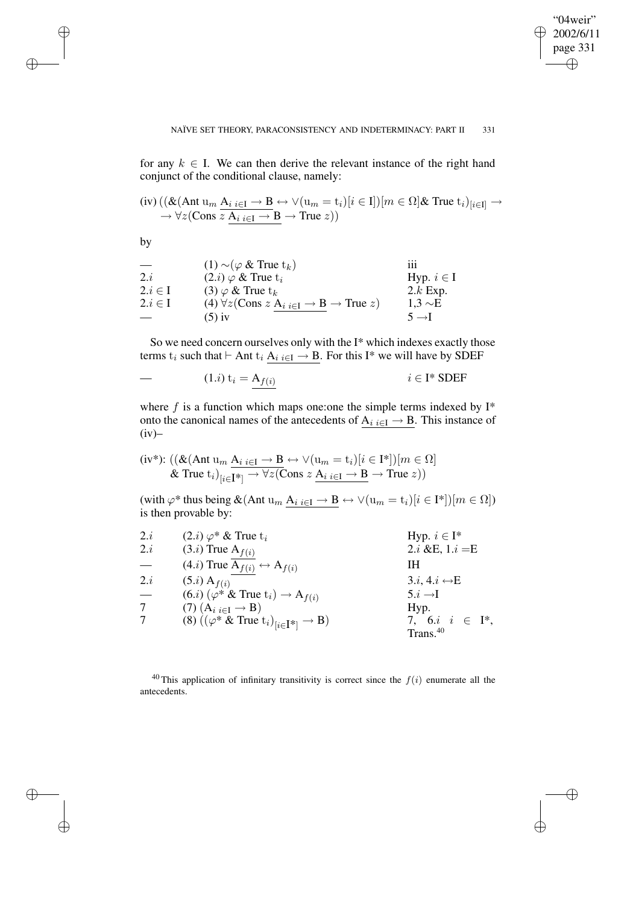for any $k \in \mathrm{I}$. We can then derive the relevant instance of the right hand conjunct of the conditional clause, namely:

$$\text{(iv)}\ ((\&(\text{Ant } \mathrm{u}_m\ \underline{\mathrm{A}_{i\ i\in\mathrm{I}} \to \mathrm{B}} \leftrightarrow \vee(\mathrm{u}_m = \mathrm{t}_i)[i \in \mathrm{I}])[m \in \Omega] \&\ \text{True } \mathrm{t}_i)_{[i\in\mathrm{I}]} \to \to \forall z(\text{Cons } z\ \underline{\mathrm{A}_{i\ i\in\mathrm{I}} \to \mathrm{B}} \to \text{True } z))$$

by

| | | |
|---|---|---|
| — | (1) $\sim(\varphi\ \&\ \text{True } \mathrm{t}_k)$ | iii |
| 2.$i$ | (2.$i$) $\varphi\ \&\ \text{True } \mathrm{t}_i$ | Hyp. $i \in \mathrm{I}$ |
| 2.$i \in \mathrm{I}$ | (3) $\varphi\ \&\ \text{True } \mathrm{t}_k$ | 2.$k$ Exp. |
| 2.$i \in \mathrm{I}$ | (4) $\forall z(\text{Cons } z\ \underline{\mathrm{A}_{i\ i\in\mathrm{I}} \to \mathrm{B}} \to \text{True } z)$ | 1,3 $\sim$E |
| — | (5) iv | 5 $\to$I |

So we need concern ourselves only with the I* which indexes exactly those terms $\mathrm{t}_i$ such that $\vdash \text{Ant } \mathrm{t}_i\ \underline{\mathrm{A}_{i\ i\in\mathrm{I}} \to \mathrm{B}}$. For this I* we will have by SDEF

| | | |
|---|---|---|
| — | (1.$i$) $\mathrm{t}_i = \underline{\mathrm{A}_{f(i)}}$ | $i \in \mathrm{I}^*$ SDEF |

where $f$ is a function which maps one:one the simple terms indexed by I* onto the canonical names of the antecedents of $\underline{\mathrm{A}_{i\ i\in\mathrm{I}} \to \mathrm{B}}$. This instance of (iv)–

$$\text{(iv*)}: ((\&(\text{Ant } \mathrm{u}_m\ \underline{\mathrm{A}_{i\ i\in\mathrm{I}} \to \mathrm{B}} \leftrightarrow \vee(\mathrm{u}_m = \mathrm{t}_i)[i \in \mathrm{I}^*])[m \in \Omega]\ \&\ \text{True } \mathrm{t}_i)_{[i\in\mathrm{I}^*]} \to \forall z(\text{Cons } z\ \underline{\mathrm{A}_{i\ i\in\mathrm{I}} \to \mathrm{B}} \to \text{True } z))$$

(with $\varphi^*$ thus being $\&(\text{Ant } \mathrm{u}_m\ \underline{\mathrm{A}_{i\ i\in\mathrm{I}} \to \mathrm{B}} \leftrightarrow \vee(\mathrm{u}_m = \mathrm{t}_i)[i \in \mathrm{I}^*])[m \in \Omega]$) is then provable by:

| | | |
|---|---|---|
| 2.$i$ | (2.$i$) $\varphi^*\ \&\ \text{True } \mathrm{t}_i$ | Hyp. $i \in \mathrm{I}^*$ |
| 2.$i$ | (3.$i$) True $\underline{\mathrm{A}_{f(i)}}$ | 2.$i$ &E, 1.$i$ =E |
| — | (4.$i$) True $\underline{\mathrm{A}_{f(i)}} \leftrightarrow \mathrm{A}_{f(i)}$ | IH |
| 2.$i$ | (5.$i$) $\mathrm{A}_{f(i)}$ | 3.$i$, 4.$i$ $\leftrightarrow$E |
| — | (6.$i$) $(\varphi^*\ \&\ \text{True } \mathrm{t}_i) \to \mathrm{A}_{f(i)}$ | 5.$i$ $\to$I |
| 7 | (7) $(\mathrm{A}_{i\ i\in\mathrm{I}} \to \mathrm{B})$ | Hyp. |
| 7 | (8) $((\varphi^*\ \&\ \text{True } \mathrm{t}_i)_{[i\in\mathrm{I}^*]} \to \mathrm{B})$ | 7, 6.$i$ $i \in \mathrm{I}^*$, Trans.[40] |

[40] This application of infinitary transitivity is correct since the $f(i)$ enumerate all the antecedents.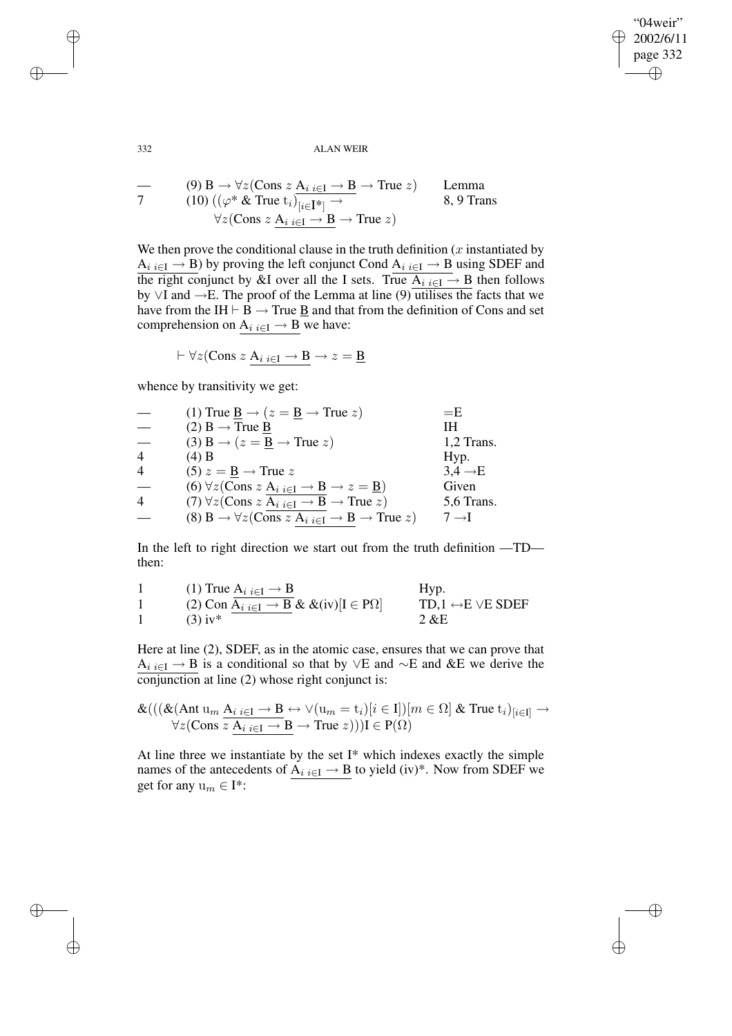| | | |
|---|---|---|
| — | (9) $\mathrm{B} \rightarrow \forall z(\text{Cons } z\ \underline{\mathrm{A}_{i\ i\in \mathrm{I}} \rightarrow \mathrm{B}} \rightarrow \text{True } z)$ | Lemma |
| 7 | (10) $((\varphi^* \ \&\ \text{True } \mathrm{t}_i)_{[i\in \mathrm{I}^*]} \rightarrow$ $\forall z(\text{Cons } z\ \underline{\mathrm{A}_{i\ i\in \mathrm{I}} \rightarrow \mathrm{B}} \rightarrow \text{True } z)$ | 8, 9 Trans |

We then prove the conditional clause in the truth definition ($x$ instantiated by $\underline{\mathrm{A}_{i\ i\in \mathrm{I}} \rightarrow \mathrm{B}}$) by proving the left conjunct Cond $\underline{\mathrm{A}_{i\ i\in \mathrm{I}} \rightarrow \mathrm{B}}$ using SDEF and the right conjunct by &I over all the I sets. True $\underline{\mathrm{A}_{i\ i\in \mathrm{I}} \rightarrow \mathrm{B}}$ then follows by $\vee$I and $\rightarrow$E. The proof of the Lemma at line (9) utilises the facts that we have from the IH $\vdash \mathrm{B} \rightarrow \text{True } \underline{\mathrm{B}}$ and that from the definition of Cons and set comprehension on $\underline{\mathrm{A}_{i\ i\in \mathrm{I}} \rightarrow \mathrm{B}}$ we have:

$$\vdash \forall z(\text{Cons } z\ \underline{\mathrm{A}_{i\ i\in \mathrm{I}} \rightarrow \mathrm{B}} \rightarrow z = \underline{\mathrm{B}}$$

whence by transitivity we get:

| | | |
|---|---|---|
| — | (1) $\text{True } \underline{\mathrm{B}} \rightarrow (z = \underline{\mathrm{B}} \rightarrow \text{True } z)$ | =E |
| — | (2) $\mathrm{B} \rightarrow \text{True } \underline{\mathrm{B}}$ | IH |
| — | (3) $\mathrm{B} \rightarrow (z = \underline{\mathrm{B}} \rightarrow \text{True } z)$ | 1,2 Trans. |
| 4 | (4) B | Hyp. |
| 4 | (5) $z = \underline{\mathrm{B}} \rightarrow \text{True } z$ | 3,4 $\rightarrow$E |
| — | (6) $\forall z(\text{Cons } z\ \underline{\mathrm{A}_{i\ i\in \mathrm{I}} \rightarrow \mathrm{B}} \rightarrow z = \underline{\mathrm{B}})$ | Given |
| 4 | (7) $\forall z(\text{Cons } z\ \underline{\mathrm{A}_{i\ i\in \mathrm{I}} \rightarrow \mathrm{B}} \rightarrow \text{True } z)$ | 5,6 Trans. |
| — | (8) $\mathrm{B} \rightarrow \forall z(\text{Cons } z\ \underline{\mathrm{A}_{i\ i\in \mathrm{I}} \rightarrow \mathrm{B}} \rightarrow \text{True } z)$ | 7 $\rightarrow$I |

In the left to right direction we start out from the truth definition —TD— then:

| | | |
|---|---|---|
| 1 | (1) $\text{True } \underline{\mathrm{A}_{i\ i\in \mathrm{I}} \rightarrow \mathrm{B}}$ | Hyp. |
| 1 | (2) $\text{Con } \underline{\mathrm{A}_{i\ i\in \mathrm{I}} \rightarrow \mathrm{B}}\ \&\ \&(\text{iv})[\mathrm{I} \in \mathrm{P}\Omega]$ | TD,1 $\leftrightarrow$E $\vee$E SDEF |
| 1 | (3) iv* | 2 &E |

Here at line (2), SDEF, as in the atomic case, ensures that we can prove that $\underline{\mathrm{A}_{i\ i\in \mathrm{I}} \rightarrow \mathrm{B}}$ is a conditional so that by $\vee$E and $\sim$E and &E we derive the conjunction at line (2) whose right conjunct is:

$$\&(((\&(\text{Ant } \mathrm{u}_m\ \underline{\mathrm{A}_{i\ i\in \mathrm{I}} \rightarrow \mathrm{B}} \leftrightarrow \vee(\mathrm{u}_m = \mathrm{t}_i)[i \in \mathrm{I}])[m \in \Omega]\ \&\ \text{True } \mathrm{t}_i)_{[i\in \mathrm{I}]} \rightarrow \forall z(\text{Cons } z\ \underline{\mathrm{A}_{i\ i\in \mathrm{I}} \rightarrow \mathrm{B}} \rightarrow \text{True } z)))\mathrm{I} \in \mathrm{P}(\Omega)$$

At line three we instantiate by the set I* which indexes exactly the simple names of the antecedents of $\underline{\mathrm{A}_{i\ i\in \mathrm{I}} \rightarrow \mathrm{B}}$ to yield (iv)*. Now from SDEF we get for any $\mathrm{u}_m \in \mathrm{I}^*$: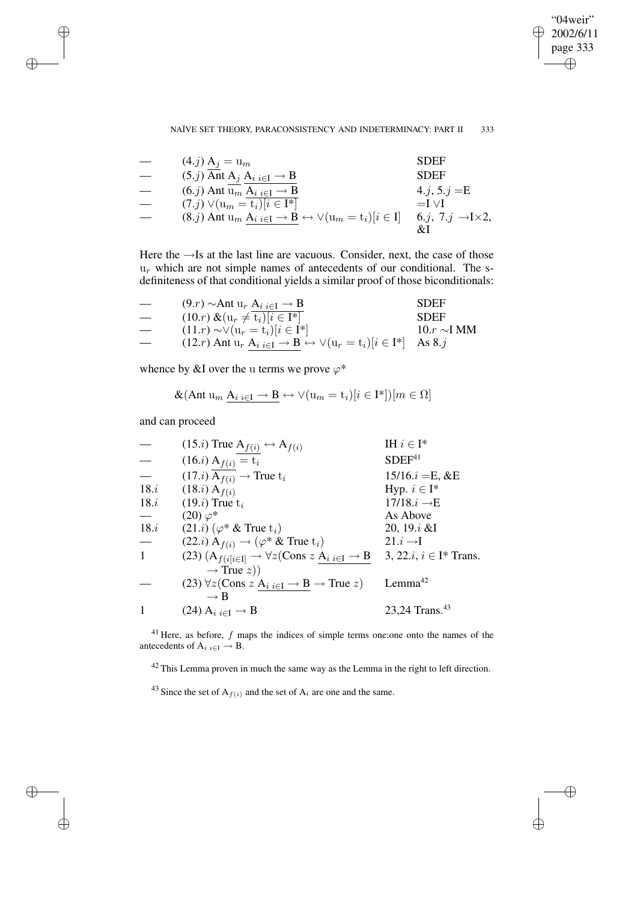| | | |
|---|---|---|
| — | (4.$j$) $\mathrm{A}_j = \mathrm{u}_m$ | SDEF |
| — | (5.$j$) $\overline{\text{Ant}\ \mathrm{A}_j}\ \underline{\mathrm{A}_{i\ i\in \mathrm{I}} \rightarrow \mathrm{B}}$ | SDEF |
| — | (6.$j$) Ant $\overline{\mathrm{u}_m}\ \underline{\mathrm{A}_{i\ i\in \mathrm{I}} \rightarrow \mathrm{B}}$ | 4.$j$, 5.$j$ =E |
| — | (7.$j$) $\vee(\mathrm{u}_m = \mathrm{t}_i)[i \in \mathrm{I}^*]$ | =I $\vee$I |
| — | (8.$j$) Ant $\mathrm{u}_m\ \underline{\mathrm{A}_{i\ i\in \mathrm{I}} \rightarrow \mathrm{B}} \leftrightarrow \vee(\mathrm{u}_m = \mathrm{t}_i)[i \in \mathrm{I}]$ | 6.$j$, 7.$j$ $\rightarrow$I$\times$2, &I |

Here the $\rightarrow$Is at the last line are vacuous. Consider, next, the case of those $\mathrm{u}_r$ which are not simple names of antecedents of our conditional. The s-definiteness of that conditional yields a similar proof of those biconditionals:

| | | |
|---|---|---|
| — | (9.$r$) $\sim$Ant $\mathrm{u}_r\ \underline{\mathrm{A}_{i\ i\in \mathrm{I}} \rightarrow \mathrm{B}}$ | SDEF |
| — | (10.$r$) $\&(\mathrm{u}_r \neq \mathrm{t}_i)[i \in \mathrm{I}^*]$ | SDEF |
| — | (11.$r$) $\sim\vee(\mathrm{u}_r = \mathrm{t}_i)[i \in \mathrm{I}^*]$ | 10.$r$ $\sim$I MM |
| — | (12.$r$) Ant $\mathrm{u}_r\ \underline{\mathrm{A}_{i\ i\in \mathrm{I}} \rightarrow \mathrm{B}} \leftrightarrow \vee(\mathrm{u}_r = \mathrm{t}_i)[i \in \mathrm{I}^*]$ | As 8.$j$ |

whence by &I over the u terms we prove $\varphi^*$

$$\&(\text{Ant}\ \mathrm{u}_m\ \underline{\mathrm{A}_{i\ i\in \mathrm{I}} \rightarrow \mathrm{B}} \leftrightarrow \vee(\mathrm{u}_m = \mathrm{t}_i)[i \in \mathrm{I}^*])[m \in \Omega]$$

and can proceed

| | | |
|---|---|---|
| — | (15.$i$) True $\underline{\mathrm{A}_{f(i)}} \leftrightarrow \mathrm{A}_{f(i)}$ | IH $i \in \mathrm{I}^*$ |
| — | (16.$i$) $\underline{\mathrm{A}_{f(i)}} = \mathrm{t}_i$ | SDEF[41] |
| — | (17.$i$) $\overline{\mathrm{A}_{f(i)}} \rightarrow$ True $\mathrm{t}_i$ | 15/16.$i$ =E, &E |
| 18.$i$ | (18.$i$) $\mathrm{A}_{f(i)}$ | Hyp. $i \in \mathrm{I}^*$ |
| 18.$i$ | (19.$i$) True $\mathrm{t}_i$ | 17/18.$i$ $\rightarrow$E |
| — | (20) $\varphi^*$ | As Above |
| 18.$i$ | (21.$i$) ($\varphi^*$ & True $\mathrm{t}_i$) | 20, 19.$i$ &I |
| — | (22.$i$) $\mathrm{A}_{f(i)} \rightarrow (\varphi^*$ & True $\mathrm{t}_i$) | 21.$i$ $\rightarrow$I |
| 1 | (23) $(\mathrm{A}_{f(i[i\in \mathrm{I}]} \rightarrow \forall z(\text{Cons}\ z\ \underline{\mathrm{A}_{i\ i\in \mathrm{I}} \rightarrow \mathrm{B}} \rightarrow \text{True}\ z))$ | 3, 22.$i$, $i \in \mathrm{I}^*$ Trans. |
| — | (23) $\forall z(\text{Cons}\ z\ \underline{\mathrm{A}_{i\ i\in \mathrm{I}} \rightarrow \mathrm{B}} \rightarrow \text{True}\ z) \rightarrow \mathrm{B}$ | Lemma[42] |
| 1 | (24) $\mathrm{A}_{i\ i\in \mathrm{I}} \rightarrow \mathrm{B}$ | 23,24 Trans.[43] |

[41] Here, as before, $f$ maps the indices of simple terms one:one onto the names of the antecedents of $\mathrm{A}_{i\ i\in \mathrm{I}} \rightarrow \mathrm{B}$.

[42] This Lemma proven in much the same way as the Lemma in the right to left direction.

[43] Since the set of $\mathrm{A}_{f(i)}$ and the set of $\mathrm{A}_i$ are one and the same.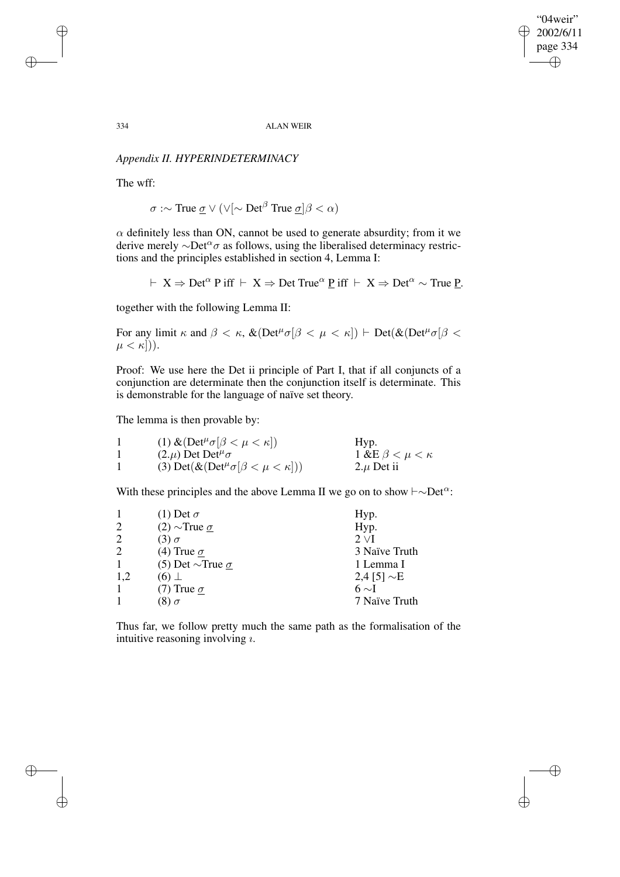*Appendix II. HYPERINDETERMINACY*

The wff:

$$\sigma :\sim \text{True } \underline{\sigma} \vee (\vee[\sim \text{Det}^{\beta} \text{ True } \underline{\sigma}]\beta < \alpha)$$

$\alpha$ definitely less than ON, cannot be used to generate absurdity; from it we derive merely $\sim\text{Det}^{\alpha}\sigma$ as follows, using the liberalised determinacy restrictions and the principles established in section 4, Lemma I:

$$\vdash \text{ X} \Rightarrow \text{Det}^{\alpha} \text{ P iff } \vdash \text{ X} \Rightarrow \text{Det True}^{\alpha} \underline{\text{P}} \text{ iff } \vdash \text{ X} \Rightarrow \text{Det}^{\alpha} \sim \text{True } \underline{\text{P}}.$$

together with the following Lemma II:

For any limit $\kappa$ and $\beta < \kappa$, $\&(\text{Det}^{\mu}\sigma[\beta < \mu < \kappa]) \vdash \text{Det}(\&(\text{Det}^{\mu}\sigma[\beta < \mu < \kappa]))$.

Proof: We use here the Det ii principle of Part I, that if all conjuncts of a conjunction are determinate then the conjunction itself is determinate. This is demonstrable for the language of naïve set theory.

The lemma is then provable by:

| | | |
|---|---|---|
| 1 | (1) $\&(\text{Det}^{\mu}\sigma[\beta < \mu < \kappa])$ | Hyp. |
| 1 | (2.$\mu$) Det $\text{Det}^{\mu}\sigma$ | 1 &E $\beta < \mu < \kappa$ |
| 1 | (3) $\text{Det}(\&(\text{Det}^{\mu}\sigma[\beta < \mu < \kappa]))$ | 2.$\mu$ Det ii |

With these principles and the above Lemma II we go on to show $\vdash\sim\text{Det}^{\alpha}$:

| | | |
|---|---|---|
| 1 | (1) Det $\sigma$ | Hyp. |
| 2 | (2) $\sim$True $\underline{\sigma}$ | Hyp. |
| 2 | (3) $\sigma$ | 2 $\vee$I |
| 2 | (4) True $\underline{\sigma}$ | 3 Naïve Truth |
| 1 | (5) Det $\sim$True $\underline{\sigma}$ | 1 Lemma I |
| 1,2 | (6) $\perp$ | 2,4 [5] $\sim$E |
| 1 | (7) True $\underline{\sigma}$ | 6 $\sim$I |
| 1 | (8) $\sigma$ | 7 Naïve Truth |

Thus far, we follow pretty much the same path as the formalisation of the intuitive reasoning involving $\imath$.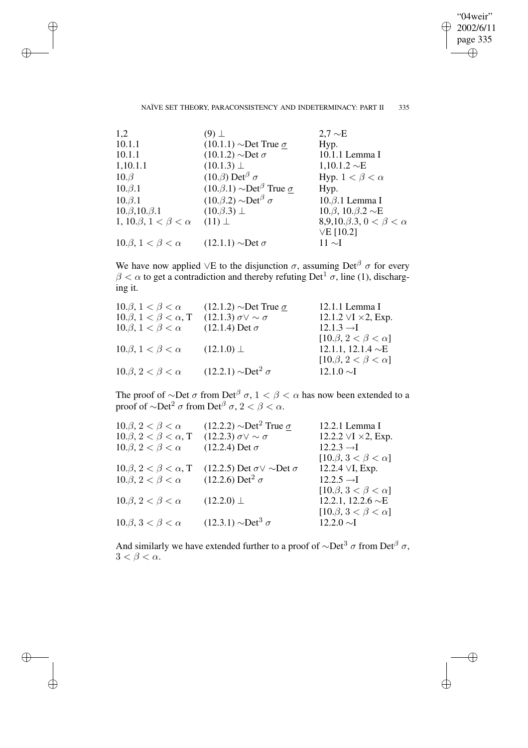| | | |
|---|---|---|
| 1,2 | (9) $\bot$ | 2,7 $\sim$E |
| 10.1.1 | (10.1.1) $\sim$Det True $\underline{\sigma}$ | Hyp. |
| 10.1.1 | (10.1.2) $\sim$Det $\sigma$ | 10.1.1 Lemma I |
| 1,10.1.1 | (10.1.3) $\bot$ | 1,10.1.2 $\sim$E |
| 10.$\beta$ | (10.$\beta$) Det$^\beta$ $\sigma$ | Hyp. $1 < \beta < \alpha$ |
| 10.$\beta$.1 | (10.$\beta$.1) $\sim$Det$^\beta$ True $\underline{\sigma}$ | Hyp. |
| 10.$\beta$.1 | (10.$\beta$.2) $\sim$Det$^\beta$ $\sigma$ | 10.$\beta$.1 Lemma I |
| 10.$\beta$,10.$\beta$.1 | (10.$\beta$.3) $\bot$ | 10.$\beta$, 10.$\beta$.2 $\sim$E |
| 1, 10.$\beta$, $1 < \beta < \alpha$ | (11) $\bot$ | 8,9,10.$\beta$.3, $0 < \beta < \alpha$ $\vee$E [10.2] |
| 10.$\beta$, $1 < \beta < \alpha$ | (12.1.1) $\sim$Det $\sigma$ | 11 $\sim$I |

We have now applied $\vee$E to the disjunction $\sigma$, assuming Det$^\beta$ $\sigma$ for every $\beta < \alpha$ to get a contradiction and thereby refuting Det$^1$ $\sigma$, line (1), discharging it.

| | | |
|---|---|---|
| 10.$\beta$, $1 < \beta < \alpha$ | (12.1.2) $\sim$Det True $\underline{\sigma}$ | 12.1.1 Lemma I |
| 10.$\beta$, $1 < \beta < \alpha$, T | (12.1.3) $\sigma\vee\sim\sigma$ | 12.1.2 $\vee$I $\times$2, Exp. |
| 10.$\beta$, $1 < \beta < \alpha$ | (12.1.4) Det $\sigma$ | 12.1.3 $\rightarrow$I [10.$\beta$, $2 < \beta < \alpha$] |
| 10.$\beta$, $1 < \beta < \alpha$ | (12.1.0) $\bot$ | 12.1.1, 12.1.4 $\sim$E [10.$\beta$, $2 < \beta < \alpha$] |
| 10.$\beta$, $2 < \beta < \alpha$ | (12.2.1) $\sim$Det$^2$ $\sigma$ | 12.1.0 $\sim$I |

The proof of $\sim$Det $\sigma$ from Det$^\beta$ $\sigma$, $1 < \beta < \alpha$ has now been extended to a proof of $\sim$Det$^2$ $\sigma$ from Det$^\beta$ $\sigma$, $2 < \beta < \alpha$.

| | | |
|---|---|---|
| 10.$\beta$, $2 < \beta < \alpha$ | (12.2.2) $\sim$Det$^2$ True $\underline{\sigma}$ | 12.2.1 Lemma I |
| 10.$\beta$, $2 < \beta < \alpha$, T | (12.2.3) $\sigma\vee\sim\sigma$ | 12.2.2 $\vee$I $\times$2, Exp. |
| 10.$\beta$, $2 < \beta < \alpha$ | (12.2.4) Det $\sigma$ | 12.2.3 $\rightarrow$I [10.$\beta$, $3 < \beta < \alpha$] |
| 10.$\beta$, $2 < \beta < \alpha$, T | (12.2.5) Det $\sigma\vee\sim$Det $\sigma$ | 12.2.4 $\vee$I, Exp. |
| 10.$\beta$, $2 < \beta < \alpha$ | (12.2.6) Det$^2$ $\sigma$ | 12.2.5 $\rightarrow$I [10.$\beta$, $3 < \beta < \alpha$] |
| 10.$\beta$, $2 < \beta < \alpha$ | (12.2.0) $\bot$ | 12.2.1, 12.2.6 $\sim$E [10.$\beta$, $3 < \beta < \alpha$] |
| 10.$\beta$, $3 < \beta < \alpha$ | (12.3.1) $\sim$Det$^3$ $\sigma$ | 12.2.0 $\sim$I |

And similarly we have extended further to a proof of $\sim$Det$^3$ $\sigma$ from Det$^\beta$ $\sigma$, $3 < \beta < \alpha$.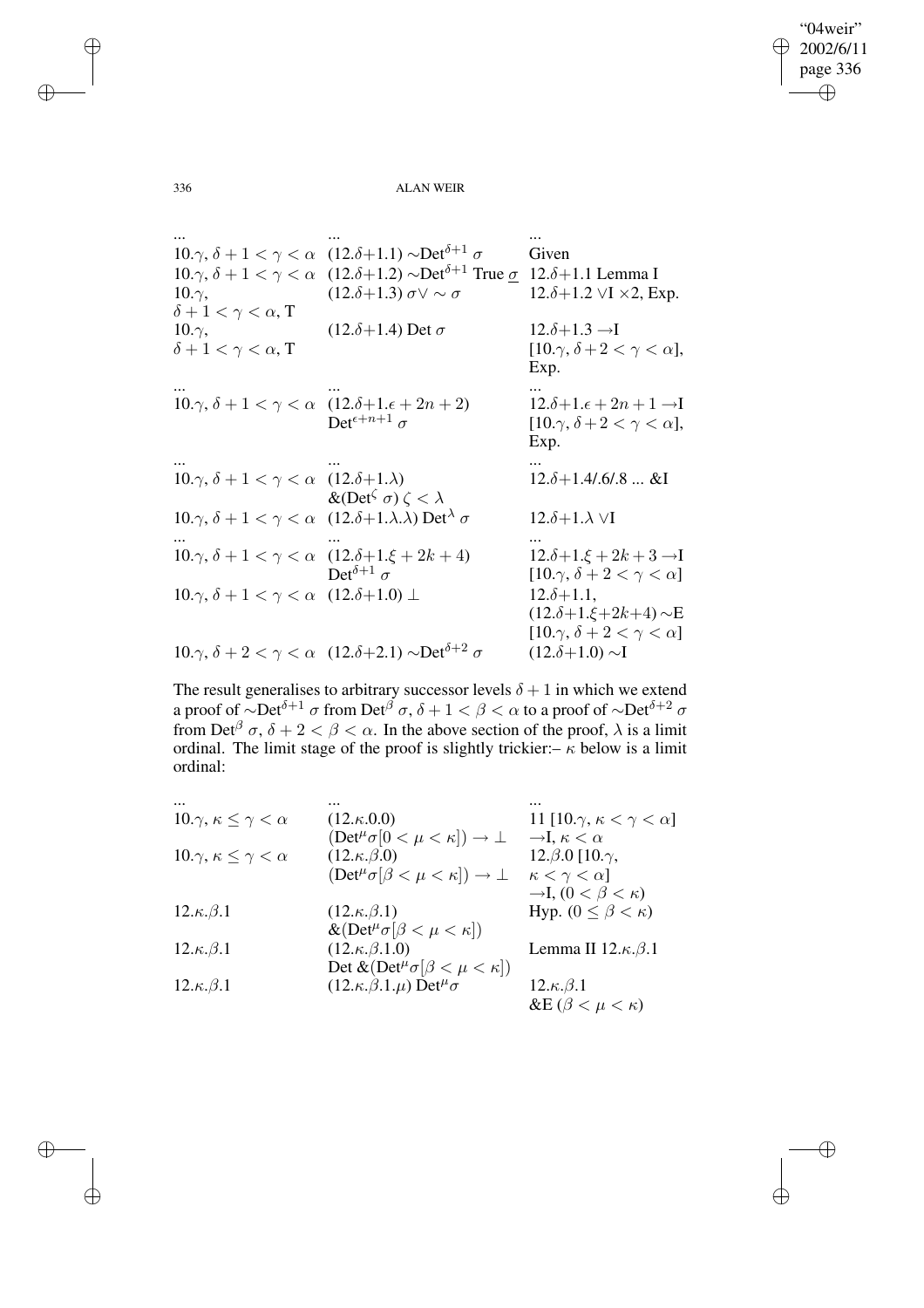| ... | ... | ... |
|---|---|---|
| $10.\gamma$, $\delta+1<\gamma<\alpha$ | $(12.\delta{+}1.1)\ {\sim}\text{Det}^{\delta+1}\ \sigma$ | Given |
| $10.\gamma$, $\delta+1<\gamma<\alpha$ | $(12.\delta{+}1.2)\ {\sim}\text{Det}^{\delta+1}\ \text{True}\ \underline{\sigma}$ | $12.\delta{+}1.1$ Lemma I |
| $10.\gamma$, $\delta+1<\gamma<\alpha$, T | $(12.\delta{+}1.3)\ \sigma\vee\sim\sigma$ | $12.\delta{+}1.2\ \vee\text{I}\ \times 2$, Exp. |
| $10.\gamma$, $\delta+1<\gamma<\alpha$, T | $(12.\delta{+}1.4)\ \text{Det}\ \sigma$ | $12.\delta{+}1.3 \rightarrow\text{I}$ $[10.\gamma,\ \delta+2<\gamma<\alpha]$, Exp. |
| ... | ... | ... |
| $10.\gamma$, $\delta+1<\gamma<\alpha$ | $(12.\delta{+}1.\epsilon+2n+2)$ $\text{Det}^{\epsilon+n+1}\ \sigma$ | $12.\delta{+}1.\epsilon+2n+1 \rightarrow\text{I}$ $[10.\gamma,\ \delta+2<\gamma<\alpha]$, Exp. |
| ... | ... | ... |
| $10.\gamma$, $\delta+1<\gamma<\alpha$ | $(12.\delta{+}1.\lambda)$ $\&(\text{Det}^{\zeta}\ \sigma)\ \zeta<\lambda$ | $12.\delta{+}1.4/.6/.8\ ...\ \&\text{I}$ |
| $10.\gamma$, $\delta+1<\gamma<\alpha$ | $(12.\delta{+}1.\lambda.\lambda)\ \text{Det}^{\lambda}\ \sigma$ | $12.\delta{+}1.\lambda\ \vee\text{I}$ |
| ... | ... | ... |
| $10.\gamma$, $\delta+1<\gamma<\alpha$ | $(12.\delta{+}1.\xi+2k+4)$ $\text{Det}^{\delta+1}\ \sigma$ | $12.\delta{+}1.\xi+2k+3 \rightarrow\text{I}$ $[10.\gamma,\ \delta+2<\gamma<\alpha]$ |
| $10.\gamma$, $\delta+1<\gamma<\alpha$ | $(12.\delta{+}1.0)\ \bot$ | $12.\delta{+}1.1$, $(12.\delta{+}1.\xi{+}2k{+}4)\ {\sim}\text{E}$ $[10.\gamma,\ \delta+2<\gamma<\alpha]$ |
| $10.\gamma$, $\delta+2<\gamma<\alpha$ | $(12.\delta{+}2.1)\ {\sim}\text{Det}^{\delta+2}\ \sigma$ | $(12.\delta{+}1.0)\ {\sim}\text{I}$ |

The result generalises to arbitrary successor levels $\delta+1$ in which we extend a proof of ${\sim}\text{Det}^{\delta+1}\ \sigma$ from $\text{Det}^{\beta}\ \sigma$, $\delta+1<\beta<\alpha$ to a proof of ${\sim}\text{Det}^{\delta+2}\ \sigma$ from $\text{Det}^{\beta}\ \sigma$, $\delta+2<\beta<\alpha$. In the above section of the proof, $\lambda$ is a limit ordinal. The limit stage of the proof is slightly trickier:– $\kappa$ below is a limit ordinal:

| ... | ... | ... |
|---|---|---|
| $10.\gamma$, $\kappa\leq\gamma<\alpha$ | $(12.\kappa.0.0)$ $(\text{Det}^{\mu}\sigma[0<\mu<\kappa])\rightarrow\bot$ | $11\ [10.\gamma,\ \kappa<\gamma<\alpha]$ $\rightarrow\text{I},\ \kappa<\alpha$ |
| $10.\gamma$, $\kappa\leq\gamma<\alpha$ | $(12.\kappa.\beta.0)$ $(\text{Det}^{\mu}\sigma[\beta<\mu<\kappa])\rightarrow\bot$ | $12.\beta.0\ [10.\gamma,$ $\kappa<\gamma<\alpha]$ $\rightarrow\text{I},\ (0<\beta<\kappa)$ |
| $12.\kappa.\beta.1$ | $(12.\kappa.\beta.1)$ $\&(\text{Det}^{\mu}\sigma[\beta<\mu<\kappa])$ | Hyp. $(0\leq\beta<\kappa)$ |
| $12.\kappa.\beta.1$ | $(12.\kappa.\beta.1.0)$ $\text{Det}\ \&(\text{Det}^{\mu}\sigma[\beta<\mu<\kappa])$ | Lemma II $12.\kappa.\beta.1$ |
| $12.\kappa.\beta.1$ | $(12.\kappa.\beta.1.\mu)\ \text{Det}^{\mu}\sigma$ | $12.\kappa.\beta.1$ $\&\text{E}\ (\beta<\mu<\kappa)$ |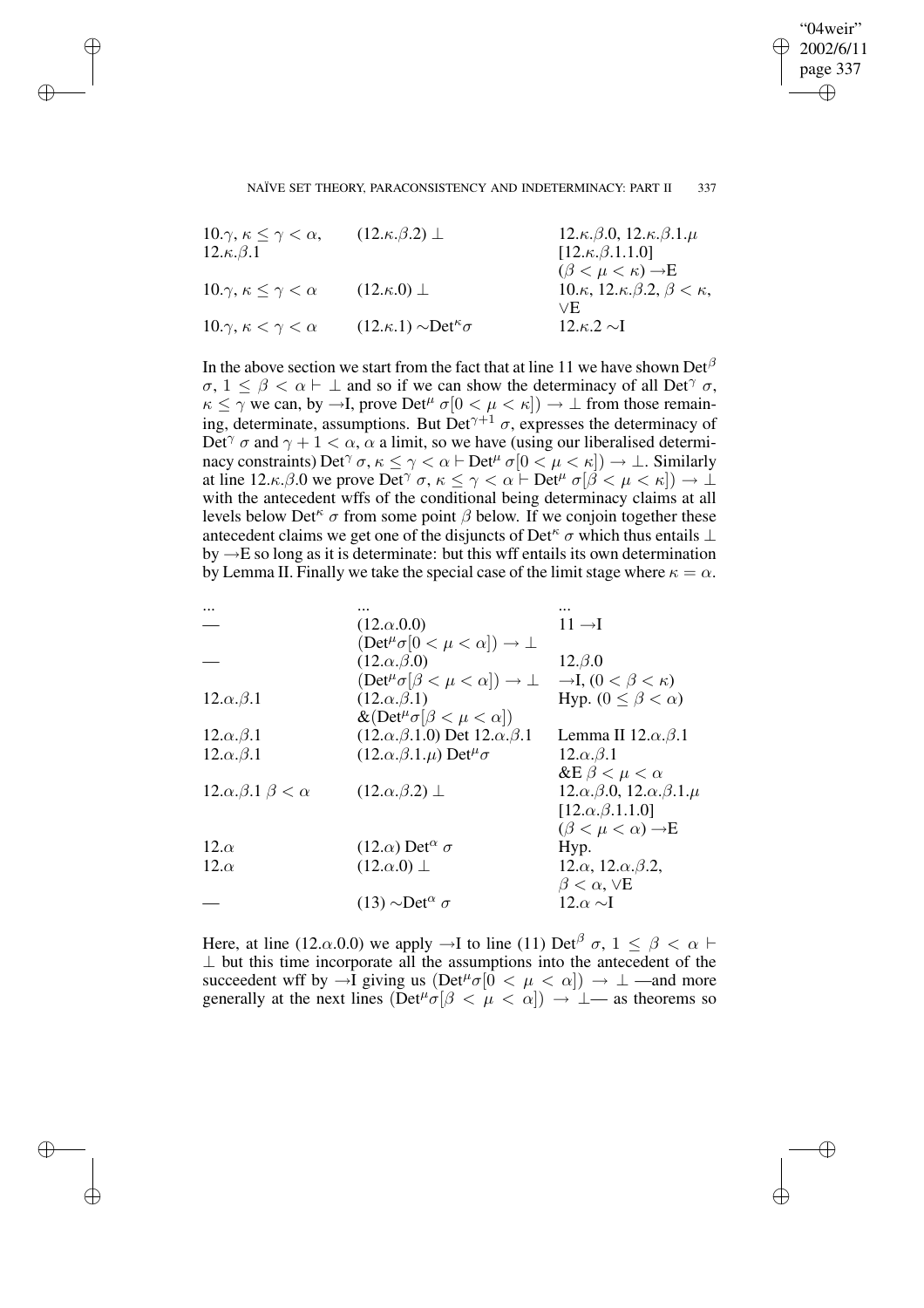| | | |
|---|---|---|
| $10.\gamma$, $\kappa \le \gamma < \alpha$, $12.\kappa.\beta.1$ | $(12.\kappa.\beta.2)\ \bot$ | $12.\kappa.\beta.0$, $12.\kappa.\beta.1.\mu$ $[12.\kappa.\beta.1.1.0]$ $(\beta < \mu < \kappa) \to$E |
| $10.\gamma$, $\kappa \le \gamma < \alpha$ | $(12.\kappa.0)\ \bot$ | $10.\kappa$, $12.\kappa.\beta.2$, $\beta < \kappa$, $\vee$E |
| $10.\gamma$, $\kappa < \gamma < \alpha$ | $(12.\kappa.1)\ {\sim}\mathrm{Det}^{\kappa}\sigma$ | $12.\kappa.2\ {\sim}$I |

In the above section we start from the fact that at line 11 we have shown $\mathrm{Det}^{\beta}$ $\sigma$, $1 \le \beta < \alpha \vdash \bot$ and so if we can show the determinacy of all $\mathrm{Det}^{\gamma}\ \sigma$, $\kappa \le \gamma$ we can, by $\to$I, prove $\mathrm{Det}^{\mu}\ \sigma[0 < \mu < \kappa]) \to \bot$ from those remaining, determinate, assumptions. But $\mathrm{Det}^{\gamma+1}\ \sigma$, expresses the determinacy of $\mathrm{Det}^{\gamma}\ \sigma$ and $\gamma + 1 < \alpha$, $\alpha$ a limit, so we have (using our liberalised determinacy constraints) $\mathrm{Det}^{\gamma}\ \sigma$, $\kappa \le \gamma < \alpha \vdash \mathrm{Det}^{\mu}\ \sigma[0 < \mu < \kappa]) \to \bot$. Similarly at line $12.\kappa.\beta.0$ we prove $\mathrm{Det}^{\gamma}\ \sigma$, $\kappa \le \gamma < \alpha \vdash \mathrm{Det}^{\mu}\ \sigma[\beta < \mu < \kappa]) \to \bot$ with the antecedent wffs of the conditional being determinacy claims at all levels below $\mathrm{Det}^{\kappa}\ \sigma$ from some point $\beta$ below. If we conjoin together these antecedent claims we get one of the disjuncts of $\mathrm{Det}^{\kappa}\ \sigma$ which thus entails $\bot$ by $\to$E so long as it is determinate: but this wff entails its own determination by Lemma II. Finally we take the special case of the limit stage where $\kappa = \alpha$.

| | | |
|---|---|---|
| ... | ... | ... |
| — | $(12.\alpha.0.0)$ $(\mathrm{Det}^{\mu}\sigma[0 < \mu < \alpha]) \to \bot$ | $11 \to$I |
| — | $(12.\alpha.\beta.0)$ $(\mathrm{Det}^{\mu}\sigma[\beta < \mu < \alpha]) \to \bot$ | $12.\beta.0$ $\to$I, $(0 < \beta < \kappa)$ |
| $12.\alpha.\beta.1$ | $(12.\alpha.\beta.1)$ $\&(\mathrm{Det}^{\mu}\sigma[\beta < \mu < \alpha])$ | Hyp. $(0 \le \beta < \alpha)$ |
| $12.\alpha.\beta.1$ | $(12.\alpha.\beta.1.0)$ Det $12.\alpha.\beta.1$ | Lemma II $12.\alpha.\beta.1$ |
| $12.\alpha.\beta.1$ | $(12.\alpha.\beta.1.\mu)\ \mathrm{Det}^{\mu}\sigma$ | $12.\alpha.\beta.1$ &E $\beta < \mu < \alpha$ |
| $12.\alpha.\beta.1$ $\beta < \alpha$ | $(12.\alpha.\beta.2)\ \bot$ | $12.\alpha.\beta.0$, $12.\alpha.\beta.1.\mu$ $[12.\alpha.\beta.1.1.0]$ $(\beta < \mu < \alpha) \to$E |
| $12.\alpha$ | $(12.\alpha)\ \mathrm{Det}^{\alpha}\ \sigma$ | Hyp. |
| $12.\alpha$ | $(12.\alpha.0)\ \bot$ | $12.\alpha$, $12.\alpha.\beta.2$, $\beta < \alpha$, $\vee$E |
| — | $(13)\ {\sim}\mathrm{Det}^{\alpha}\ \sigma$ | $12.\alpha\ {\sim}$I |

Here, at line $(12.\alpha.0.0)$ we apply $\to$I to line (11) $\mathrm{Det}^{\beta}\ \sigma$, $1 \le \beta < \alpha \vdash \bot$ but this time incorporate all the assumptions into the antecedent of the succeedent wff by $\to$I giving us $(\mathrm{Det}^{\mu}\sigma[0 < \mu < \alpha]) \to \bot$ —and more generally at the next lines $(\mathrm{Det}^{\mu}\sigma[\beta < \mu < \alpha]) \to \bot$— as theorems so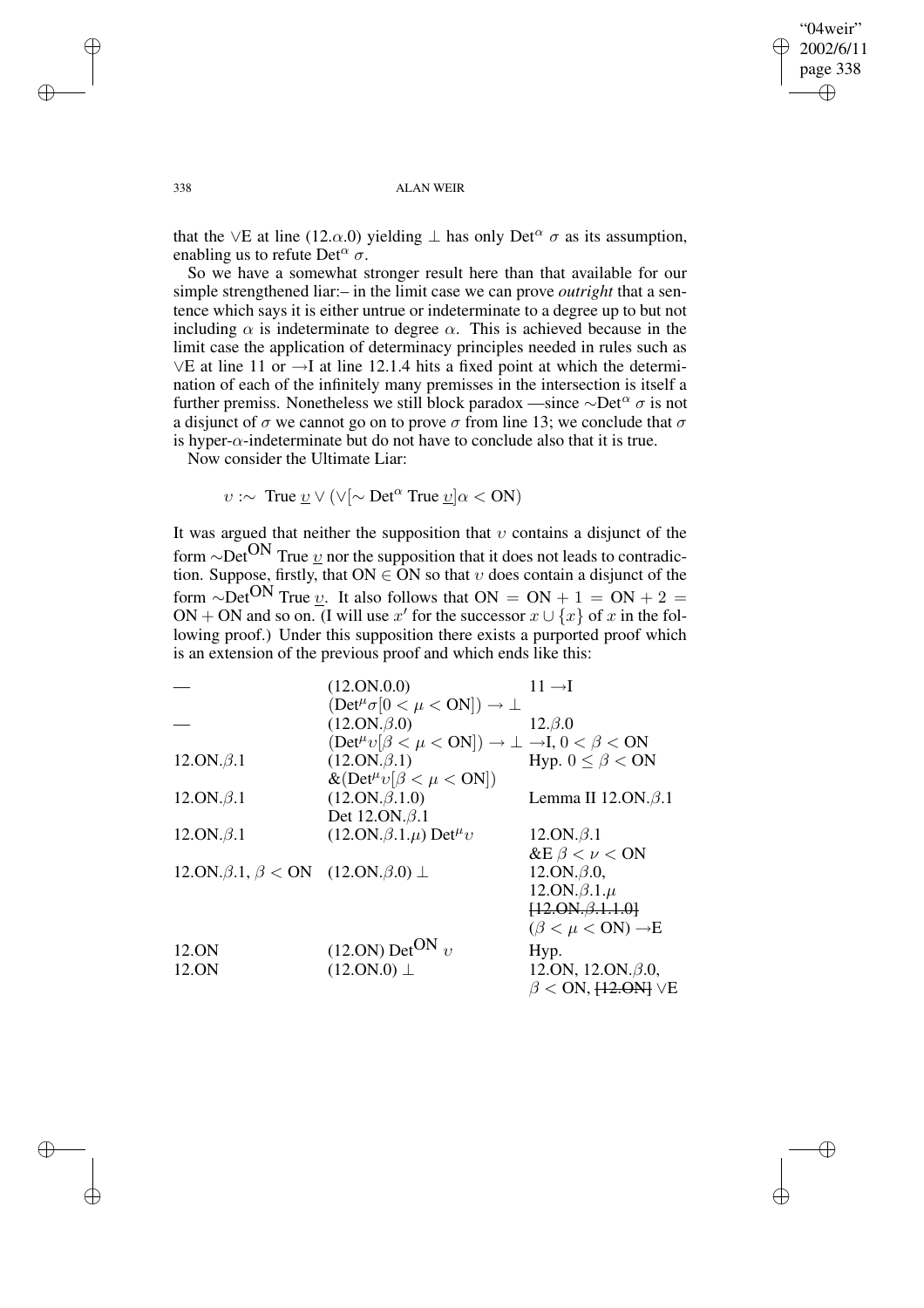that the $\vee$E at line (12.$\alpha$.0) yielding $\perp$ has only $\text{Det}^{\alpha}\ \sigma$ as its assumption, enabling us to refute $\text{Det}^{\alpha}\ \sigma$.

So we have a somewhat stronger result here than that available for our simple strengthened liar:– in the limit case we can prove *outright* that a sentence which says it is either untrue or indeterminate to a degree up to but not including $\alpha$ is indeterminate to degree $\alpha$. This is achieved because in the limit case the application of determinacy principles needed in rules such as $\vee$E at line 11 or $\rightarrow$I at line 12.1.4 hits a fixed point at which the determination of each of the infinitely many premisses in the intersection is itself a further premiss. Nonetheless we still block paradox —since $\sim\text{Det}^{\alpha}\ \sigma$ is not a disjunct of $\sigma$ we cannot go on to prove $\sigma$ from line 13; we conclude that $\sigma$ is hyper-$\alpha$-indeterminate but do not have to conclude also that it is true.

Now consider the Ultimate Liar:

$$\upsilon :\sim\ \text{True}\ \underline{\upsilon} \vee (\vee[\sim \text{Det}^{\alpha}\ \text{True}\ \underline{\upsilon}]\alpha < \text{ON})$$

It was argued that neither the supposition that $\upsilon$ contains a disjunct of the form $\sim\text{Det}^{\text{ON}}\ \text{True}\ \underline{\upsilon}$ nor the supposition that it does not leads to contradiction. Suppose, firstly, that $\text{ON} \in \text{ON}$ so that $\upsilon$ does contain a disjunct of the form $\sim\text{Det}^{\text{ON}}\ \text{True}\ \underline{\upsilon}$. It also follows that $\text{ON} = \text{ON} + 1 = \text{ON} + 2 = \text{ON} + \text{ON}$ and so on. (I will use $x'$ for the successor $x \cup \{x\}$ of $x$ in the following proof.) Under this supposition there exists a purported proof which is an extension of the previous proof and which ends like this:

| | | |
|---|---|---|
| — | (12.ON.0.0) $(\text{Det}^{\mu}\sigma[0 < \mu < \text{ON}]) \rightarrow \perp$ | 11 $\rightarrow$I |
| — | (12.ON.$\beta$.0) $(\text{Det}^{\mu}\upsilon[\beta < \mu < \text{ON}]) \rightarrow \perp$ | 12.$\beta$.0 $\rightarrow$I, $0 < \beta < \text{ON}$ |
| 12.ON.$\beta$.1 | (12.ON.$\beta$.1) $\&(\text{Det}^{\mu}\upsilon[\beta < \mu < \text{ON}])$ | Hyp. $0 \leq \beta < \text{ON}$ |
| 12.ON.$\beta$.1 | (12.ON.$\beta$.1.0) Det 12.ON.$\beta$.1 | Lemma II 12.ON.$\beta$.1 |
| 12.ON.$\beta$.1 | (12.ON.$\beta$.1.$\mu$) $\text{Det}^{\mu}\upsilon$ | 12.ON.$\beta$.1 &E $\beta < \nu < \text{ON}$ |
| 12.ON.$\beta$.1, $\beta < \text{ON}$ | (12.ON.$\beta$.0) $\perp$ | 12.ON.$\beta$.0, 12.ON.$\beta$.1.$\mu$ ~~[12.ON.$\beta$.1.1.0]~~ $(\beta < \mu < \text{ON}) \rightarrow$E |
| 12.ON | (12.ON) $\text{Det}^{\text{ON}}\ \upsilon$ | Hyp. |
| 12.ON | (12.ON.0) $\perp$ | 12.ON, 12.ON.$\beta$.0, $\beta < \text{ON}$, ~~[12.ON]~~ $\vee$E |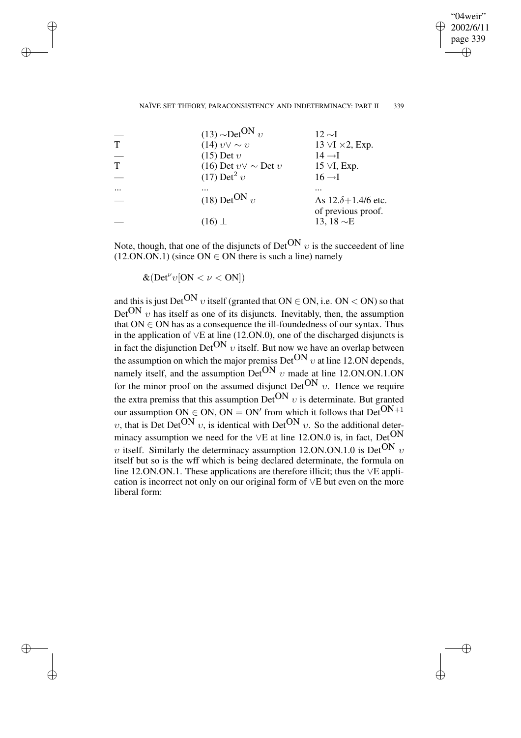| | | |
|---|---|---|
| — | (13) $\sim\text{Det}^{\text{ON}}\ \upsilon$ | 12 $\sim$I |
| T | (14) $\upsilon \vee \sim \upsilon$ | 13 $\vee$I $\times$2, Exp. |
| — | (15) Det $\upsilon$ | 14 $\rightarrow$I |
| T | (16) Det $\upsilon \vee \sim$ Det $\upsilon$ | 15 $\vee$I, Exp. |
| — | (17) $\text{Det}^2\ \upsilon$ | 16 $\rightarrow$I |
| ... | ... | ... |
| — | (18) $\text{Det}^{\text{ON}}\ \upsilon$ | As 12.$\delta$+1.4/6 etc. of previous proof. |
| — | (16) $\perp$ | 13, 18 $\sim$E |

Note, though, that one of the disjuncts of $\text{Det}^{\text{ON}}\ \upsilon$ is the succeedent of line (12.ON.ON.1) (since ON $\in$ ON there is such a line) namely

$$\&(\text{Det}^{\nu}\upsilon[\text{ON} < \nu < \text{ON}])$$

and this is just $\text{Det}^{\text{ON}}\ \upsilon$ itself (granted that ON $\in$ ON, i.e. ON $<$ ON) so that $\text{Det}^{\text{ON}}\ \upsilon$ has itself as one of its disjuncts. Inevitably, then, the assumption that ON $\in$ ON has as a consequence the ill-foundedness of our syntax. Thus in the application of $\vee$E at line (12.ON.0), one of the discharged disjuncts is in fact the disjunction $\text{Det}^{\text{ON}}\ \upsilon$ itself. But now we have an overlap between the assumption on which the major premiss $\text{Det}^{\text{ON}}\ \upsilon$ at line 12.ON depends, namely itself, and the assumption $\text{Det}^{\text{ON}}\ \upsilon$ made at line 12.ON.ON.1.ON for the minor proof on the assumed disjunct $\text{Det}^{\text{ON}}\ \upsilon$. Hence we require the extra premiss that this assumption $\text{Det}^{\text{ON}}\ \upsilon$ is determinate. But granted our assumption ON $\in$ ON, ON $=$ ON$'$ from which it follows that $\text{Det}^{\text{ON}+1}\ \upsilon$, that is Det $\text{Det}^{\text{ON}}\ \upsilon$, is identical with $\text{Det}^{\text{ON}}\ \upsilon$. So the additional determinacy assumption we need for the $\vee$E at line 12.ON.0 is, in fact, $\text{Det}^{\text{ON}}\ \upsilon$ itself. Similarly the determinacy assumption 12.ON.ON.1.0 is $\text{Det}^{\text{ON}}\ \upsilon$ itself but so is the wff which is being declared determinate, the formula on line 12.ON.ON.1. These applications are therefore illicit; thus the $\vee$E application is incorrect not only on our original form of $\vee$E but even on the more liberal form: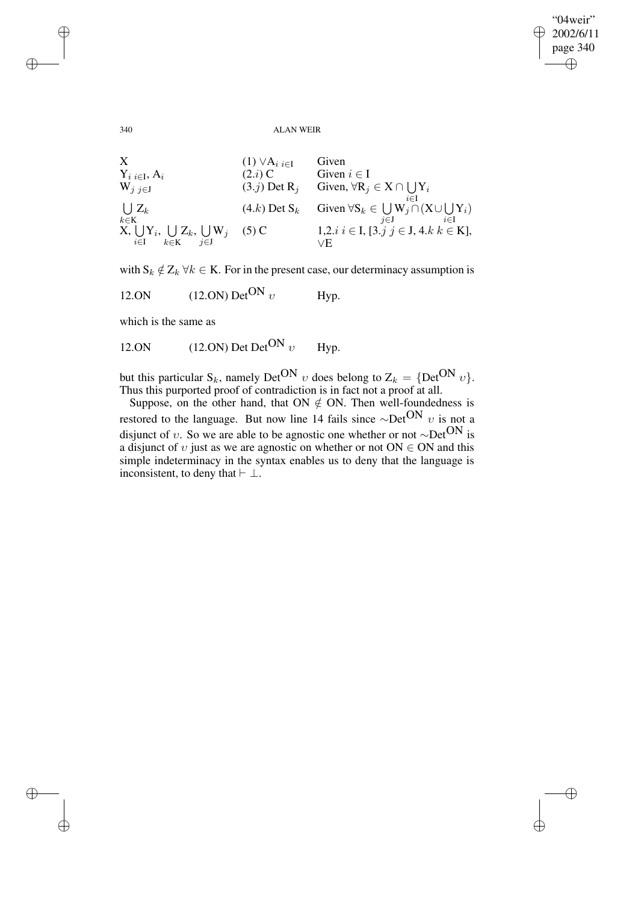| | | |
|---|---|---|
| X | (1) $\vee \mathrm{A}_{i\ i \in \mathrm{I}}$ | Given |
| $\mathrm{Y}_{i\ i\in \mathrm{I}}$, $\mathrm{A}_i$ | $(2.i)$ C | Given $i \in \mathrm{I}$ |
| $\mathrm{W}_{j\ j \in \mathrm{J}}$ | $(3.j)$ Det $\mathrm{R}_j$ | Given, $\forall \mathrm{R}_j \in \mathrm{X} \cap \bigcup_{i\in \mathrm{I}} \mathrm{Y}_i$ |
| $\bigcup_{k\in \mathrm{K}} \mathrm{Z}_k$ | $(4.k)$ Det $\mathrm{S}_k$ | Given $\forall \mathrm{S}_k \in \bigcup_{j\in \mathrm{J}} \mathrm{W}_j \cap (\mathrm{X} \cup \bigcup_{i\in \mathrm{I}} \mathrm{Y}_i)$ |
| X, $\bigcup_{i\in \mathrm{I}} \mathrm{Y}_i$, $\bigcup_{k\in \mathrm{K}} \mathrm{Z}_k$, $\bigcup_{j\in \mathrm{J}} \mathrm{W}_j$ | (5) C | 1,2.$i$ $i \in \mathrm{I}$, [3.$j$ $j \in \mathrm{J}$, 4.$k$ $k \in \mathrm{K}$], $\vee$E |

with $\mathrm{S}_k \notin \mathrm{Z}_k\ \forall k \in \mathrm{K}$. For in the present case, our determinacy assumption is

| | | |
|---|---|---|
| 12.ON | (12.ON) $\mathrm{Det}^{\mathrm{ON}}\ \upsilon$ | Hyp. |

which is the same as

| | | |
|---|---|---|
| 12.ON | (12.ON) Det $\mathrm{Det}^{\mathrm{ON}}\ \upsilon$ | Hyp. |

but this particular $\mathrm{S}_k$, namely $\mathrm{Det}^{\mathrm{ON}}\ \upsilon$ does belong to $\mathrm{Z}_k = \{\mathrm{Det}^{\mathrm{ON}}\ \upsilon\}$. Thus this purported proof of contradiction is in fact not a proof at all.

Suppose, on the other hand, that $\mathrm{ON} \notin \mathrm{ON}$. Then well-foundedness is restored to the language. But now line 14 fails since $\sim\mathrm{Det}^{\mathrm{ON}}\ \upsilon$ is not a disjunct of $\upsilon$. So we are able to be agnostic one whether or not $\sim\mathrm{Det}^{\mathrm{ON}}$ is a disjunct of $\upsilon$ just as we are agnostic on whether or not $\mathrm{ON} \in \mathrm{ON}$ and this simple indeterminacy in the syntax enables us to deny that the language is inconsistent, to deny that $\vdash \bot$.